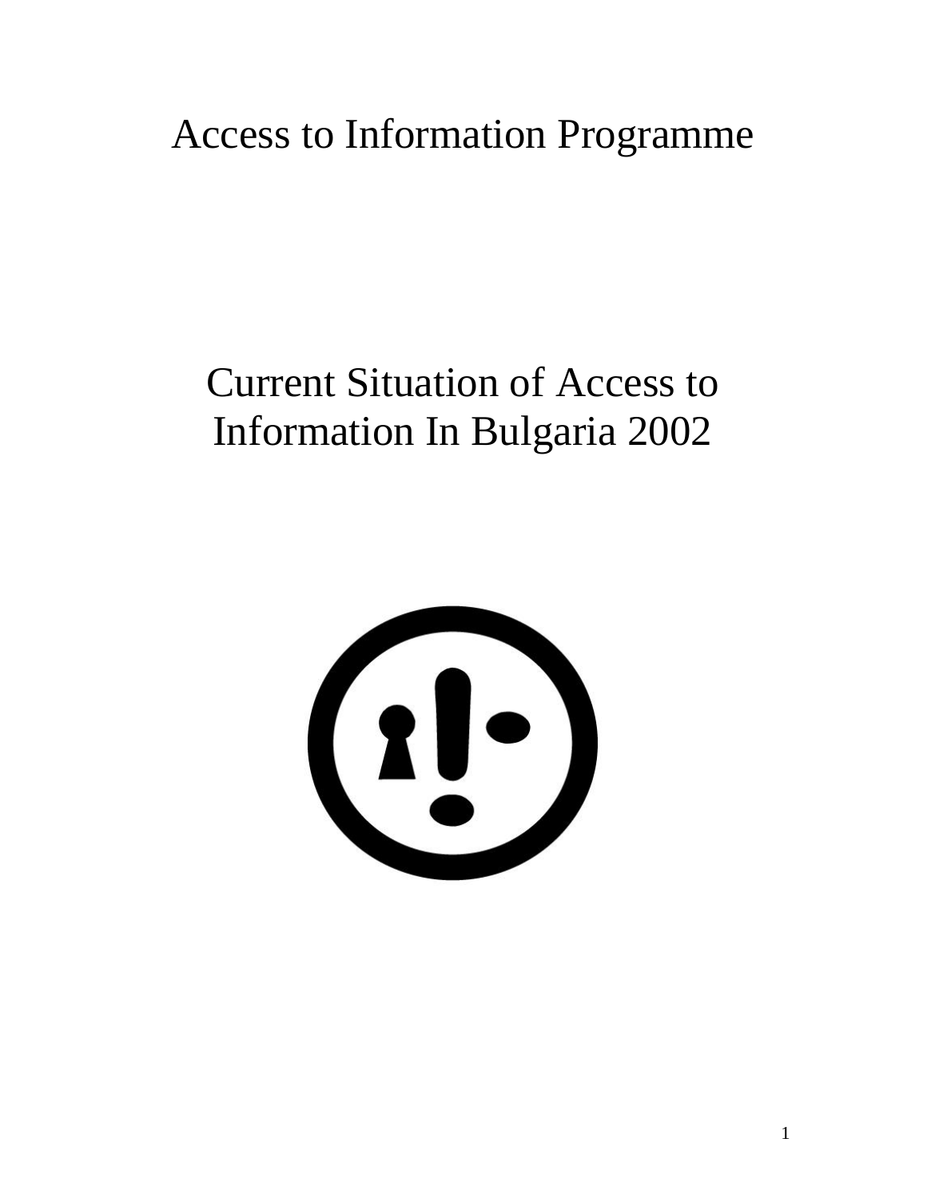# Access to Information Programme

# Current Situation of Access to Information In Bulgaria 2002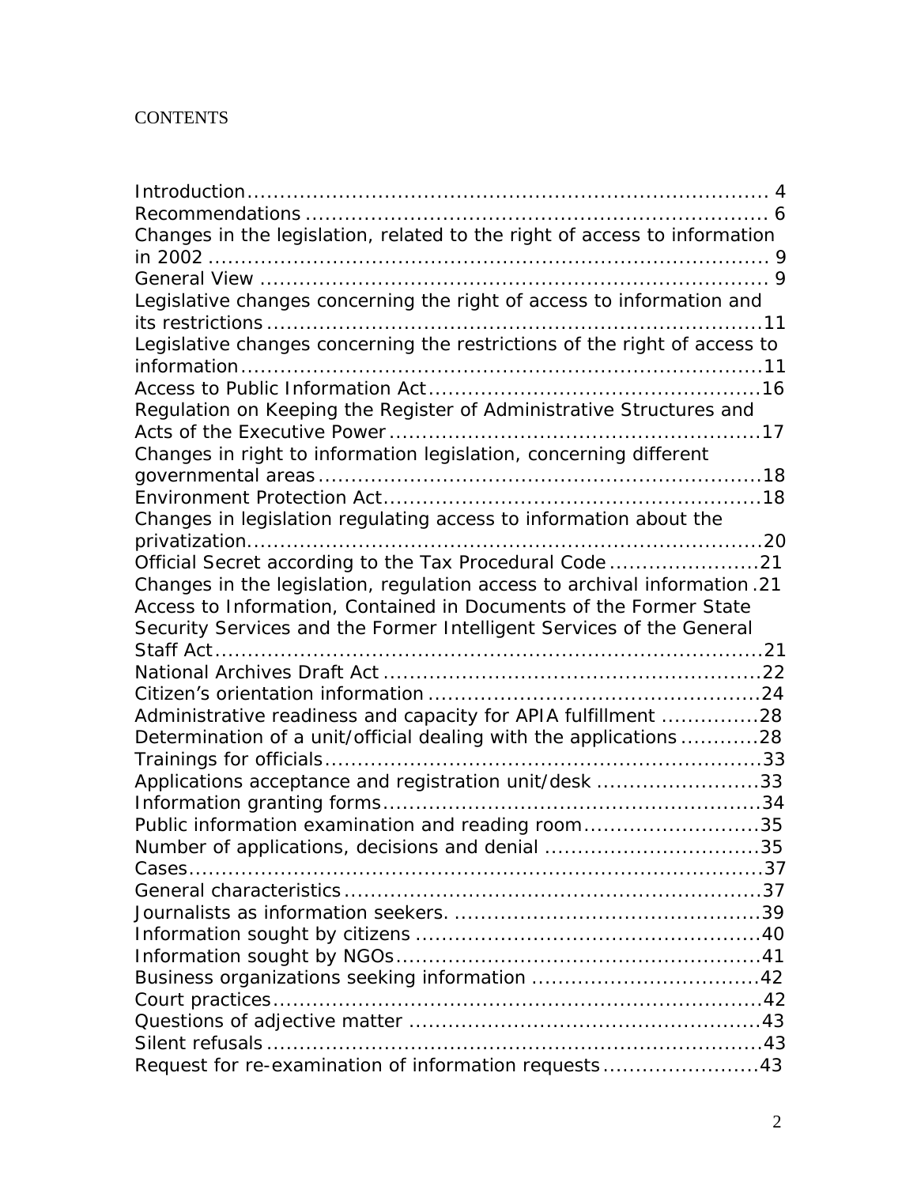CONTENTS

Introduction ........................................................................ 4
Recommendations ................................................................. 6
Changes in the legislation, related to the right of access to information in 2002 ........................................................................ 9
General View ........................................................................ 9
Legislative changes concerning the right of access to information and its restrictions ........................................................................ 11
Legislative changes concerning the restrictions of the right of access to information ........................................................................ 11
Access to Public Information Act ........................................... 16
Regulation on Keeping the Register of Administrative Structures and Acts of the Executive Power ................................................ 17
Changes in right to information legislation, concerning different governmental areas ................................................................ 18
Environment Protection Act .................................................. 18
Changes in legislation regulating access to information about the privatization ........................................................................ 20
Official Secret according to the Tax Procedural Code ................... 21
Changes in the legislation, regulation access to archival information . 21
Access to Information, Contained in Documents of the Former State Security Services and the Former Intelligent Services of the General Staff Act ........................................................................ 21
National Archives Draft Act .................................................. 22
Citizen's orientation information ........................................... 24
Administrative readiness and capacity for APIA fulfillment ............... 28
Determination of a unit/official dealing with the applications ............ 28
Trainings for officials ............................................................ 33
Applications acceptance and registration unit/desk ......................... 33
Information granting forms .................................................... 34
Public information examination and reading room ........................... 35
Number of applications, decisions and denial ................................ 35
Cases ................................................................................ 37
General characteristics ......................................................... 37
Journalists as information seekers. .......................................... 39
Information sought by citizens ............................................... 40
Information sought by NGOs .................................................. 41
Business organizations seeking information .................................. 42
Court practices .................................................................... 42
Questions of adjective matter ................................................ 43
Silent refusals .................................................................... 43
Request for re-examination of information requests ........................ 43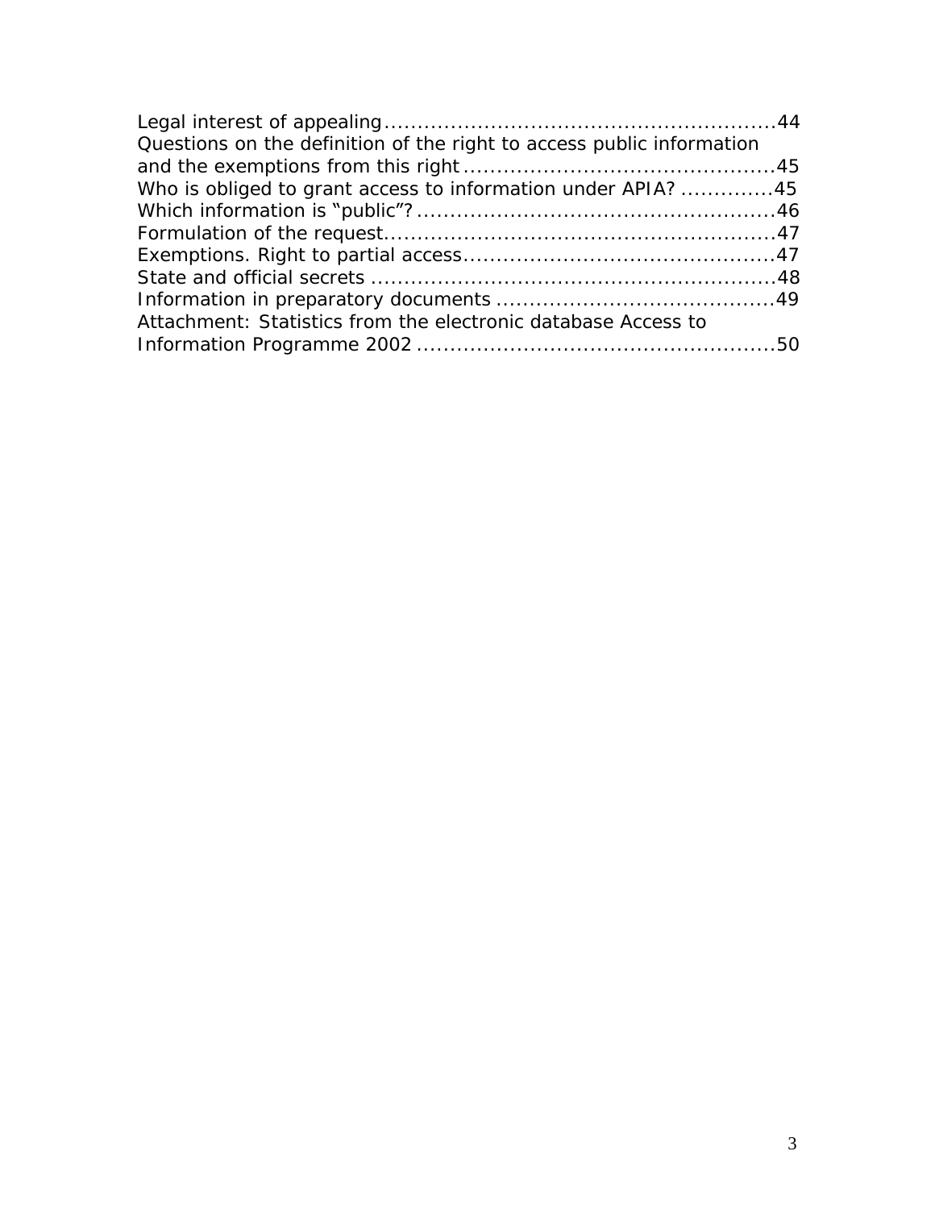Legal interest of appealing ........................................................ 44
Questions on the definition of the right to access public information and the exemptions from this right ............................................. 45
Who is obliged to grant access to information under APIA? ............. 45
Which information is "public"? ..................................................... 46
Formulation of the request .......................................................... 47
Exemptions. Right to partial access .............................................. 47
State and official secrets ............................................................ 48
Information in preparatory documents ......................................... 49
Attachment: Statistics from the electronic database Access to Information Programme 2002 ..................................................... 50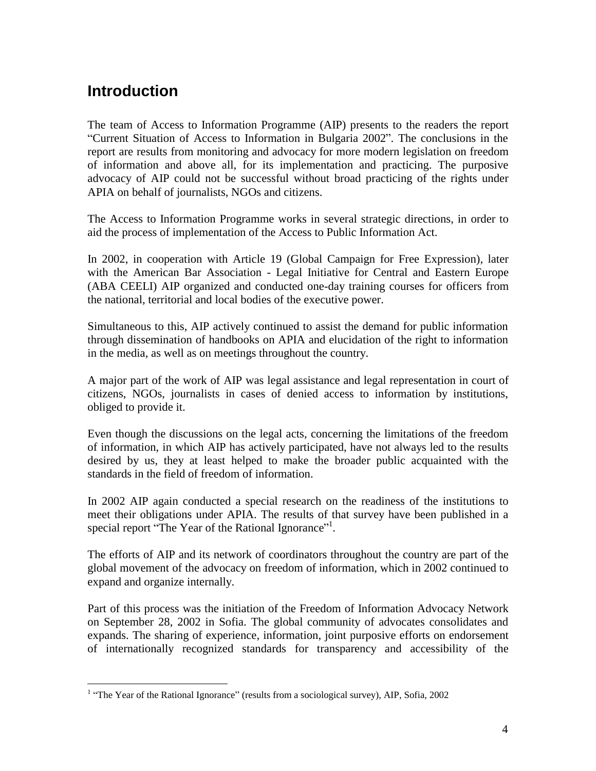## Introduction

The team of Access to Information Programme (AIP) presents to the readers the report "Current Situation of Access to Information in Bulgaria 2002". The conclusions in the report are results from monitoring and advocacy for more modern legislation on freedom of information and above all, for its implementation and practicing. The purposive advocacy of AIP could not be successful without broad practicing of the rights under APIA on behalf of journalists, NGOs and citizens.

The Access to Information Programme works in several strategic directions, in order to aid the process of implementation of the Access to Public Information Act.

In 2002, in cooperation with Article 19 (Global Campaign for Free Expression), later with the American Bar Association - Legal Initiative for Central and Eastern Europe (ABA CEELI) AIP organized and conducted one-day training courses for officers from the national, territorial and local bodies of the executive power.

Simultaneous to this, AIP actively continued to assist the demand for public information through dissemination of handbooks on APIA and elucidation of the right to information in the media, as well as on meetings throughout the country.

A major part of the work of AIP was legal assistance and legal representation in court of citizens, NGOs, journalists in cases of denied access to information by institutions, obliged to provide it.

Even though the discussions on the legal acts, concerning the limitations of the freedom of information, in which AIP has actively participated, have not always led to the results desired by us, they at least helped to make the broader public acquainted with the standards in the field of freedom of information.

In 2002 AIP again conducted a special research on the readiness of the institutions to meet their obligations under APIA. The results of that survey have been published in a special report "The Year of the Rational Ignorance"[1].

The efforts of AIP and its network of coordinators throughout the country are part of the global movement of the advocacy on freedom of information, which in 2002 continued to expand and organize internally.

Part of this process was the initiation of the Freedom of Information Advocacy Network on September 28, 2002 in Sofia. The global community of advocates consolidates and expands. The sharing of experience, information, joint purposive efforts on endorsement of internationally recognized standards for transparency and accessibility of the

---

[1] "The Year of the Rational Ignorance" (results from a sociological survey), AIP, Sofia, 2002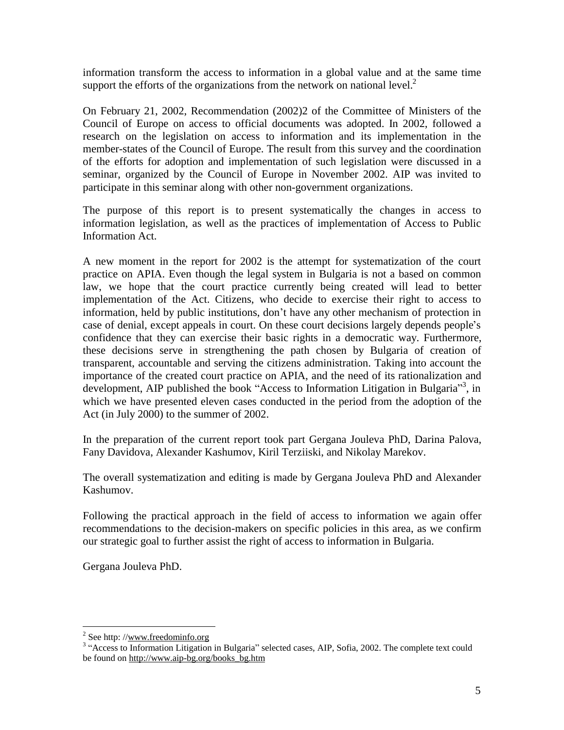information transform the access to information in a global value and at the same time support the efforts of the organizations from the network on national level.[2]

On February 21, 2002, Recommendation (2002)2 of the Committee of Ministers of the Council of Europe on access to official documents was adopted. In 2002, followed a research on the legislation on access to information and its implementation in the member-states of the Council of Europe. The result from this survey and the coordination of the efforts for adoption and implementation of such legislation were discussed in a seminar, organized by the Council of Europe in November 2002. AIP was invited to participate in this seminar along with other non-government organizations.

The purpose of this report is to present systematically the changes in access to information legislation, as well as the practices of implementation of Access to Public Information Act.

A new moment in the report for 2002 is the attempt for systematization of the court practice on APIA. Even though the legal system in Bulgaria is not a based on common law, we hope that the court practice currently being created will lead to better implementation of the Act. Citizens, who decide to exercise their right to access to information, held by public institutions, don't have any other mechanism of protection in case of denial, except appeals in court. On these court decisions largely depends people's confidence that they can exercise their basic rights in a democratic way. Furthermore, these decisions serve in strengthening the path chosen by Bulgaria of creation of transparent, accountable and serving the citizens administration. Taking into account the importance of the created court practice on APIA, and the need of its rationalization and development, AIP published the book "Access to Information Litigation in Bulgaria"[3], in which we have presented eleven cases conducted in the period from the adoption of the Act (in July 2000) to the summer of 2002.

In the preparation of the current report took part Gergana Jouleva PhD, Darina Palova, Fany Davidova, Alexander Kashumov, Kiril Terziiski, and Nikolay Marekov.

The overall systematization and editing is made by Gergana Jouleva PhD and Alexander Kashumov.

Following the practical approach in the field of access to information we again offer recommendations to the decision-makers on specific policies in this area, as we confirm our strategic goal to further assist the right of access to information in Bulgaria.

Gergana Jouleva PhD.

---

[2] See http: //www.freedominfo.org

[3] "Access to Information Litigation in Bulgaria" selected cases, AIP, Sofia, 2002. The complete text could be found on http://www.aip-bg.org/books_bg.htm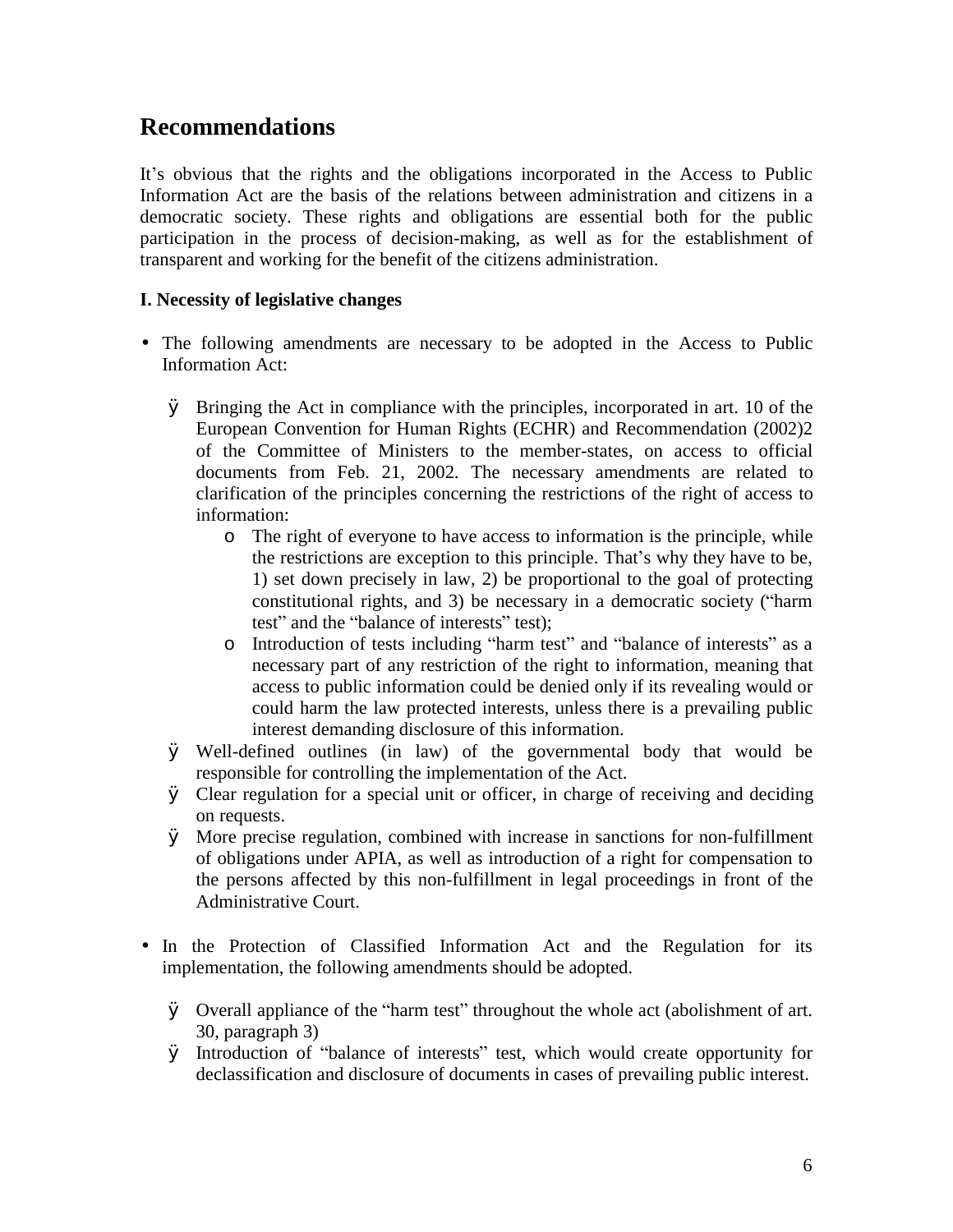# Recommendations

It's obvious that the rights and the obligations incorporated in the Access to Public Information Act are the basis of the relations between administration and citizens in a democratic society. These rights and obligations are essential both for the public participation in the process of decision-making, as well as for the establishment of transparent and working for the benefit of the citizens administration.

**I. Necessity of legislative changes**

- The following amendments are necessary to be adopted in the Access to Public Information Act:
  - Bringing the Act in compliance with the principles, incorporated in art. 10 of the European Convention for Human Rights (ECHR) and Recommendation (2002)2 of the Committee of Ministers to the member-states, on access to official documents from Feb. 21, 2002. The necessary amendments are related to clarification of the principles concerning the restrictions of the right of access to information:
    - The right of everyone to have access to information is the principle, while the restrictions are exception to this principle. That's why they have to be, 1) set down precisely in law, 2) be proportional to the goal of protecting constitutional rights, and 3) be necessary in a democratic society ("harm test" and the "balance of interests" test);
    - Introduction of tests including "harm test" and "balance of interests" as a necessary part of any restriction of the right to information, meaning that access to public information could be denied only if its revealing would or could harm the law protected interests, unless there is a prevailing public interest demanding disclosure of this information.
  - Well-defined outlines (in law) of the governmental body that would be responsible for controlling the implementation of the Act.
  - Clear regulation for a special unit or officer, in charge of receiving and deciding on requests.
  - More precise regulation, combined with increase in sanctions for non-fulfillment of obligations under APIA, as well as introduction of a right for compensation to the persons affected by this non-fulfillment in legal proceedings in front of the Administrative Court.

- In the Protection of Classified Information Act and the Regulation for its implementation, the following amendments should be adopted.
  - Overall appliance of the "harm test" throughout the whole act (abolishment of art. 30, paragraph 3)
  - Introduction of "balance of interests" test, which would create opportunity for declassification and disclosure of documents in cases of prevailing public interest.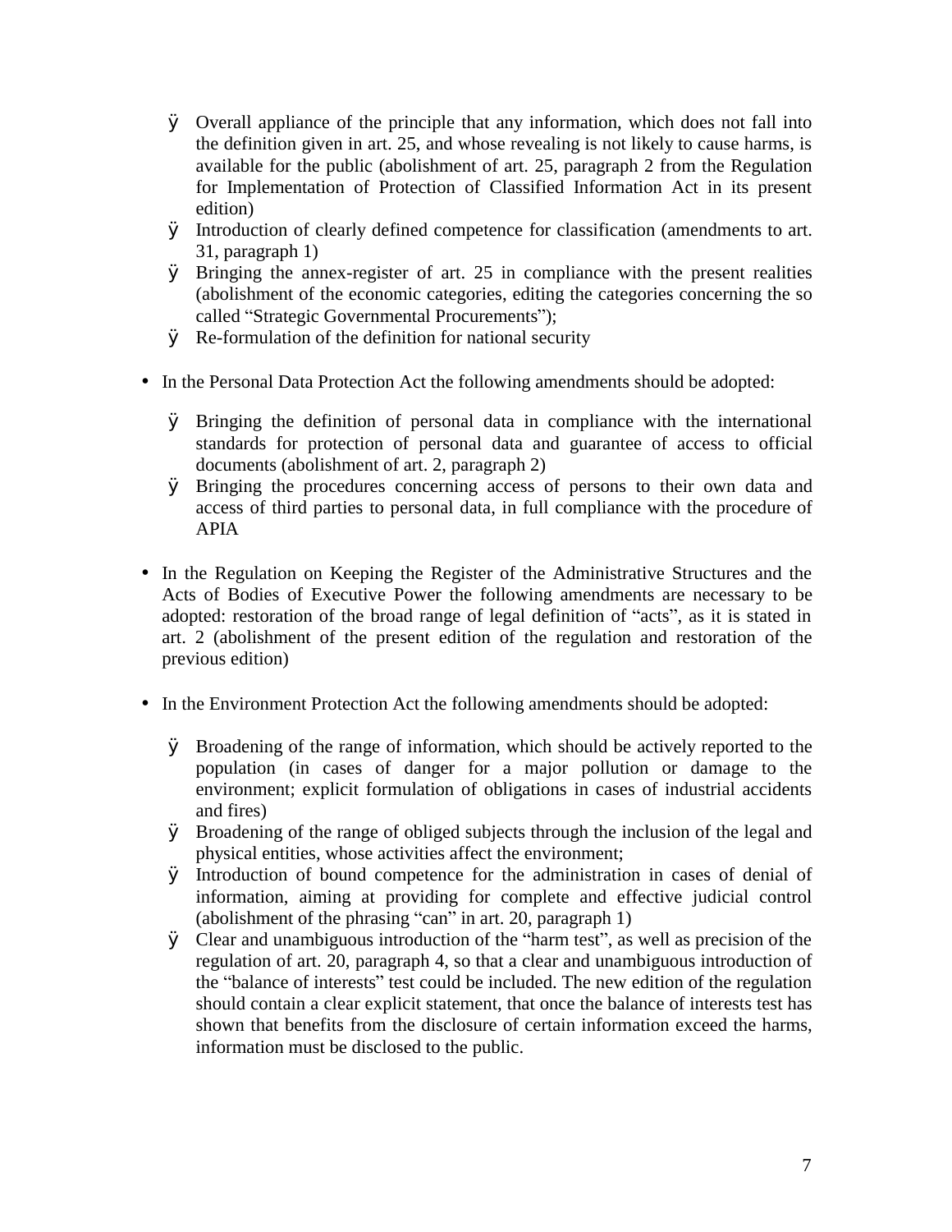- Overall appliance of the principle that any information, which does not fall into the definition given in art. 25, and whose revealing is not likely to cause harms, is available for the public (abolishment of art. 25, paragraph 2 from the Regulation for Implementation of Protection of Classified Information Act in its present edition)
  - Introduction of clearly defined competence for classification (amendments to art. 31, paragraph 1)
  - Bringing the annex-register of art. 25 in compliance with the present realities (abolishment of the economic categories, editing the categories concerning the so called "Strategic Governmental Procurements");
  - Re-formulation of the definition for national security

- In the Personal Data Protection Act the following amendments should be adopted:

  - Bringing the definition of personal data in compliance with the international standards for protection of personal data and guarantee of access to official documents (abolishment of art. 2, paragraph 2)
  - Bringing the procedures concerning access of persons to their own data and access of third parties to personal data, in full compliance with the procedure of APIA

- In the Regulation on Keeping the Register of the Administrative Structures and the Acts of Bodies of Executive Power the following amendments are necessary to be adopted: restoration of the broad range of legal definition of "acts", as it is stated in art. 2 (abolishment of the present edition of the regulation and restoration of the previous edition)

- In the Environment Protection Act the following amendments should be adopted:

  - Broadening of the range of information, which should be actively reported to the population (in cases of danger for a major pollution or damage to the environment; explicit formulation of obligations in cases of industrial accidents and fires)
  - Broadening of the range of obliged subjects through the inclusion of the legal and physical entities, whose activities affect the environment;
  - Introduction of bound competence for the administration in cases of denial of information, aiming at providing for complete and effective judicial control (abolishment of the phrasing "can" in art. 20, paragraph 1)
  - Clear and unambiguous introduction of the "harm test", as well as precision of the regulation of art. 20, paragraph 4, so that a clear and unambiguous introduction of the "balance of interests" test could be included. The new edition of the regulation should contain a clear explicit statement, that once the balance of interests test has shown that benefits from the disclosure of certain information exceed the harms, information must be disclosed to the public.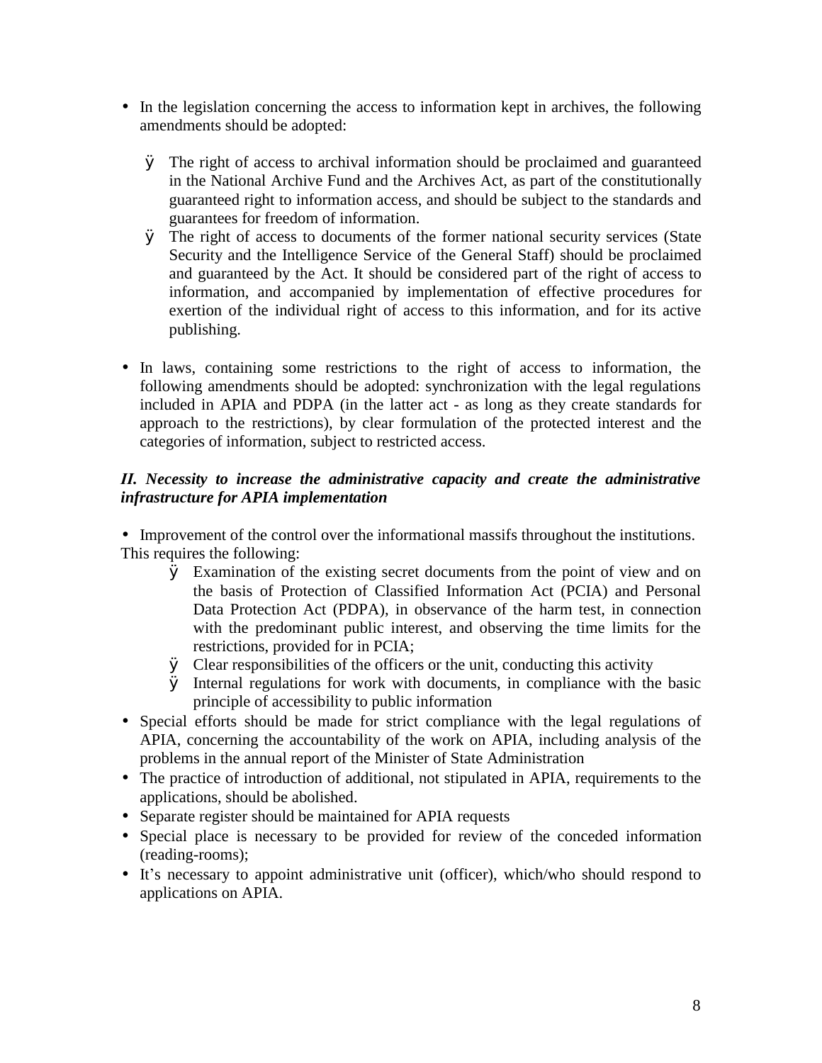- In the legislation concerning the access to information kept in archives, the following amendments should be adopted:

  - The right of access to archival information should be proclaimed and guaranteed in the National Archive Fund and the Archives Act, as part of the constitutionally guaranteed right to information access, and should be subject to the standards and guarantees for freedom of information.
  - The right of access to documents of the former national security services (State Security and the Intelligence Service of the General Staff) should be proclaimed and guaranteed by the Act. It should be considered part of the right of access to information, and accompanied by implementation of effective procedures for exertion of the individual right of access to this information, and for its active publishing.

- In laws, containing some restrictions to the right of access to information, the following amendments should be adopted: synchronization with the legal regulations included in APIA and PDPA (in the latter act - as long as they create standards for approach to the restrictions), by clear formulation of the protected interest and the categories of information, subject to restricted access.

***II. Necessity to increase the administrative capacity and create the administrative infrastructure for APIA implementation***

- Improvement of the control over the informational massifs throughout the institutions. This requires the following:
  - Examination of the existing secret documents from the point of view and on the basis of Protection of Classified Information Act (PCIA) and Personal Data Protection Act (PDPA), in observance of the harm test, in connection with the predominant public interest, and observing the time limits for the restrictions, provided for in PCIA;
  - Clear responsibilities of the officers or the unit, conducting this activity
  - Internal regulations for work with documents, in compliance with the basic principle of accessibility to public information
- Special efforts should be made for strict compliance with the legal regulations of APIA, concerning the accountability of the work on APIA, including analysis of the problems in the annual report of the Minister of State Administration
- The practice of introduction of additional, not stipulated in APIA, requirements to the applications, should be abolished.
- Separate register should be maintained for APIA requests
- Special place is necessary to be provided for review of the conceded information (reading-rooms);
- It's necessary to appoint administrative unit (officer), which/who should respond to applications on APIA.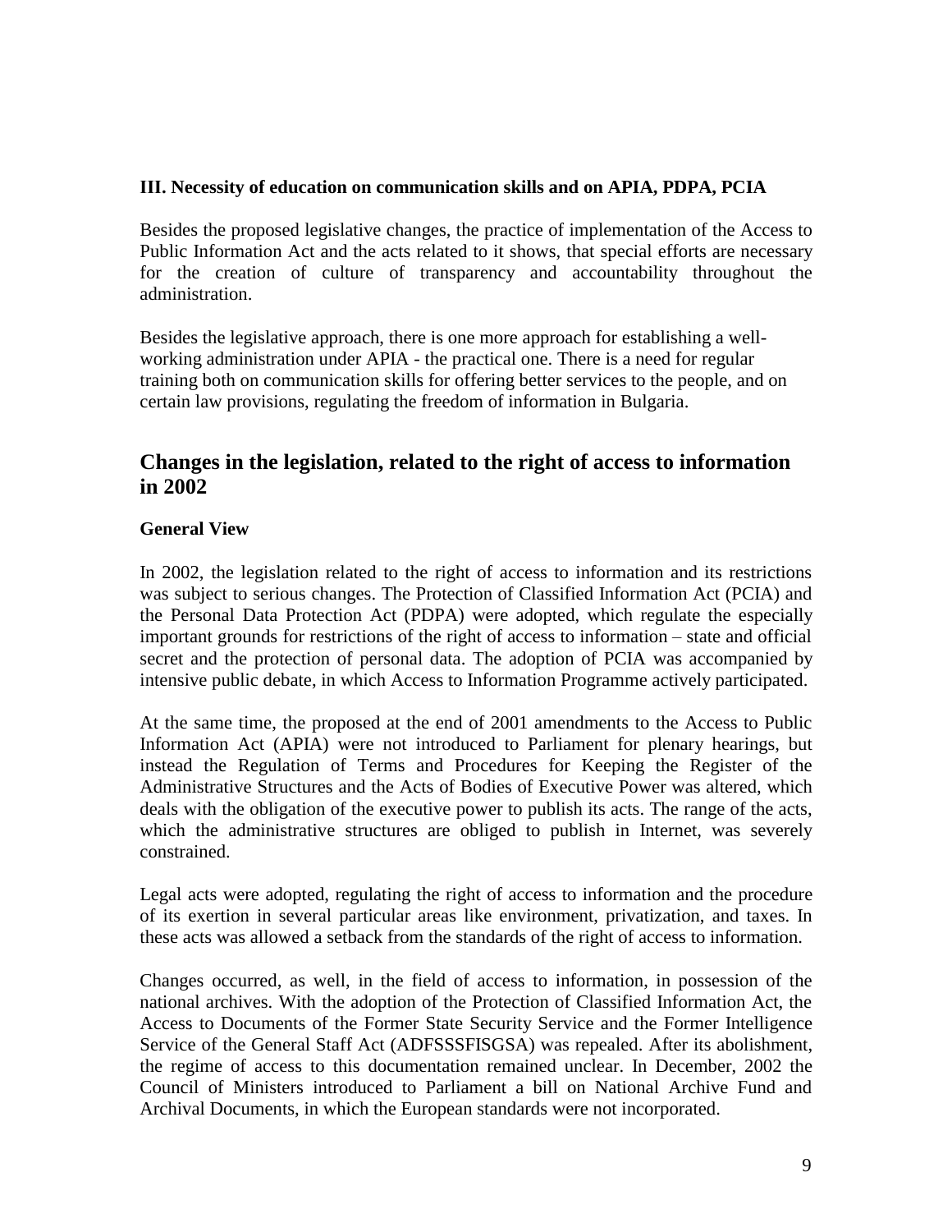### III. Necessity of education on communication skills and on APIA, PDPA, PCIA

Besides the proposed legislative changes, the practice of implementation of the Access to Public Information Act and the acts related to it shows, that special efforts are necessary for the creation of culture of transparency and accountability throughout the administration.

Besides the legislative approach, there is one more approach for establishing a well-working administration under APIA - the practical one. There is a need for regular training both on communication skills for offering better services to the people, and on certain law provisions, regulating the freedom of information in Bulgaria.

## Changes in the legislation, related to the right of access to information in 2002

### General View

In 2002, the legislation related to the right of access to information and its restrictions was subject to serious changes. The Protection of Classified Information Act (PCIA) and the Personal Data Protection Act (PDPA) were adopted, which regulate the especially important grounds for restrictions of the right of access to information – state and official secret and the protection of personal data. The adoption of PCIA was accompanied by intensive public debate, in which Access to Information Programme actively participated.

At the same time, the proposed at the end of 2001 amendments to the Access to Public Information Act (APIA) were not introduced to Parliament for plenary hearings, but instead the Regulation of Terms and Procedures for Keeping the Register of the Administrative Structures and the Acts of Bodies of Executive Power was altered, which deals with the obligation of the executive power to publish its acts. The range of the acts, which the administrative structures are obliged to publish in Internet, was severely constrained.

Legal acts were adopted, regulating the right of access to information and the procedure of its exertion in several particular areas like environment, privatization, and taxes. In these acts was allowed a setback from the standards of the right of access to information.

Changes occurred, as well, in the field of access to information, in possession of the national archives. With the adoption of the Protection of Classified Information Act, the Access to Documents of the Former State Security Service and the Former Intelligence Service of the General Staff Act (ADFSSSFISGSA) was repealed. After its abolishment, the regime of access to this documentation remained unclear. In December, 2002 the Council of Ministers introduced to Parliament a bill on National Archive Fund and Archival Documents, in which the European standards were not incorporated.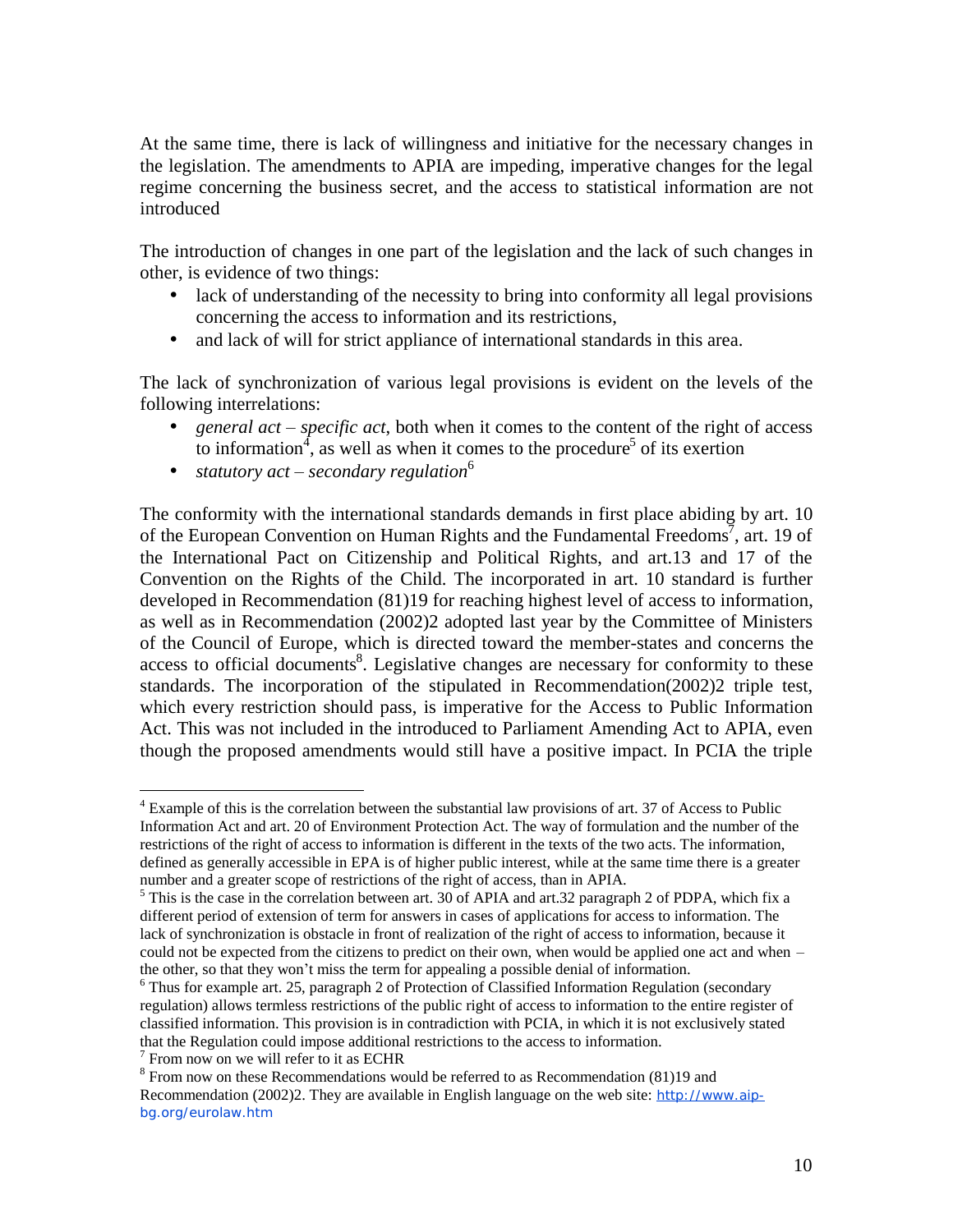At the same time, there is lack of willingness and initiative for the necessary changes in the legislation. The amendments to APIA are impeding, imperative changes for the legal regime concerning the business secret, and the access to statistical information are not introduced

The introduction of changes in one part of the legislation and the lack of such changes in other, is evidence of two things:

- lack of understanding of the necessity to bring into conformity all legal provisions concerning the access to information and its restrictions,
- and lack of will for strict appliance of international standards in this area.

The lack of synchronization of various legal provisions is evident on the levels of the following interrelations:

- *general act – specific act*, both when it comes to the content of the right of access to information[4], as well as when it comes to the procedure[5] of its exertion
- *statutory act – secondary regulation*[6]

The conformity with the international standards demands in first place abiding by art. 10 of the European Convention on Human Rights and the Fundamental Freedoms[7], art. 19 of the International Pact on Citizenship and Political Rights, and art.13 and 17 of the Convention on the Rights of the Child. The incorporated in art. 10 standard is further developed in Recommendation (81)19 for reaching highest level of access to information, as well as in Recommendation (2002)2 adopted last year by the Committee of Ministers of the Council of Europe, which is directed toward the member-states and concerns the access to official documents[8]. Legislative changes are necessary for conformity to these standards. The incorporation of the stipulated in Recommendation(2002)2 triple test, which every restriction should pass, is imperative for the Access to Public Information Act. This was not included in the introduced to Parliament Amending Act to APIA, even though the proposed amendments would still have a positive impact. In PCIA the triple

---

[4] Example of this is the correlation between the substantial law provisions of art. 37 of Access to Public Information Act and art. 20 of Environment Protection Act. The way of formulation and the number of the restrictions of the right of access to information is different in the texts of the two acts. The information, defined as generally accessible in EPA is of higher public interest, while at the same time there is a greater number and a greater scope of restrictions of the right of access, than in APIA.

[5] This is the case in the correlation between art. 30 of APIA and art.32 paragraph 2 of PDPA, which fix a different period of extension of term for answers in cases of applications for access to information. The lack of synchronization is obstacle in front of realization of the right of access to information, because it could not be expected from the citizens to predict on their own, when would be applied one act and when – the other, so that they won't miss the term for appealing a possible denial of information.

[6] Thus for example art. 25, paragraph 2 of Protection of Classified Information Regulation (secondary regulation) allows termless restrictions of the public right of access to information to the entire register of classified information. This provision is in contradiction with PCIA, in which it is not exclusively stated that the Regulation could impose additional restrictions to the access to information.

[7] From now on we will refer to it as ECHR

[8] From now on these Recommendations would be referred to as Recommendation (81)19 and Recommendation (2002)2. They are available in English language on the web site: http://www.aip-bg.org/eurolaw.htm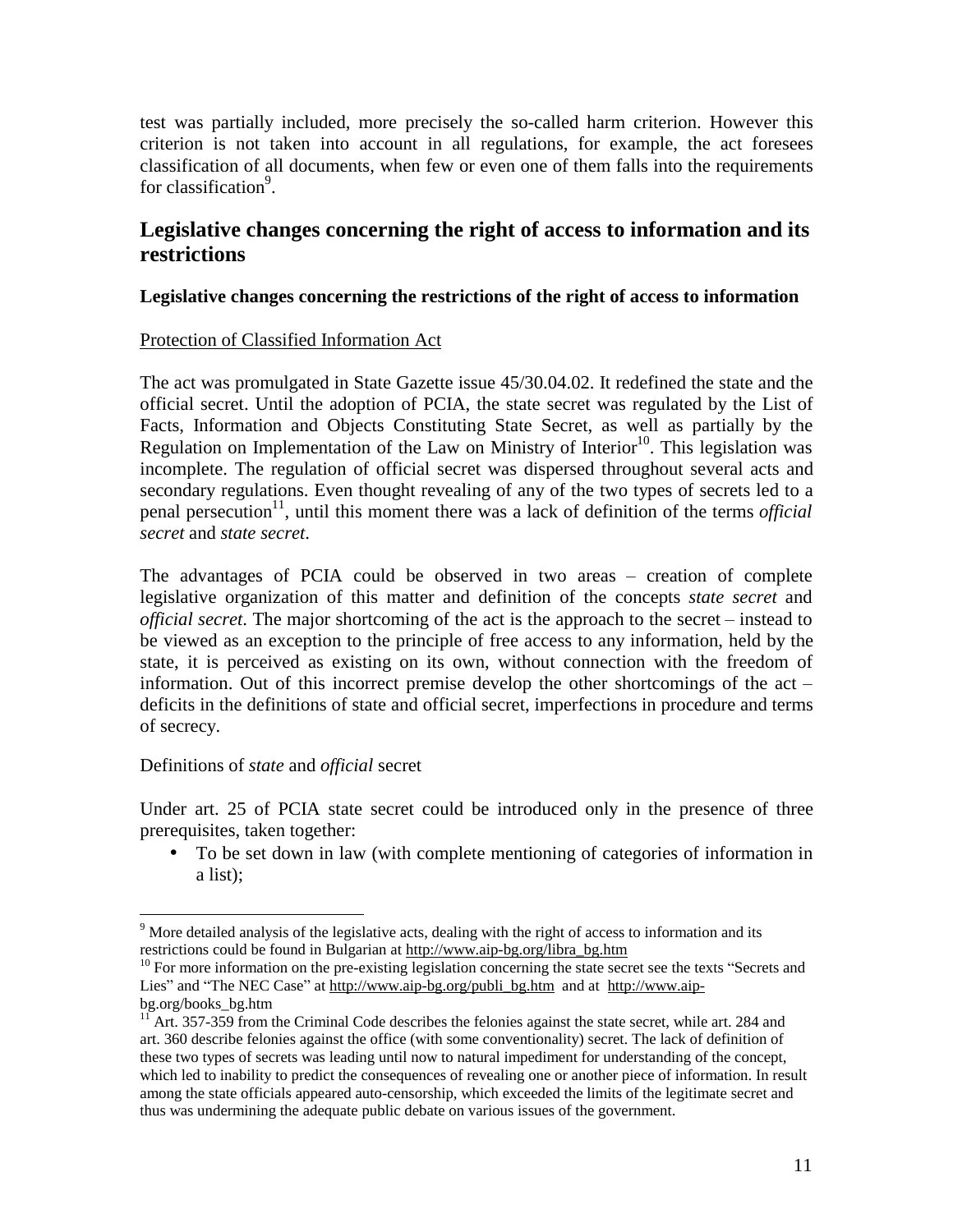test was partially included, more precisely the so-called harm criterion. However this criterion is not taken into account in all regulations, for example, the act foresees classification of all documents, when few or even one of them falls into the requirements for classification[9].

## Legislative changes concerning the right of access to information and its restrictions

### Legislative changes concerning the restrictions of the right of access to information

Protection of Classified Information Act

The act was promulgated in State Gazette issue 45/30.04.02. It redefined the state and the official secret. Until the adoption of PCIA, the state secret was regulated by the List of Facts, Information and Objects Constituting State Secret, as well as partially by the Regulation on Implementation of the Law on Ministry of Interior[10]. This legislation was incomplete. The regulation of official secret was dispersed throughout several acts and secondary regulations. Even thought revealing of any of the two types of secrets led to a penal persecution[11], until this moment there was a lack of definition of the terms *official secret* and *state secret*.

The advantages of PCIA could be observed in two areas – creation of complete legislative organization of this matter and definition of the concepts *state secret* and *official secret*. The major shortcoming of the act is the approach to the secret – instead to be viewed as an exception to the principle of free access to any information, held by the state, it is perceived as existing on its own, without connection with the freedom of information. Out of this incorrect premise develop the other shortcomings of the act – deficits in the definitions of state and official secret, imperfections in procedure and terms of secrecy.

Definitions of *state* and *official* secret

Under art. 25 of PCIA state secret could be introduced only in the presence of three prerequisites, taken together:

- To be set down in law (with complete mentioning of categories of information in a list);

---

[9] More detailed analysis of the legislative acts, dealing with the right of access to information and its restrictions could be found in Bulgarian at http://www.aip-bg.org/libra_bg.htm

[10] For more information on the pre-existing legislation concerning the state secret see the texts "Secrets and Lies" and "The NEC Case" at http://www.aip-bg.org/publi_bg.htm and at http://www.aip-bg.org/books_bg.htm

[11] Art. 357-359 from the Criminal Code describes the felonies against the state secret, while art. 284 and art. 360 describe felonies against the office (with some conventionality) secret. The lack of definition of these two types of secrets was leading until now to natural impediment for understanding of the concept, which led to inability to predict the consequences of revealing one or another piece of information. In result among the state officials appeared auto-censorship, which exceeded the limits of the legitimate secret and thus was undermining the adequate public debate on various issues of the government.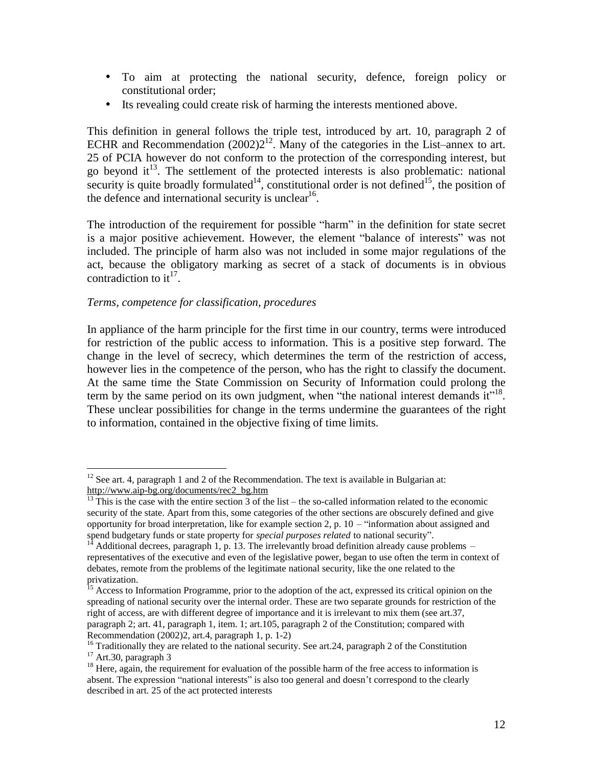- To aim at protecting the national security, defence, foreign policy or constitutional order;
- Its revealing could create risk of harming the interests mentioned above.

This definition in general follows the triple test, introduced by art. 10, paragraph 2 of ECHR and Recommendation (2002)2[12]. Many of the categories in the List–annex to art. 25 of PCIA however do not conform to the protection of the corresponding interest, but go beyond it[13]. The settlement of the protected interests is also problematic: national security is quite broadly formulated[14], constitutional order is not defined[15], the position of the defence and international security is unclear[16].

The introduction of the requirement for possible "harm" in the definition for state secret is a major positive achievement. However, the element "balance of interests" was not included. The principle of harm also was not included in some major regulations of the act, because the obligatory marking as secret of a stack of documents is in obvious contradiction to it[17].

*Terms, competence for classification, procedures*

In appliance of the harm principle for the first time in our country, terms were introduced for restriction of the public access to information. This is a positive step forward. The change in the level of secrecy, which determines the term of the restriction of access, however lies in the competence of the person, who has the right to classify the document. At the same time the State Commission on Security of Information could prolong the term by the same period on its own judgment, when "the national interest demands it"[18]. These unclear possibilities for change in the terms undermine the guarantees of the right to information, contained in the objective fixing of time limits.

---

[12] See art. 4, paragraph 1 and 2 of the Recommendation. The text is available in Bulgarian at: http://www.aip-bg.org/documents/rec2_bg.htm

[13] This is the case with the entire section 3 of the list – the so-called information related to the economic security of the state. Apart from this, some categories of the other sections are obscurely defined and give opportunity for broad interpretation, like for example section 2, p. 10 – "information about assigned and spend budgetary funds or state property for *special purposes related* to national security".

[14] Additional decrees, paragraph 1, p. 13. The irrelevantly broad definition already cause problems – representatives of the executive and even of the legislative power, began to use often the term in context of debates, remote from the problems of the legitimate national security, like the one related to the privatization.

[15] Access to Information Programme, prior to the adoption of the act, expressed its critical opinion on the spreading of national security over the internal order. These are two separate grounds for restriction of the right of access, are with different degree of importance and it is irrelevant to mix them (see art.37, paragraph 2; art. 41, paragraph 1, item. 1; art.105, paragraph 2 of the Constitution; compared with Recommendation (2002)2, art.4, paragraph 1, p. 1-2)

[16] Traditionally they are related to the national security. See art.24, paragraph 2 of the Constitution

[17] Art.30, paragraph 3

[18] Here, again, the requirement for evaluation of the possible harm of the free access to information is absent. The expression "national interests" is also too general and doesn't correspond to the clearly described in art. 25 of the act protected interests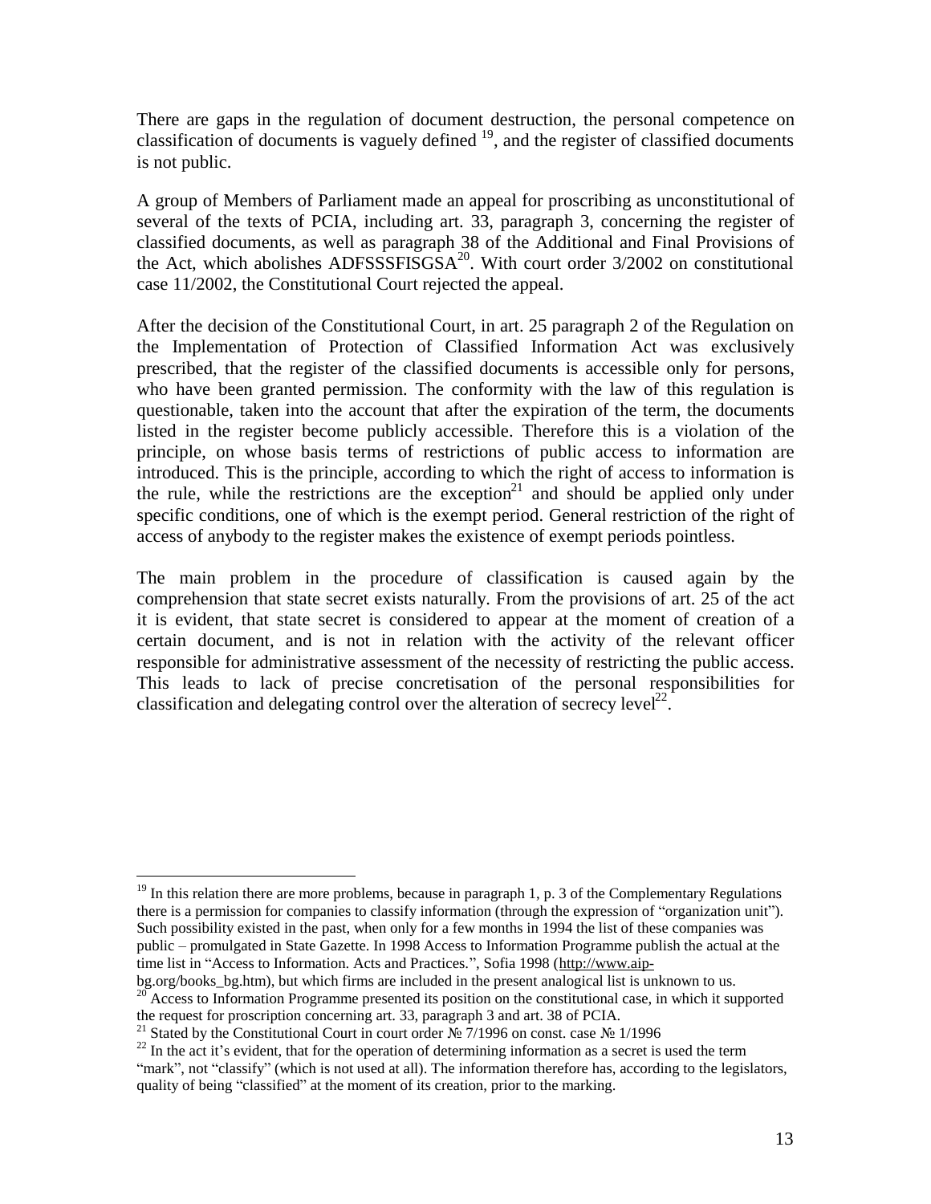There are gaps in the regulation of document destruction, the personal competence on classification of documents is vaguely defined [19], and the register of classified documents is not public.

A group of Members of Parliament made an appeal for proscribing as unconstitutional of several of the texts of PCIA, including art. 33, paragraph 3, concerning the register of classified documents, as well as paragraph 38 of the Additional and Final Provisions of the Act, which abolishes ADFSSSFISGSA[20]. With court order 3/2002 on constitutional case 11/2002, the Constitutional Court rejected the appeal.

After the decision of the Constitutional Court, in art. 25 paragraph 2 of the Regulation on the Implementation of Protection of Classified Information Act was exclusively prescribed, that the register of the classified documents is accessible only for persons, who have been granted permission. The conformity with the law of this regulation is questionable, taken into the account that after the expiration of the term, the documents listed in the register become publicly accessible. Therefore this is a violation of the principle, on whose basis terms of restrictions of public access to information are introduced. This is the principle, according to which the right of access to information is the rule, while the restrictions are the exception[21] and should be applied only under specific conditions, one of which is the exempt period. General restriction of the right of access of anybody to the register makes the existence of exempt periods pointless.

The main problem in the procedure of classification is caused again by the comprehension that state secret exists naturally. From the provisions of art. 25 of the act it is evident, that state secret is considered to appear at the moment of creation of a certain document, and is not in relation with the activity of the relevant officer responsible for administrative assessment of the necessity of restricting the public access. This leads to lack of precise concretisation of the personal responsibilities for classification and delegating control over the alteration of secrecy level[22].

---

[19] In this relation there are more problems, because in paragraph 1, p. 3 of the Complementary Regulations there is a permission for companies to classify information (through the expression of "organization unit"). Such possibility existed in the past, when only for a few months in 1994 the list of these companies was public – promulgated in State Gazette. In 1998 Access to Information Programme publish the actual at the time list in "Access to Information. Acts and Practices.", Sofia 1998 (http://www.aip-bg.org/books_bg.htm), but which firms are included in the present analogical list is unknown to us.

[20] Access to Information Programme presented its position on the constitutional case, in which it supported the request for proscription concerning art. 33, paragraph 3 and art. 38 of PCIA.

[21] Stated by the Constitutional Court in court order № 7/1996 on const. case № 1/1996

[22] In the act it's evident, that for the operation of determining information as a secret is used the term "mark", not "classify" (which is not used at all). The information therefore has, according to the legislators, quality of being "classified" at the moment of its creation, prior to the marking.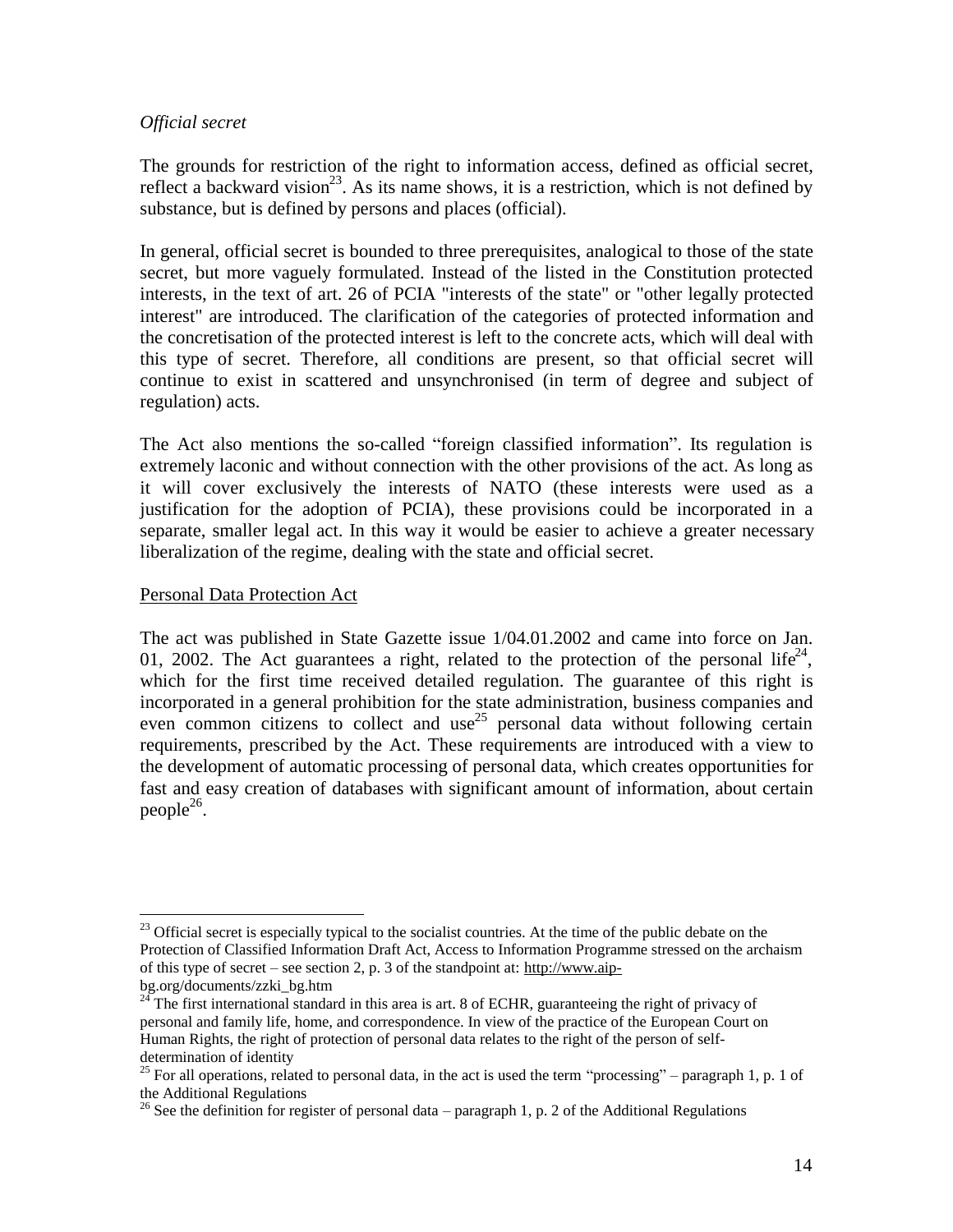*Official secret*

The grounds for restriction of the right to information access, defined as official secret, reflect a backward vision[23]. As its name shows, it is a restriction, which is not defined by substance, but is defined by persons and places (official).

In general, official secret is bounded to three prerequisites, analogical to those of the state secret, but more vaguely formulated. Instead of the listed in the Constitution protected interests, in the text of art. 26 of PCIA "interests of the state" or "other legally protected interest" are introduced. The clarification of the categories of protected information and the concretisation of the protected interest is left to the concrete acts, which will deal with this type of secret. Therefore, all conditions are present, so that official secret will continue to exist in scattered and unsynchronised (in term of degree and subject of regulation) acts.

The Act also mentions the so-called "foreign classified information". Its regulation is extremely laconic and without connection with the other provisions of the act. As long as it will cover exclusively the interests of NATO (these interests were used as a justification for the adoption of PCIA), these provisions could be incorporated in a separate, smaller legal act. In this way it would be easier to achieve a greater necessary liberalization of the regime, dealing with the state and official secret.

<u>Personal Data Protection Act</u>

The act was published in State Gazette issue 1/04.01.2002 and came into force on Jan. 01, 2002. The Act guarantees a right, related to the protection of the personal life[24], which for the first time received detailed regulation. The guarantee of this right is incorporated in a general prohibition for the state administration, business companies and even common citizens to collect and use[25] personal data without following certain requirements, prescribed by the Act. These requirements are introduced with a view to the development of automatic processing of personal data, which creates opportunities for fast and easy creation of databases with significant amount of information, about certain people[26].

---

[23] Official secret is especially typical to the socialist countries. At the time of the public debate on the Protection of Classified Information Draft Act, Access to Information Programme stressed on the archaism of this type of secret – see section 2, p. 3 of the standpoint at: http://www.aip-bg.org/documents/zzki_bg.htm

[24] The first international standard in this area is art. 8 of ECHR, guaranteeing the right of privacy of personal and family life, home, and correspondence. In view of the practice of the European Court on Human Rights, the right of protection of personal data relates to the right of the person of self-determination of identity

[25] For all operations, related to personal data, in the act is used the term "processing" – paragraph 1, p. 1 of the Additional Regulations

[26] See the definition for register of personal data – paragraph 1, p. 2 of the Additional Regulations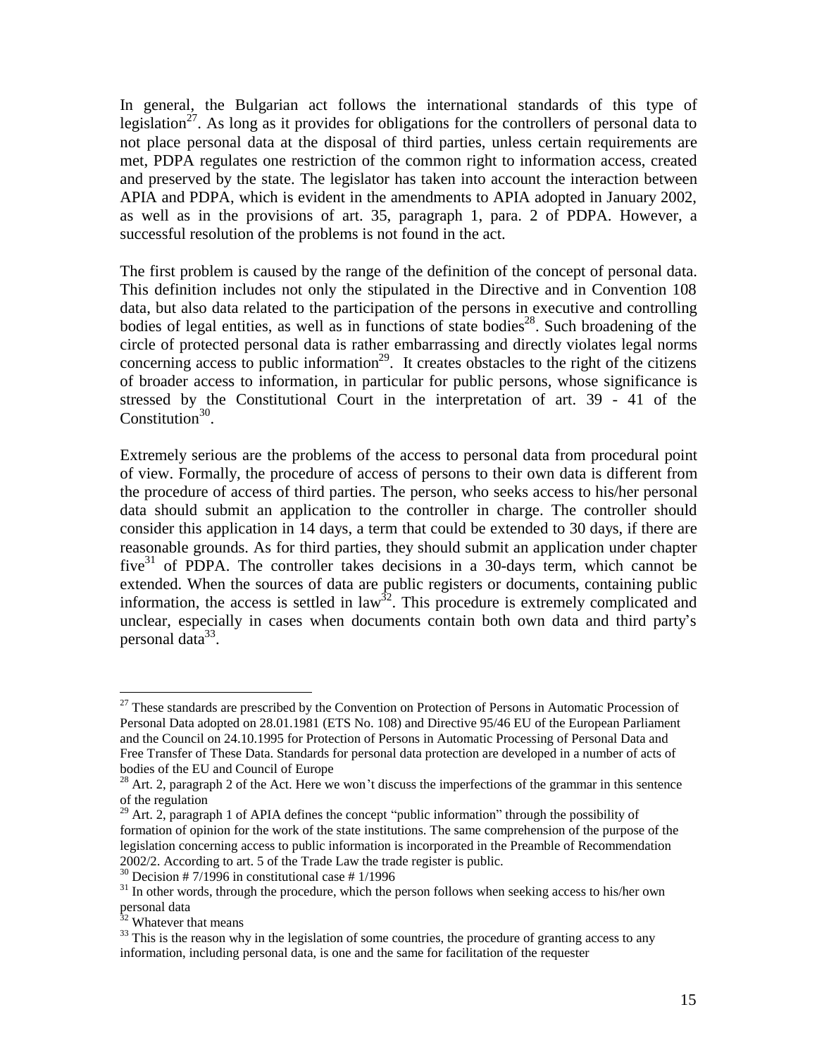In general, the Bulgarian act follows the international standards of this type of legislation[27]. As long as it provides for obligations for the controllers of personal data to not place personal data at the disposal of third parties, unless certain requirements are met, PDPA regulates one restriction of the common right to information access, created and preserved by the state. The legislator has taken into account the interaction between APIA and PDPA, which is evident in the amendments to APIA adopted in January 2002, as well as in the provisions of art. 35, paragraph 1, para. 2 of PDPA. However, a successful resolution of the problems is not found in the act.

The first problem is caused by the range of the definition of the concept of personal data. This definition includes not only the stipulated in the Directive and in Convention 108 data, but also data related to the participation of the persons in executive and controlling bodies of legal entities, as well as in functions of state bodies[28]. Such broadening of the circle of protected personal data is rather embarrassing and directly violates legal norms concerning access to public information[29]. It creates obstacles to the right of the citizens of broader access to information, in particular for public persons, whose significance is stressed by the Constitutional Court in the interpretation of art. 39 - 41 of the Constitution[30].

Extremely serious are the problems of the access to personal data from procedural point of view. Formally, the procedure of access of persons to their own data is different from the procedure of access of third parties. The person, who seeks access to his/her personal data should submit an application to the controller in charge. The controller should consider this application in 14 days, a term that could be extended to 30 days, if there are reasonable grounds. As for third parties, they should submit an application under chapter five[31] of PDPA. The controller takes decisions in a 30-days term, which cannot be extended. When the sources of data are public registers or documents, containing public information, the access is settled in law[32]. This procedure is extremely complicated and unclear, especially in cases when documents contain both own data and third party's personal data[33].

---

[27] These standards are prescribed by the Convention on Protection of Persons in Automatic Procession of Personal Data adopted on 28.01.1981 (ETS No. 108) and Directive 95/46 EU of the European Parliament and the Council on 24.10.1995 for Protection of Persons in Automatic Processing of Personal Data and Free Transfer of These Data. Standards for personal data protection are developed in a number of acts of bodies of the EU and Council of Europe

[28] Art. 2, paragraph 2 of the Act. Here we won't discuss the imperfections of the grammar in this sentence of the regulation

[29] Art. 2, paragraph 1 of APIA defines the concept "public information" through the possibility of formation of opinion for the work of the state institutions. The same comprehension of the purpose of the legislation concerning access to public information is incorporated in the Preamble of Recommendation 2002/2. According to art. 5 of the Trade Law the trade register is public.

[30] Decision # 7/1996 in constitutional case # 1/1996

[31] In other words, through the procedure, which the person follows when seeking access to his/her own personal data

[32] Whatever that means

[33] This is the reason why in the legislation of some countries, the procedure of granting access to any information, including personal data, is one and the same for facilitation of the requester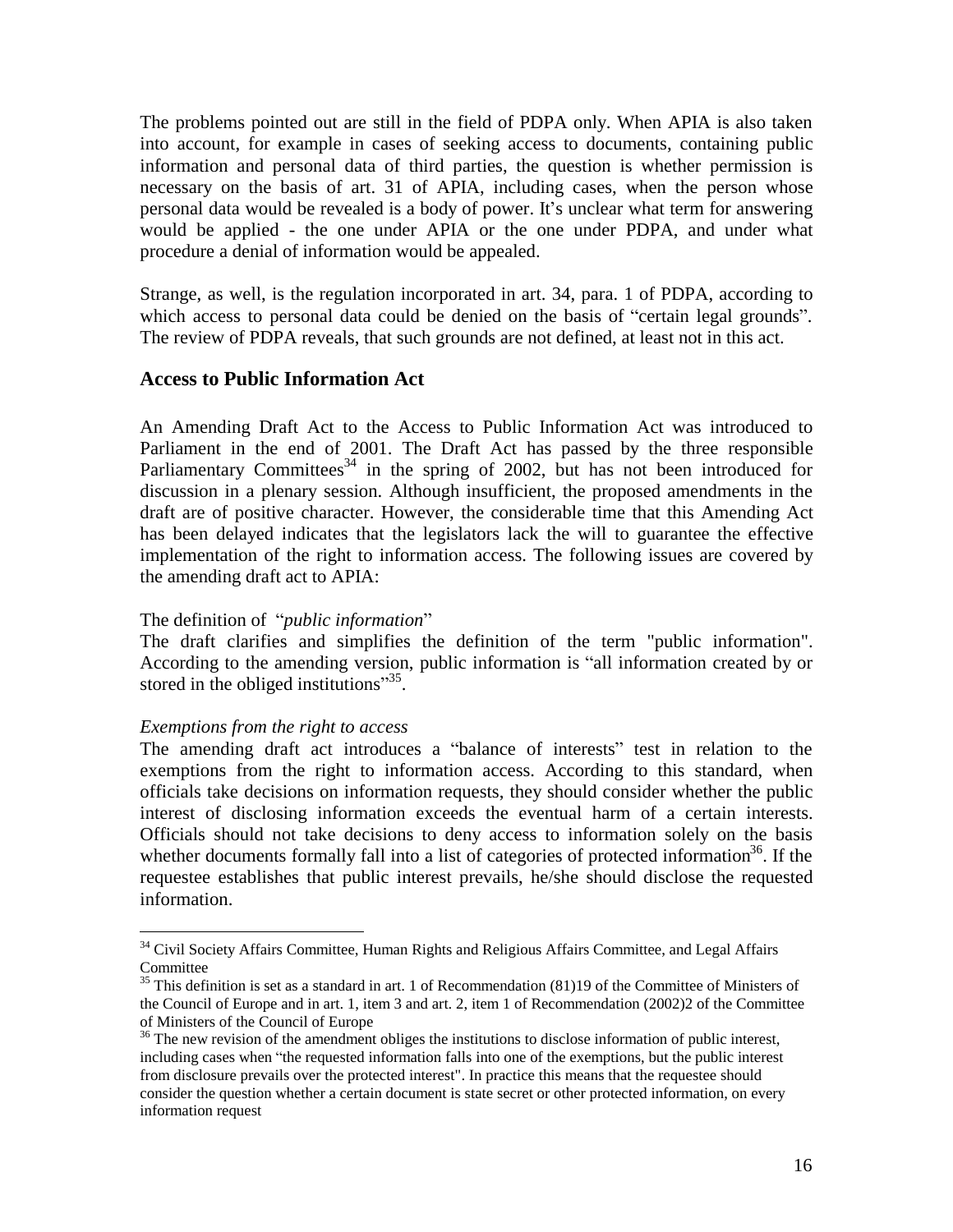The problems pointed out are still in the field of PDPA only. When APIA is also taken into account, for example in cases of seeking access to documents, containing public information and personal data of third parties, the question is whether permission is necessary on the basis of art. 31 of APIA, including cases, when the person whose personal data would be revealed is a body of power. It's unclear what term for answering would be applied - the one under APIA or the one under PDPA, and under what procedure a denial of information would be appealed.

Strange, as well, is the regulation incorporated in art. 34, para. 1 of PDPA, according to which access to personal data could be denied on the basis of "certain legal grounds". The review of PDPA reveals, that such grounds are not defined, at least not in this act.

## Access to Public Information Act

An Amending Draft Act to the Access to Public Information Act was introduced to Parliament in the end of 2001. The Draft Act has passed by the three responsible Parliamentary Committees[34] in the spring of 2002, but has not been introduced for discussion in a plenary session. Although insufficient, the proposed amendments in the draft are of positive character. However, the considerable time that this Amending Act has been delayed indicates that the legislators lack the will to guarantee the effective implementation of the right to information access. The following issues are covered by the amending draft act to APIA:

The definition of "*public information*"
The draft clarifies and simplifies the definition of the term "public information". According to the amending version, public information is "all information created by or stored in the obliged institutions"[35].

*Exemptions from the right to access*
The amending draft act introduces a "balance of interests" test in relation to the exemptions from the right to information access. According to this standard, when officials take decisions on information requests, they should consider whether the public interest of disclosing information exceeds the eventual harm of a certain interests. Officials should not take decisions to deny access to information solely on the basis whether documents formally fall into a list of categories of protected information[36]. If the requestee establishes that public interest prevails, he/she should disclose the requested information.

---

[34] Civil Society Affairs Committee, Human Rights and Religious Affairs Committee, and Legal Affairs Committee

[35] This definition is set as a standard in art. 1 of Recommendation (81)19 of the Committee of Ministers of the Council of Europe and in art. 1, item 3 and art. 2, item 1 of Recommendation (2002)2 of the Committee of Ministers of the Council of Europe

[36] The new revision of the amendment obliges the institutions to disclose information of public interest, including cases when "the requested information falls into one of the exemptions, but the public interest from disclosure prevails over the protected interest". In practice this means that the requestee should consider the question whether a certain document is state secret or other protected information, on every information request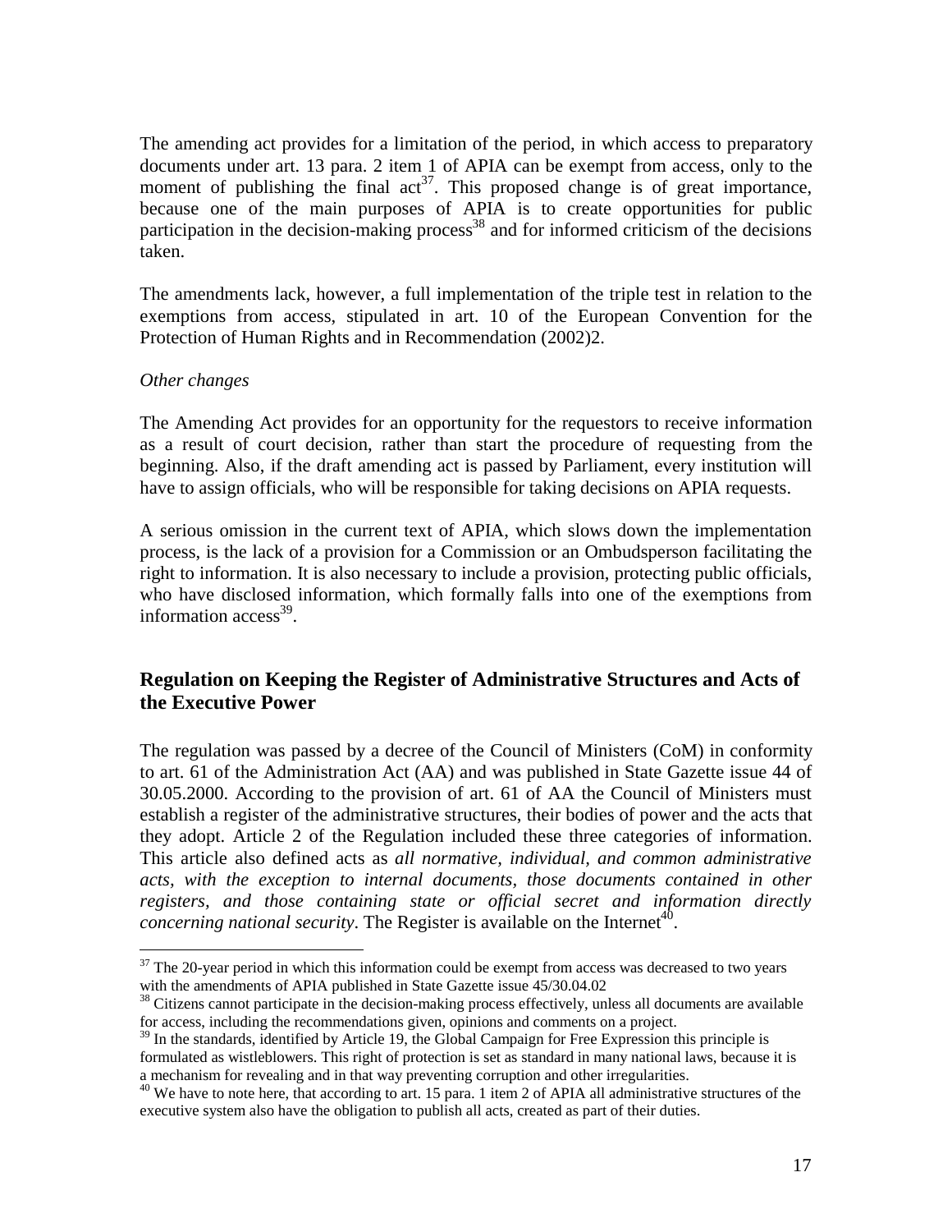The amending act provides for a limitation of the period, in which access to preparatory documents under art. 13 para. 2 item 1 of APIA can be exempt from access, only to the moment of publishing the final act[37]. This proposed change is of great importance, because one of the main purposes of APIA is to create opportunities for public participation in the decision-making process[38] and for informed criticism of the decisions taken.

The amendments lack, however, a full implementation of the triple test in relation to the exemptions from access, stipulated in art. 10 of the European Convention for the Protection of Human Rights and in Recommendation (2002)2.

*Other changes*

The Amending Act provides for an opportunity for the requestors to receive information as a result of court decision, rather than start the procedure of requesting from the beginning. Also, if the draft amending act is passed by Parliament, every institution will have to assign officials, who will be responsible for taking decisions on APIA requests.

A serious omission in the current text of APIA, which slows down the implementation process, is the lack of a provision for a Commission or an Ombudsperson facilitating the right to information. It is also necessary to include a provision, protecting public officials, who have disclosed information, which formally falls into one of the exemptions from information access[39].

## Regulation on Keeping the Register of Administrative Structures and Acts of the Executive Power

The regulation was passed by a decree of the Council of Ministers (CoM) in conformity to art. 61 of the Administration Act (AA) and was published in State Gazette issue 44 of 30.05.2000. According to the provision of art. 61 of AA the Council of Ministers must establish a register of the administrative structures, their bodies of power and the acts that they adopt. Article 2 of the Regulation included these three categories of information. This article also defined acts as *all normative, individual, and common administrative acts, with the exception to internal documents, those documents contained in other registers, and those containing state or official secret and information directly concerning national security*. The Register is available on the Internet[40].

---

[37] The 20-year period in which this information could be exempt from access was decreased to two years with the amendments of APIA published in State Gazette issue 45/30.04.02

[38] Citizens cannot participate in the decision-making process effectively, unless all documents are available for access, including the recommendations given, opinions and comments on a project.

[39] In the standards, identified by Article 19, the Global Campaign for Free Expression this principle is formulated as wistleblowers. This right of protection is set as standard in many national laws, because it is a mechanism for revealing and in that way preventing corruption and other irregularities.

[40] We have to note here, that according to art. 15 para. 1 item 2 of APIA all administrative structures of the executive system also have the obligation to publish all acts, created as part of their duties.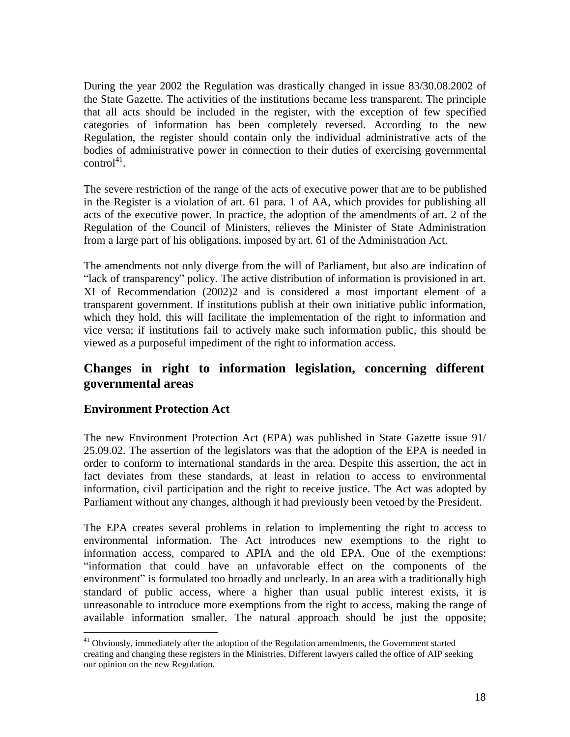During the year 2002 the Regulation was drastically changed in issue 83/30.08.2002 of the State Gazette. The activities of the institutions became less transparent. The principle that all acts should be included in the register, with the exception of few specified categories of information has been completely reversed. According to the new Regulation, the register should contain only the individual administrative acts of the bodies of administrative power in connection to their duties of exercising governmental control[41].

The severe restriction of the range of the acts of executive power that are to be published in the Register is a violation of art. 61 para. 1 of AA, which provides for publishing all acts of the executive power. In practice, the adoption of the amendments of art. 2 of the Regulation of the Council of Ministers, relieves the Minister of State Administration from a large part of his obligations, imposed by art. 61 of the Administration Act.

The amendments not only diverge from the will of Parliament, but also are indication of "lack of transparency" policy. The active distribution of information is provisioned in art. XI of Recommendation (2002)2 and is considered a most important element of a transparent government. If institutions publish at their own initiative public information, which they hold, this will facilitate the implementation of the right to information and vice versa; if institutions fail to actively make such information public, this should be viewed as a purposeful impediment of the right to information access.

## Changes in right to information legislation, concerning different governmental areas

### Environment Protection Act

The new Environment Protection Act (EPA) was published in State Gazette issue 91/ 25.09.02. The assertion of the legislators was that the adoption of the EPA is needed in order to conform to international standards in the area. Despite this assertion, the act in fact deviates from these standards, at least in relation to access to environmental information, civil participation and the right to receive justice. The Act was adopted by Parliament without any changes, although it had previously been vetoed by the President.

The EPA creates several problems in relation to implementing the right to access to environmental information. The Act introduces new exemptions to the right to information access, compared to APIA and the old EPA. One of the exemptions: "information that could have an unfavorable effect on the components of the environment" is formulated too broadly and unclearly. In an area with a traditionally high standard of public access, where a higher than usual public interest exists, it is unreasonable to introduce more exemptions from the right to access, making the range of available information smaller. The natural approach should be just the opposite;

[41] Obviously, immediately after the adoption of the Regulation amendments, the Government started creating and changing these registers in the Ministries. Different lawyers called the office of AIP seeking our opinion on the new Regulation.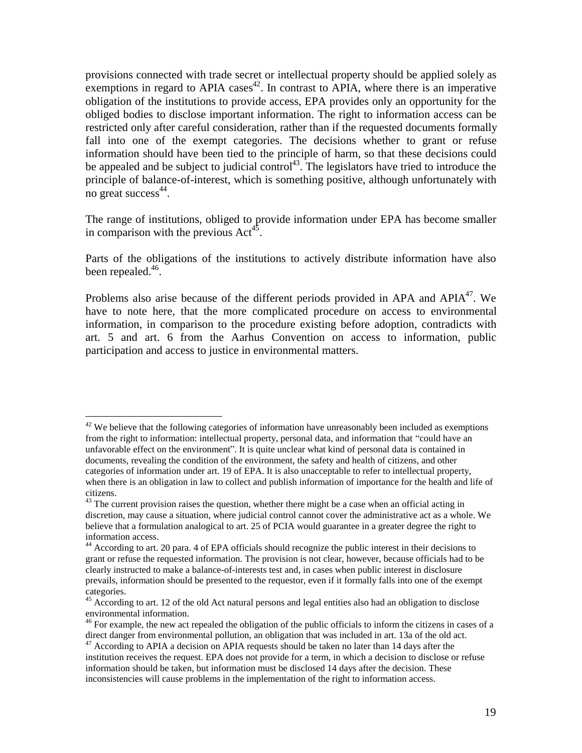provisions connected with trade secret or intellectual property should be applied solely as exemptions in regard to APIA cases[42]. In contrast to APIA, where there is an imperative obligation of the institutions to provide access, EPA provides only an opportunity for the obliged bodies to disclose important information. The right to information access can be restricted only after careful consideration, rather than if the requested documents formally fall into one of the exempt categories. The decisions whether to grant or refuse information should have been tied to the principle of harm, so that these decisions could be appealed and be subject to judicial control[43]. The legislators have tried to introduce the principle of balance-of-interest, which is something positive, although unfortunately with no great success[44].

The range of institutions, obliged to provide information under EPA has become smaller in comparison with the previous Act[45].

Parts of the obligations of the institutions to actively distribute information have also been repealed.[46].

Problems also arise because of the different periods provided in APA and APIA[47]. We have to note here, that the more complicated procedure on access to environmental information, in comparison to the procedure existing before adoption, contradicts with art. 5 and art. 6 from the Aarhus Convention on access to information, public participation and access to justice in environmental matters.

---

[42] We believe that the following categories of information have unreasonably been included as exemptions from the right to information: intellectual property, personal data, and information that "could have an unfavorable effect on the environment". It is quite unclear what kind of personal data is contained in documents, revealing the condition of the environment, the safety and health of citizens, and other categories of information under art. 19 of EPA. It is also unacceptable to refer to intellectual property, when there is an obligation in law to collect and publish information of importance for the health and life of citizens.

[43] The current provision raises the question, whether there might be a case when an official acting in discretion, may cause a situation, where judicial control cannot cover the administrative act as a whole. We believe that a formulation analogical to art. 25 of PCIA would guarantee in a greater degree the right to information access.

[44] According to art. 20 para. 4 of EPA officials should recognize the public interest in their decisions to grant or refuse the requested information. The provision is not clear, however, because officials had to be clearly instructed to make a balance-of-interests test and, in cases when public interest in disclosure prevails, information should be presented to the requestor, even if it formally falls into one of the exempt categories.

[45] According to art. 12 of the old Act natural persons and legal entities also had an obligation to disclose environmental information.

[46] For example, the new act repealed the obligation of the public officials to inform the citizens in cases of a direct danger from environmental pollution, an obligation that was included in art. 13a of the old act.

[47] According to APIA a decision on APIA requests should be taken no later than 14 days after the institution receives the request. EPA does not provide for a term, in which a decision to disclose or refuse information should be taken, but information must be disclosed 14 days after the decision. These inconsistencies will cause problems in the implementation of the right to information access.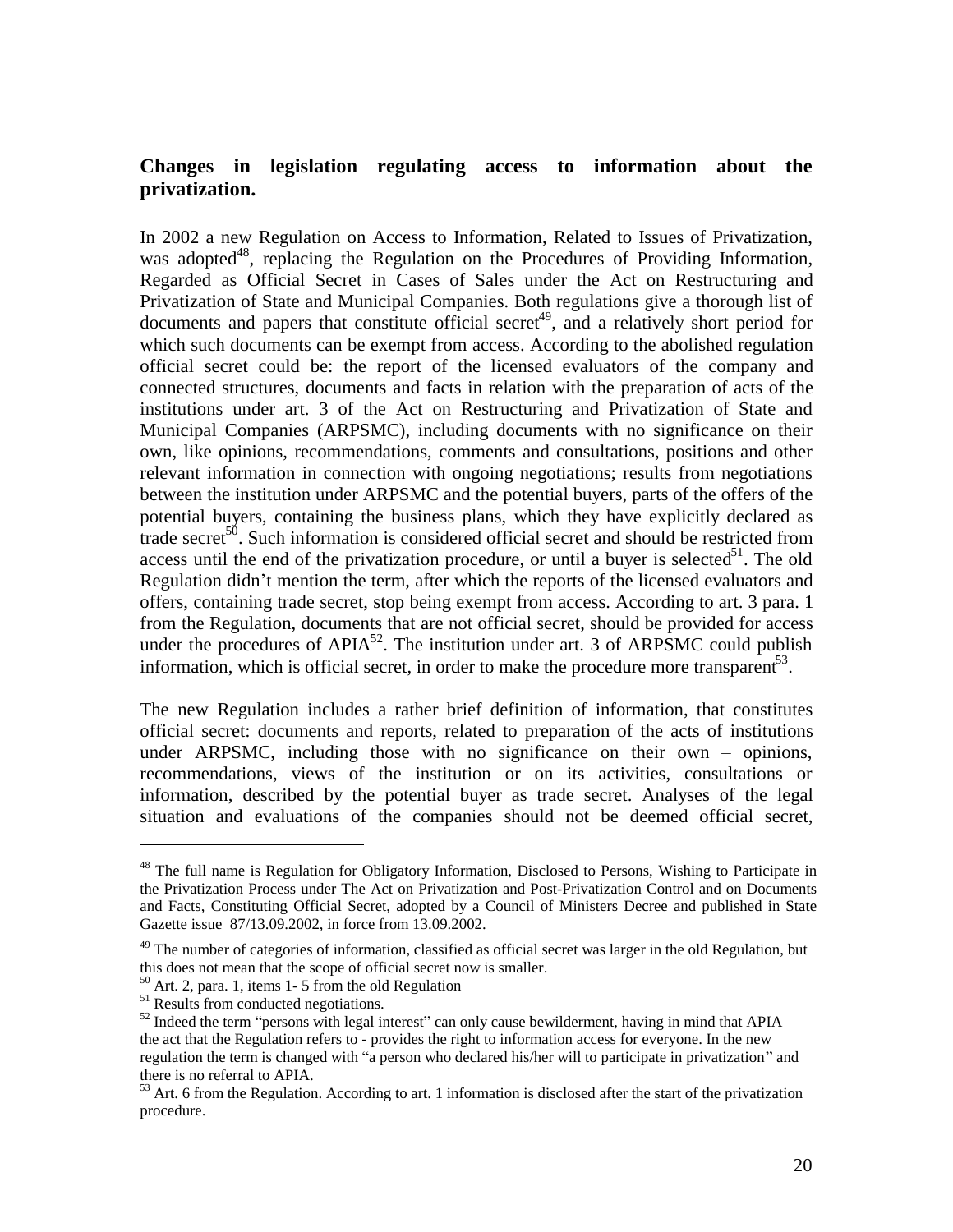**Changes in legislation regulating access to information about the privatization.**

In 2002 a new Regulation on Access to Information, Related to Issues of Privatization, was adopted[48], replacing the Regulation on the Procedures of Providing Information, Regarded as Official Secret in Cases of Sales under the Act on Restructuring and Privatization of State and Municipal Companies. Both regulations give a thorough list of documents and papers that constitute official secret[49], and a relatively short period for which such documents can be exempt from access. According to the abolished regulation official secret could be: the report of the licensed evaluators of the company and connected structures, documents and facts in relation with the preparation of acts of the institutions under art. 3 of the Act on Restructuring and Privatization of State and Municipal Companies (ARPSMC), including documents with no significance on their own, like opinions, recommendations, comments and consultations, positions and other relevant information in connection with ongoing negotiations; results from negotiations between the institution under ARPSMC and the potential buyers, parts of the offers of the potential buyers, containing the business plans, which they have explicitly declared as trade secret[50]. Such information is considered official secret and should be restricted from access until the end of the privatization procedure, or until a buyer is selected[51]. The old Regulation didn't mention the term, after which the reports of the licensed evaluators and offers, containing trade secret, stop being exempt from access. According to art. 3 para. 1 from the Regulation, documents that are not official secret, should be provided for access under the procedures of APIA[52]. The institution under art. 3 of ARPSMC could publish information, which is official secret, in order to make the procedure more transparent[53].

The new Regulation includes a rather brief definition of information, that constitutes official secret: documents and reports, related to preparation of the acts of institutions under ARPSMC, including those with no significance on their own – opinions, recommendations, views of the institution or on its activities, consultations or information, described by the potential buyer as trade secret. Analyses of the legal situation and evaluations of the companies should not be deemed official secret,

---

[48] The full name is Regulation for Obligatory Information, Disclosed to Persons, Wishing to Participate in the Privatization Process under The Act on Privatization and Post-Privatization Control and on Documents and Facts, Constituting Official Secret, adopted by a Council of Ministers Decree and published in State Gazette issue 87/13.09.2002, in force from 13.09.2002.

[49] The number of categories of information, classified as official secret was larger in the old Regulation, but this does not mean that the scope of official secret now is smaller.

[50] Art. 2, para. 1, items 1- 5 from the old Regulation

[51] Results from conducted negotiations.

[52] Indeed the term "persons with legal interest" can only cause bewilderment, having in mind that APIA – the act that the Regulation refers to - provides the right to information access for everyone. In the new regulation the term is changed with "a person who declared his/her will to participate in privatization" and there is no referral to APIA.

[53] Art. 6 from the Regulation. According to art. 1 information is disclosed after the start of the privatization procedure.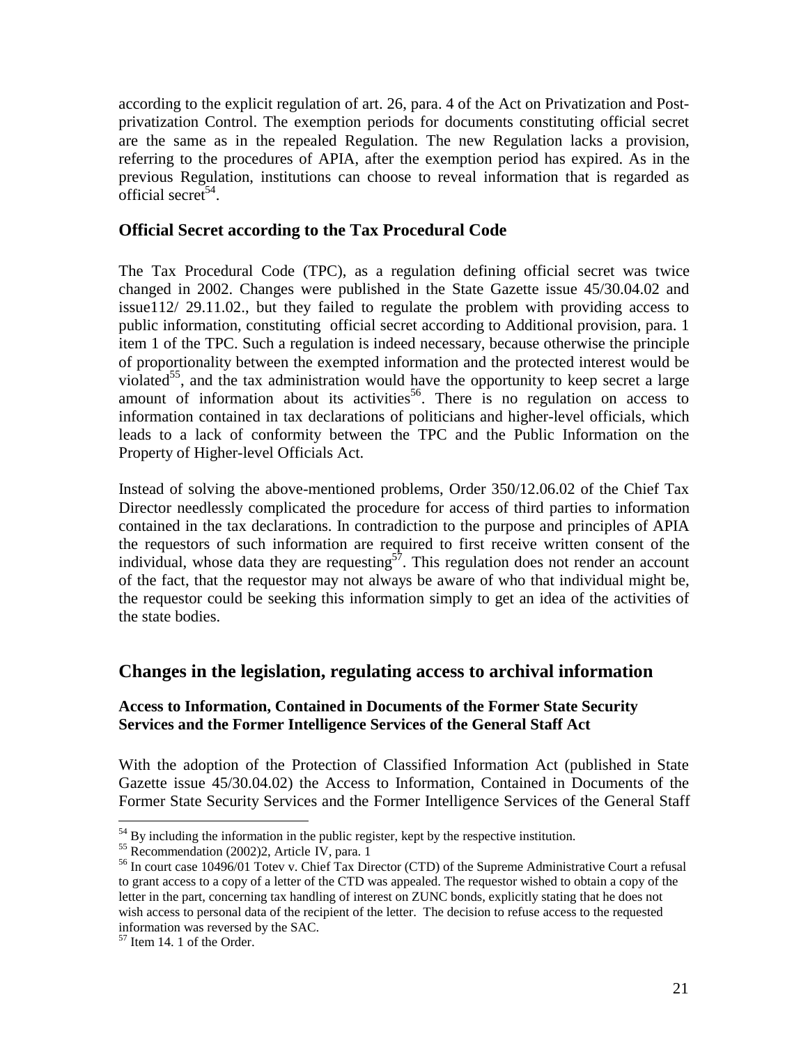according to the explicit regulation of art. 26, para. 4 of the Act on Privatization and Post-privatization Control. The exemption periods for documents constituting official secret are the same as in the repealed Regulation. The new Regulation lacks a provision, referring to the procedures of APIA, after the exemption period has expired. As in the previous Regulation, institutions can choose to reveal information that is regarded as official secret[54].

### Official Secret according to the Tax Procedural Code

The Tax Procedural Code (TPC), as a regulation defining official secret was twice changed in 2002. Changes were published in the State Gazette issue 45/30.04.02 and issue112/ 29.11.02., but they failed to regulate the problem with providing access to public information, constituting official secret according to Additional provision, para. 1 item 1 of the TPC. Such a regulation is indeed necessary, because otherwise the principle of proportionality between the exempted information and the protected interest would be violated[55], and the tax administration would have the opportunity to keep secret a large amount of information about its activities[56]. There is no regulation on access to information contained in tax declarations of politicians and higher-level officials, which leads to a lack of conformity between the TPC and the Public Information on the Property of Higher-level Officials Act.

Instead of solving the above-mentioned problems, Order 350/12.06.02 of the Chief Tax Director needlessly complicated the procedure for access of third parties to information contained in the tax declarations. In contradiction to the purpose and principles of APIA the requestors of such information are required to first receive written consent of the individual, whose data they are requesting[57]. This regulation does not render an account of the fact, that the requestor may not always be aware of who that individual might be, the requestor could be seeking this information simply to get an idea of the activities of the state bodies.

## Changes in the legislation, regulating access to archival information

#### Access to Information, Contained in Documents of the Former State Security Services and the Former Intelligence Services of the General Staff Act

With the adoption of the Protection of Classified Information Act (published in State Gazette issue 45/30.04.02) the Access to Information, Contained in Documents of the Former State Security Services and the Former Intelligence Services of the General Staff

---

[54] By including the information in the public register, kept by the respective institution.

[55] Recommendation (2002)2, Article IV, para. 1

[56] In court case 10496/01 Totev v. Chief Tax Director (CTD) of the Supreme Administrative Court a refusal to grant access to a copy of a letter of the CTD was appealed. The requestor wished to obtain a copy of the letter in the part, concerning tax handling of interest on ZUNC bonds, explicitly stating that he does not wish access to personal data of the recipient of the letter. The decision to refuse access to the requested information was reversed by the SAC.

[57] Item 14. 1 of the Order.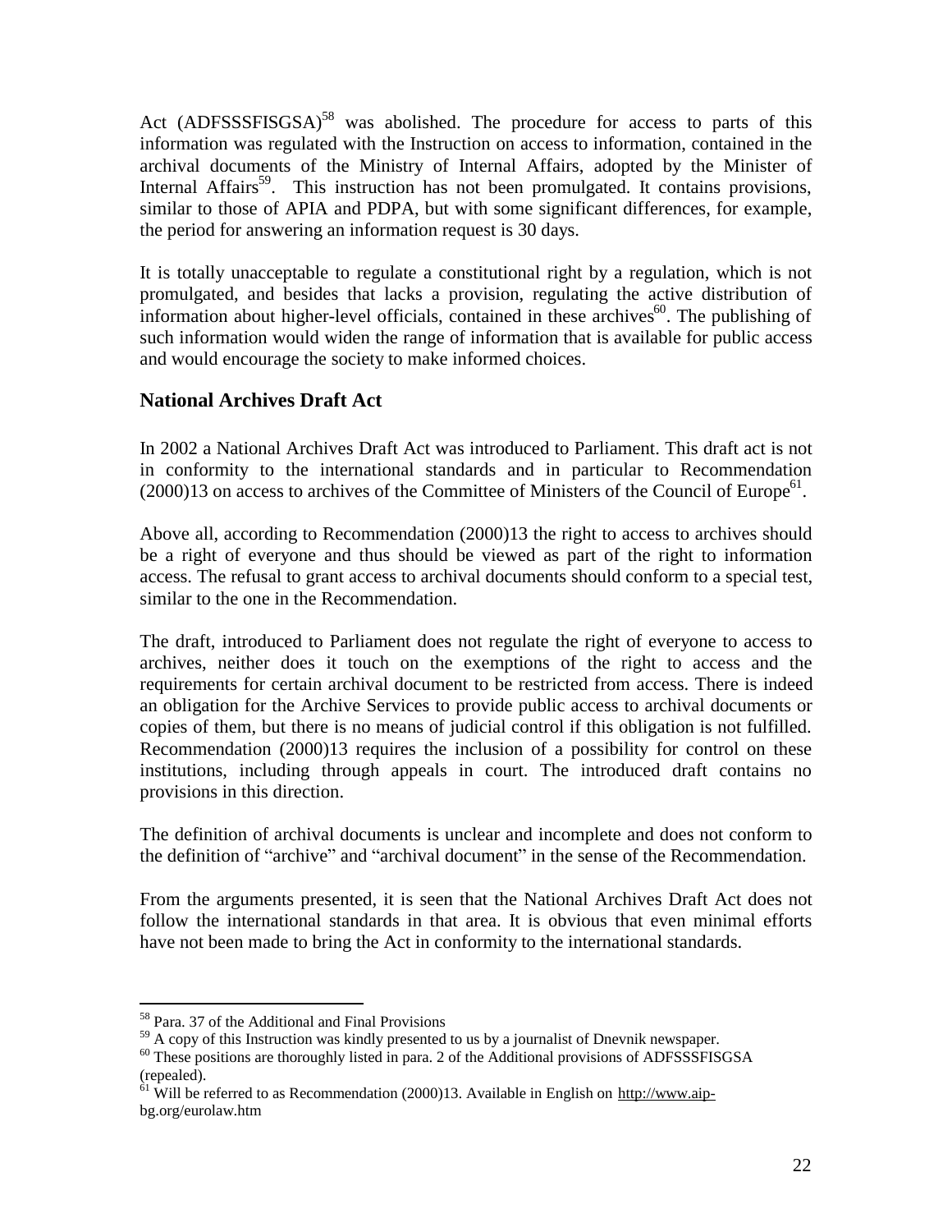Act (ADFSSSFISGSA)[58] was abolished. The procedure for access to parts of this information was regulated with the Instruction on access to information, contained in the archival documents of the Ministry of Internal Affairs, adopted by the Minister of Internal Affairs[59]. This instruction has not been promulgated. It contains provisions, similar to those of APIA and PDPA, but with some significant differences, for example, the period for answering an information request is 30 days.

It is totally unacceptable to regulate a constitutional right by a regulation, which is not promulgated, and besides that lacks a provision, regulating the active distribution of information about higher-level officials, contained in these archives[60]. The publishing of such information would widen the range of information that is available for public access and would encourage the society to make informed choices.

## National Archives Draft Act

In 2002 a National Archives Draft Act was introduced to Parliament. This draft act is not in conformity to the international standards and in particular to Recommendation (2000)13 on access to archives of the Committee of Ministers of the Council of Europe[61].

Above all, according to Recommendation (2000)13 the right to access to archives should be a right of everyone and thus should be viewed as part of the right to information access. The refusal to grant access to archival documents should conform to a special test, similar to the one in the Recommendation.

The draft, introduced to Parliament does not regulate the right of everyone to access to archives, neither does it touch on the exemptions of the right to access and the requirements for certain archival document to be restricted from access. There is indeed an obligation for the Archive Services to provide public access to archival documents or copies of them, but there is no means of judicial control if this obligation is not fulfilled. Recommendation (2000)13 requires the inclusion of a possibility for control on these institutions, including through appeals in court. The introduced draft contains no provisions in this direction.

The definition of archival documents is unclear and incomplete and does not conform to the definition of "archive" and "archival document" in the sense of the Recommendation.

From the arguments presented, it is seen that the National Archives Draft Act does not follow the international standards in that area. It is obvious that even minimal efforts have not been made to bring the Act in conformity to the international standards.

---

[58] Para. 37 of the Additional and Final Provisions

[59] A copy of this Instruction was kindly presented to us by a journalist of Dnevnik newspaper.

[60] These positions are thoroughly listed in para. 2 of the Additional provisions of ADFSSSFISGSA (repealed).

[61] Will be referred to as Recommendation (2000)13. Available in English on http://www.aip-bg.org/eurolaw.htm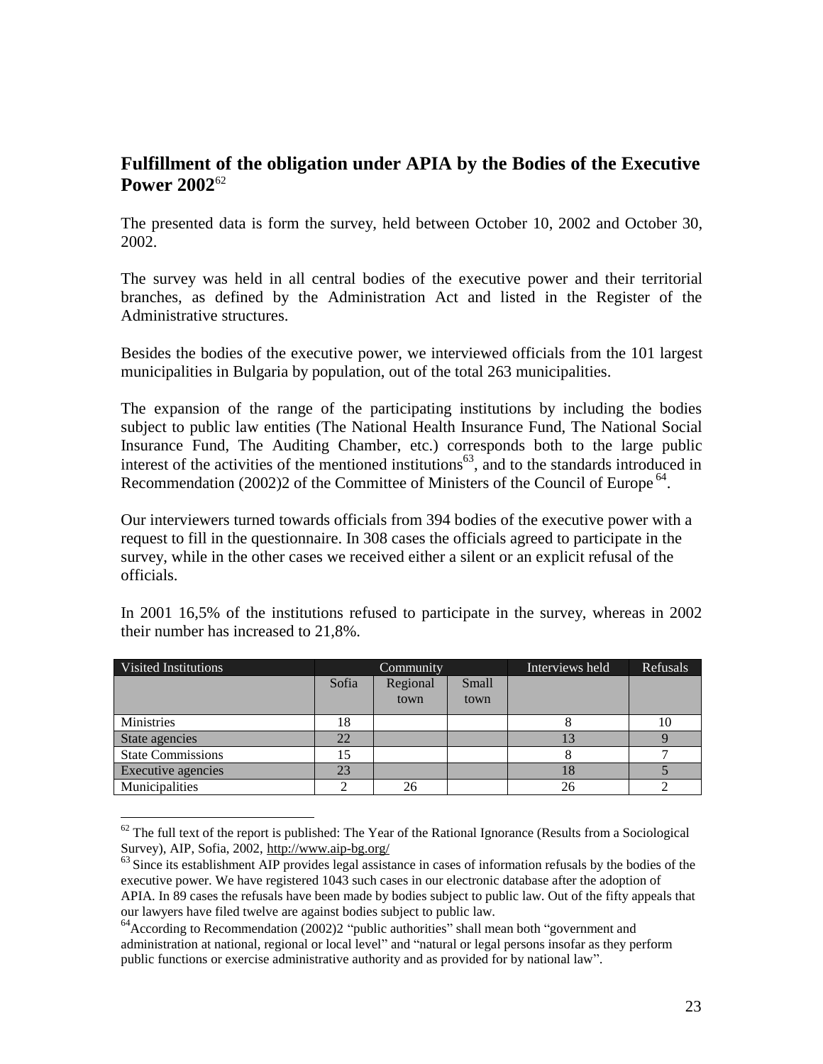## Fulfillment of the obligation under APIA by the Bodies of the Executive Power 2002[62]

The presented data is form the survey, held between October 10, 2002 and October 30, 2002.

The survey was held in all central bodies of the executive power and their territorial branches, as defined by the Administration Act and listed in the Register of the Administrative structures.

Besides the bodies of the executive power, we interviewed officials from the 101 largest municipalities in Bulgaria by population, out of the total 263 municipalities.

The expansion of the range of the participating institutions by including the bodies subject to public law entities (The National Health Insurance Fund, The National Social Insurance Fund, The Auditing Chamber, etc.) corresponds both to the large public interest of the activities of the mentioned institutions[63], and to the standards introduced in Recommendation (2002)2 of the Committee of Ministers of the Council of Europe[64].

Our interviewers turned towards officials from 394 bodies of the executive power with a request to fill in the questionnaire. In 308 cases the officials agreed to participate in the survey, while in the other cases we received either a silent or an explicit refusal of the officials.

In 2001 16,5% of the institutions refused to participate in the survey, whereas in 2002 their number has increased to 21,8%.

| Visited Institutions | Community | | | Interviews held | Refusals |
|---|---|---|---|---|---|
| | Sofia | Regional town | Small town | | |
| Ministries | 18 | | | 8 | 10 |
| State agencies | 22 | | | 13 | 9 |
| State Commissions | 15 | | | 8 | 7 |
| Executive agencies | 23 | | | 18 | 5 |
| Municipalities | 2 | 26 | | 26 | 2 |

---

[62] The full text of the report is published: The Year of the Rational Ignorance (Results from a Sociological Survey), AIP, Sofia, 2002, http://www.aip-bg.org/

[63] Since its establishment AIP provides legal assistance in cases of information refusals by the bodies of the executive power. We have registered 1043 such cases in our electronic database after the adoption of APIA. In 89 cases the refusals have been made by bodies subject to public law. Out of the fifty appeals that our lawyers have filed twelve are against bodies subject to public law.

[64] According to Recommendation (2002)2 "public authorities" shall mean both "government and administration at national, regional or local level" and "natural or legal persons insofar as they perform public functions or exercise administrative authority and as provided for by national law".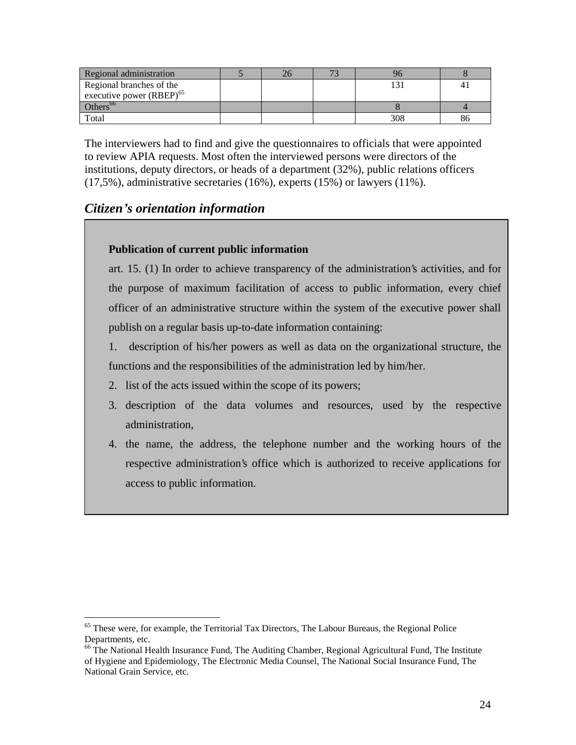| Regional administration | 5 | 26 | 73 | 96 | 8 |
|---|---|---|---|---|---|
| Regional branches of the executive power (RBEP)[65] | | | | 131 | 41 |
| Others[66] | | | | 8 | 4 |
| Total | | | | 308 | 86 |

The interviewers had to find and give the questionnaires to officials that were appointed to review APIA requests. Most often the interviewed persons were directors of the institutions, deputy directors, or heads of a department (32%), public relations officers (17,5%), administrative secretaries (16%), experts (15%) or lawyers (11%).

## *Citizen's orientation information*

> **Publication of current public information**
>
> art. 15. (1) In order to achieve transparency of the administration's activities, and for the purpose of maximum facilitation of access to public information, every chief officer of an administrative structure within the system of the executive power shall publish on a regular basis up-to-date information containing:
>
> 1. description of his/her powers as well as data on the organizational structure, the functions and the responsibilities of the administration led by him/her.
> 2. list of the acts issued within the scope of its powers;
> 3. description of the data volumes and resources, used by the respective administration,
> 4. the name, the address, the telephone number and the working hours of the respective administration's office which is authorized to receive applications for access to public information.

---

[65] These were, for example, the Territorial Tax Directors, The Labour Bureaus, the Regional Police Departments, etc.

[66] The National Health Insurance Fund, The Auditing Chamber, Regional Agricultural Fund, The Institute of Hygiene and Epidemiology, The Electronic Media Counsel, The National Social Insurance Fund, The National Grain Service, etc.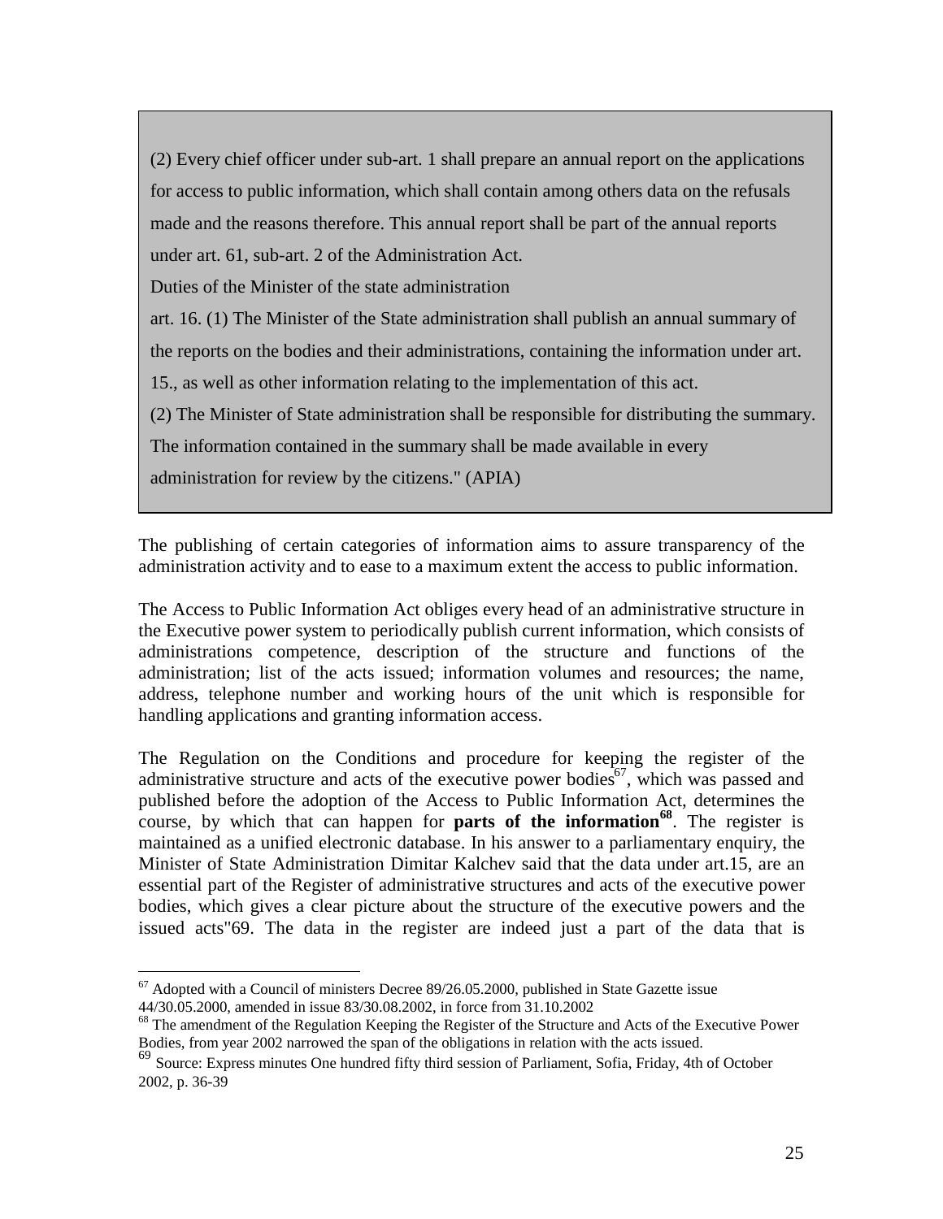> (2) Every chief officer under sub-art. 1 shall prepare an annual report on the applications for access to public information, which shall contain among others data on the refusals made and the reasons therefore. This annual report shall be part of the annual reports under art. 61, sub-art. 2 of the Administration Act.
>
> Duties of the Minister of the state administration
>
> art. 16. (1) The Minister of the State administration shall publish an annual summary of the reports on the bodies and their administrations, containing the information under art. 15., as well as other information relating to the implementation of this act.
>
> (2) The Minister of State administration shall be responsible for distributing the summary. The information contained in the summary shall be made available in every administration for review by the citizens." (APIA)

The publishing of certain categories of information aims to assure transparency of the administration activity and to ease to a maximum extent the access to public information.

The Access to Public Information Act obliges every head of an administrative structure in the Executive power system to periodically publish current information, which consists of administrations competence, description of the structure and functions of the administration; list of the acts issued; information volumes and resources; the name, address, telephone number and working hours of the unit which is responsible for handling applications and granting information access.

The Regulation on the Conditions and procedure for keeping the register of the administrative structure and acts of the executive power bodies[67], which was passed and published before the adoption of the Access to Public Information Act, determines the course, by which that can happen for **parts of the information[68]**. The register is maintained as a unified electronic database. In his answer to a parliamentary enquiry, the Minister of State Administration Dimitar Kalchev said that the data under art.15, are an essential part of the Register of administrative structures and acts of the executive power bodies, which gives a clear picture about the structure of the executive powers and the issued acts"69. The data in the register are indeed just a part of the data that is

---

[67] Adopted with a Council of ministers Decree 89/26.05.2000, published in State Gazette issue 44/30.05.2000, amended in issue 83/30.08.2002, in force from 31.10.2002

[68] The amendment of the Regulation Keeping the Register of the Structure and Acts of the Executive Power Bodies, from year 2002 narrowed the span of the obligations in relation with the acts issued.

[69] Source: Express minutes One hundred fifty third session of Parliament, Sofia, Friday, 4th of October 2002, p. 36-39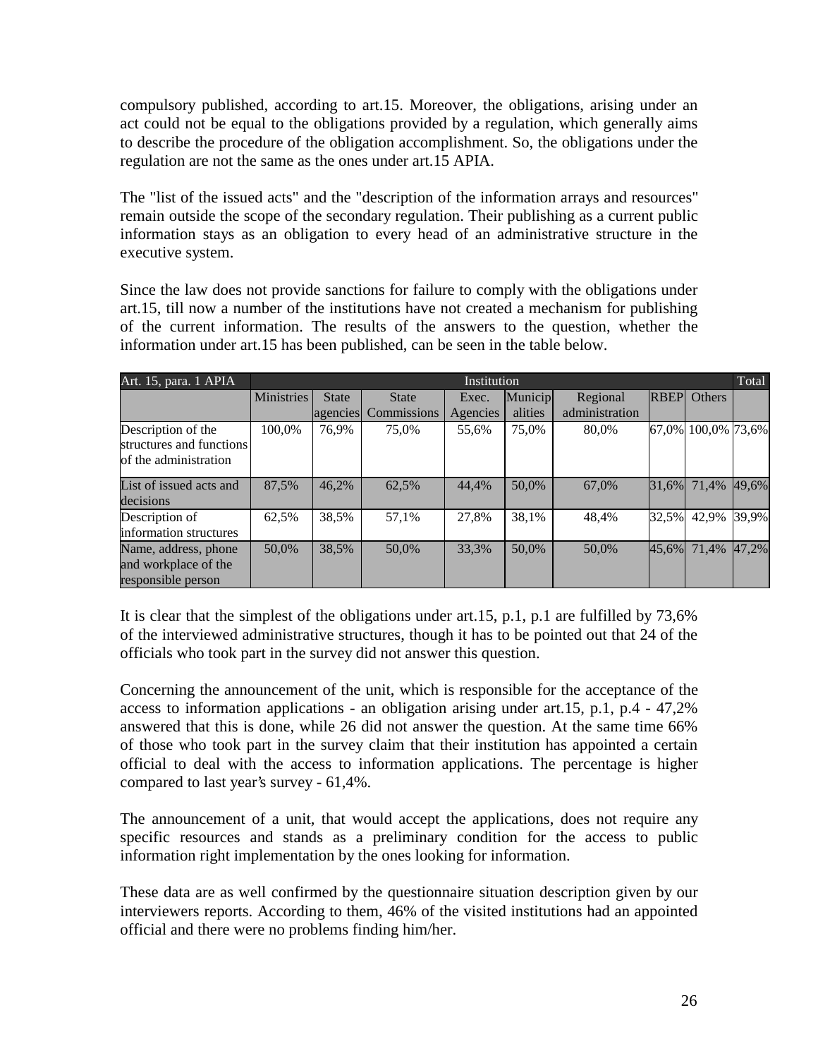compulsory published, according to art.15. Moreover, the obligations, arising under an act could not be equal to the obligations provided by a regulation, which generally aims to describe the procedure of the obligation accomplishment. So, the obligations under the regulation are not the same as the ones under art.15 APIA.

The "list of the issued acts" and the "description of the information arrays and resources" remain outside the scope of the secondary regulation. Their publishing as a current public information stays as an obligation to every head of an administrative structure in the executive system.

Since the law does not provide sanctions for failure to comply with the obligations under art.15, till now a number of the institutions have not created a mechanism for publishing of the current information. The results of the answers to the question, whether the information under art.15 has been published, can be seen in the table below.

| Art. 15, para. 1 APIA | Institution | | | | | | | | Total |
|---|---|---|---|---|---|---|---|---|---|
| | Ministries | State agencies | State Commissions | Exec. Agencies | Municipalities | Regional administration | RBEP | Others | |
| Description of the structures and functions of the administration | 100,0% | 76,9% | 75,0% | 55,6% | 75,0% | 80,0% | 67,0% | 100,0% | 73,6% |
| List of issued acts and decisions | 87,5% | 46,2% | 62,5% | 44,4% | 50,0% | 67,0% | 31,6% | 71,4% | 49,6% |
| Description of information structures | 62,5% | 38,5% | 57,1% | 27,8% | 38,1% | 48,4% | 32,5% | 42,9% | 39,9% |
| Name, address, phone and workplace of the responsible person | 50,0% | 38,5% | 50,0% | 33,3% | 50,0% | 50,0% | 45,6% | 71,4% | 47,2% |

It is clear that the simplest of the obligations under art.15, p.1, p.1 are fulfilled by 73,6% of the interviewed administrative structures, though it has to be pointed out that 24 of the officials who took part in the survey did not answer this question.

Concerning the announcement of the unit, which is responsible for the acceptance of the access to information applications - an obligation arising under art.15, p.1, p.4 - 47,2% answered that this is done, while 26 did not answer the question. At the same time 66% of those who took part in the survey claim that their institution has appointed a certain official to deal with the access to information applications. The percentage is higher compared to last year's survey - 61,4%.

The announcement of a unit, that would accept the applications, does not require any specific resources and stands as a preliminary condition for the access to public information right implementation by the ones looking for information.

These data are as well confirmed by the questionnaire situation description given by our interviewers reports. According to them, 46% of the visited institutions had an appointed official and there were no problems finding him/her.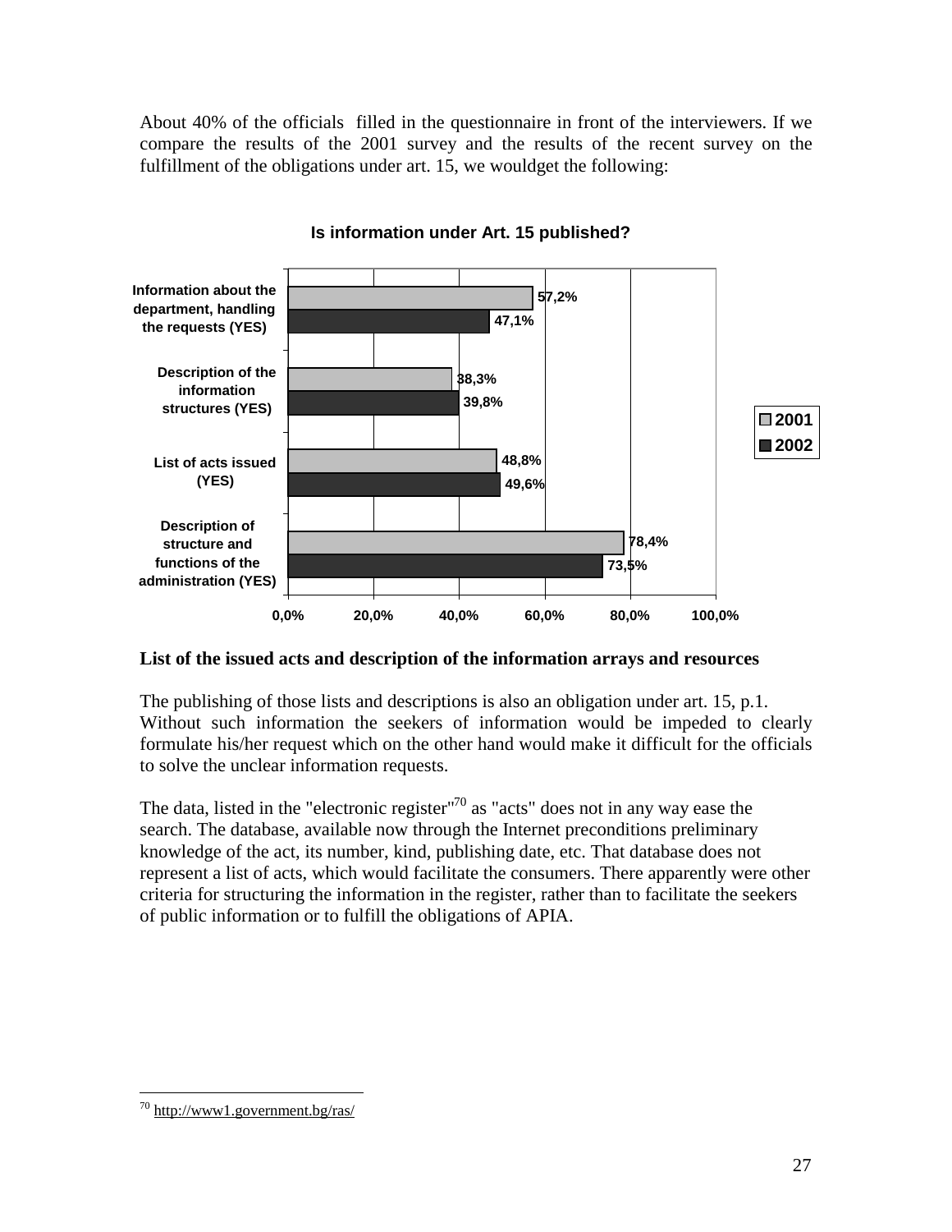About 40% of the officials  filled in the questionnaire in front of the interviewers. If we compare the results of the 2001 survey and the results of the recent survey on the fulfillment of the obligations under art. 15, we wouldget the following:

**Is information under Art. 15 published?**

| | 2001 | 2002 |
|---|---|---|
| Information about the department, handling the requests (YES) | 57,2% | 47,1% |
| Description of the information structures (YES) | 38,3% | 39,8% |
| List of acts issued (YES) | 48,8% | 49,6% |
| Description of structure and functions of the administration (YES) | 78,4% | 73,5% |

**List of the issued acts and description of the information arrays and resources**

The publishing of those lists and descriptions is also an obligation under art. 15, p.1. Without such information the seekers of information would be impeded to clearly formulate his/her request which on the other hand would make it difficult for the officials to solve the unclear information requests.

The data, listed in the "electronic register"[70] as "acts" does not in any way ease the search. The database, available now through the Internet preconditions preliminary knowledge of the act, its number, kind, publishing date, etc. That database does not represent a list of acts, which would facilitate the consumers. There apparently were other criteria for structuring the information in the register, rather than to facilitate the seekers of public information or to fulfill the obligations of APIA.

[70] http://www1.government.bg/ras/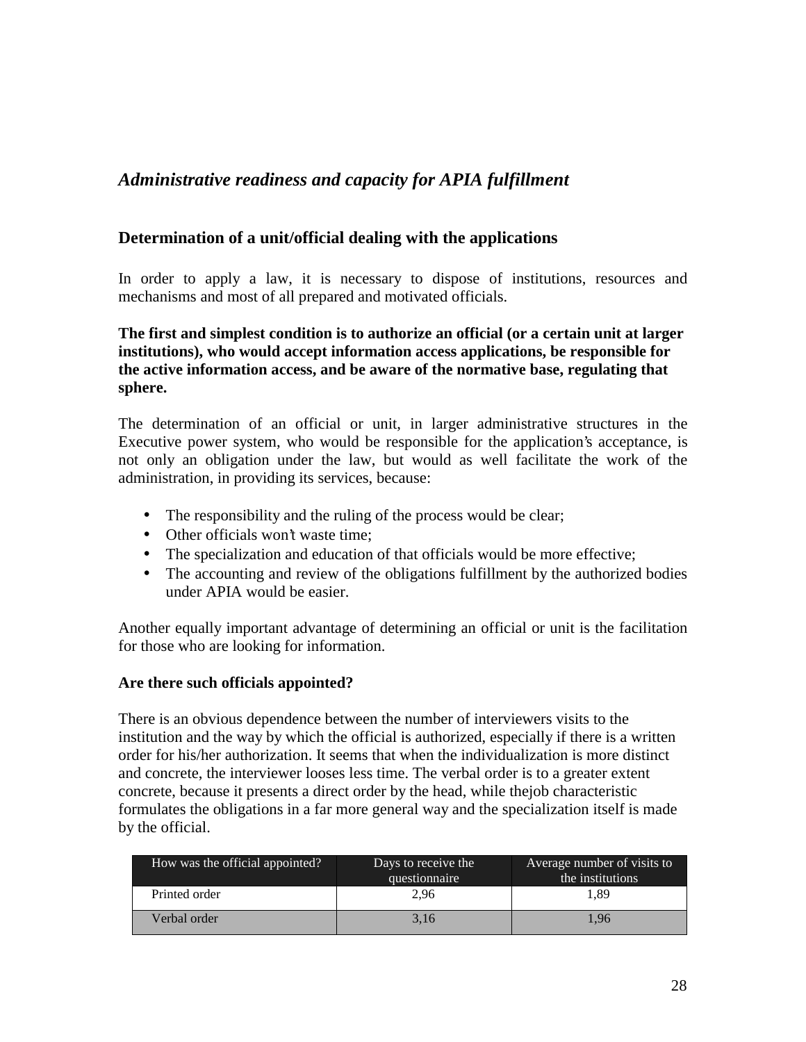## *Administrative readiness and capacity for APIA fulfillment*

### Determination of a unit/official dealing with the applications

In order to apply a law, it is necessary to dispose of institutions, resources and mechanisms and most of all prepared and motivated officials.

**The first and simplest condition is to authorize an official (or a certain unit at larger institutions), who would accept information access applications, be responsible for the active information access, and be aware of the normative base, regulating that sphere.**

The determination of an official or unit, in larger administrative structures in the Executive power system, who would be responsible for the application's acceptance, is not only an obligation under the law, but would as well facilitate the work of the administration, in providing its services, because:

- The responsibility and the ruling of the process would be clear;
- Other officials won't waste time;
- The specialization and education of that officials would be more effective;
- The accounting and review of the obligations fulfillment by the authorized bodies under APIA would be easier.

Another equally important advantage of determining an official or unit is the facilitation for those who are looking for information.

**Are there such officials appointed?**

There is an obvious dependence between the number of interviewers visits to the institution and the way by which the official is authorized, especially if there is a written order for his/her authorization. It seems that when the individualization is more distinct and concrete, the interviewer looses less time. The verbal order is to a greater extent concrete, because it presents a direct order by the head, while thejob characteristic formulates the obligations in a far more general way and the specialization itself is made by the official.

| How was the official appointed? | Days to receive the questionnaire | Average number of visits to the institutions |
|---|---|---|
| Printed order | 2,96 | 1,89 |
| Verbal order | 3,16 | 1,96 |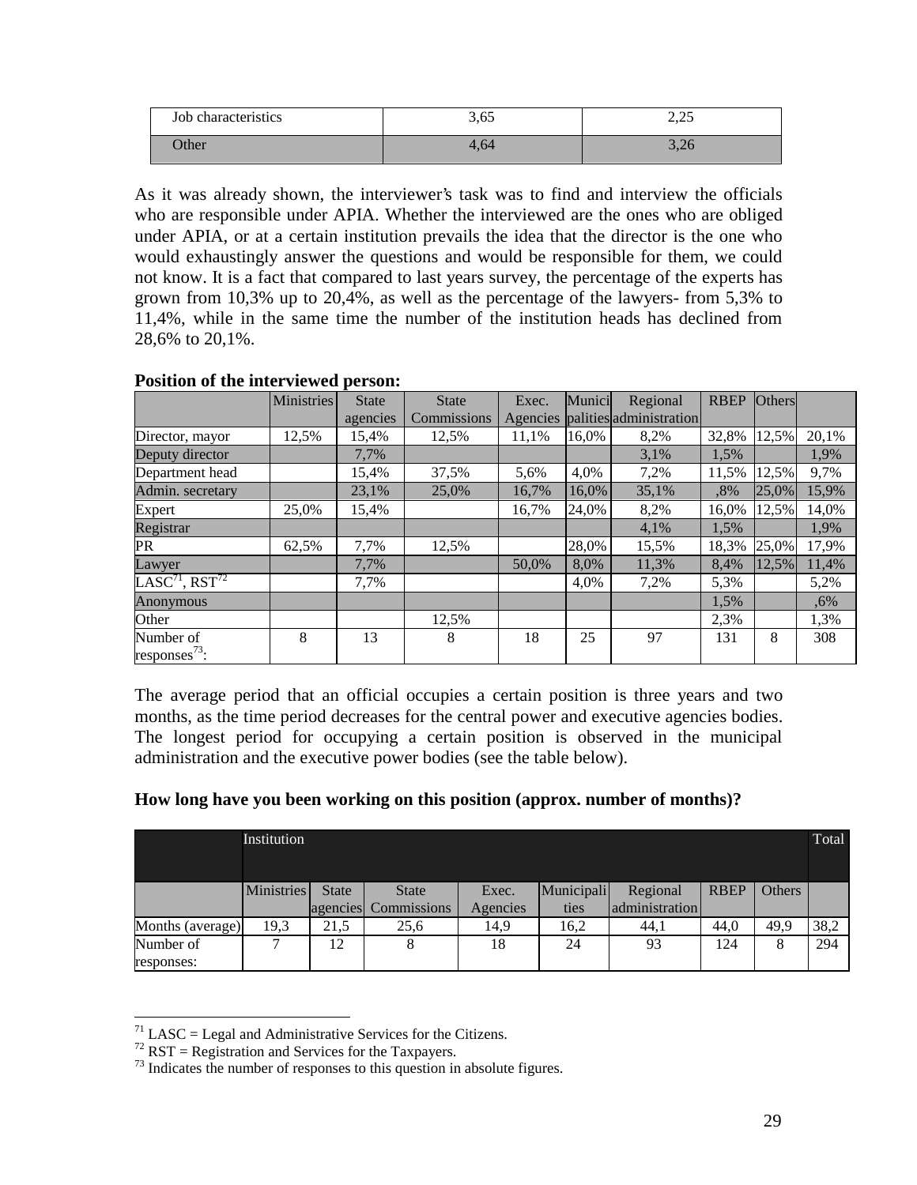| Job characteristics | 3,65 | 2,25 |
|---|---|---|
| Other | 4,64 | 3,26 |

As it was already shown, the interviewer's task was to find and interview the officials who are responsible under APIA. Whether the interviewed are the ones who are obliged under APIA, or at a certain institution prevails the idea that the director is the one who would exhaustingly answer the questions and would be responsible for them, we could not know. It is a fact that compared to last years survey, the percentage of the experts has grown from 10,3% up to 20,4%, as well as the percentage of the lawyers- from 5,3% to 11,4%, while in the same time the number of the institution heads has declined from 28,6% to 20,1%.

**Position of the interviewed person:**

| | Ministries | State agencies | State Commissions | Exec. Agencies | Municipalities | Regional administration | RBEP | Others | |
|---|---|---|---|---|---|---|---|---|---|
| Director, mayor | 12,5% | 15,4% | 12,5% | 11,1% | 16,0% | 8,2% | 32,8% | 12,5% | 20,1% |
| Deputy director | | 7,7% | | | | 3,1% | 1,5% | | 1,9% |
| Department head | | 15,4% | 37,5% | 5,6% | 4,0% | 7,2% | 11,5% | 12,5% | 9,7% |
| Admin. secretary | | 23,1% | 25,0% | 16,7% | 16,0% | 35,1% | ,8% | 25,0% | 15,9% |
| Expert | 25,0% | 15,4% | | 16,7% | 24,0% | 8,2% | 16,0% | 12,5% | 14,0% |
| Registrar | | | | | | 4,1% | 1,5% | | 1,9% |
| PR | 62,5% | 7,7% | 12,5% | | 28,0% | 15,5% | 18,3% | 25,0% | 17,9% |
| Lawyer | | 7,7% | | 50,0% | 8,0% | 11,3% | 8,4% | 12,5% | 11,4% |
| LASC[71], RST[72] | | 7,7% | | | 4,0% | 7,2% | 5,3% | | 5,2% |
| Anonymous | | | | | | | 1,5% | | ,6% |
| Other | | | 12,5% | | | | 2,3% | | 1,3% |
| Number of responses[73]: | 8 | 13 | 8 | 18 | 25 | 97 | 131 | 8 | 308 |

The average period that an official occupies a certain position is three years and two months, as the time period decreases for the central power and executive agencies bodies. The longest period for occupying a certain position is observed in the municipal administration and the executive power bodies (see the table below).

**How long have you been working on this position (approx. number of months)?**

| | Institution | | | | | | | | Total |
|---|---|---|---|---|---|---|---|---|---|
| | Ministries | State agencies | State Commissions | Exec. Agencies | Municipalities | Regional administration | RBEP | Others | |
| Months (average) | 19,3 | 21,5 | 25,6 | 14,9 | 16,2 | 44,1 | 44,0 | 49,9 | 38,2 |
| Number of responses: | 7 | 12 | 8 | 18 | 24 | 93 | 124 | 8 | 294 |

[71] LASC = Legal and Administrative Services for the Citizens.
[72] RST = Registration and Services for the Taxpayers.
[73] Indicates the number of responses to this question in absolute figures.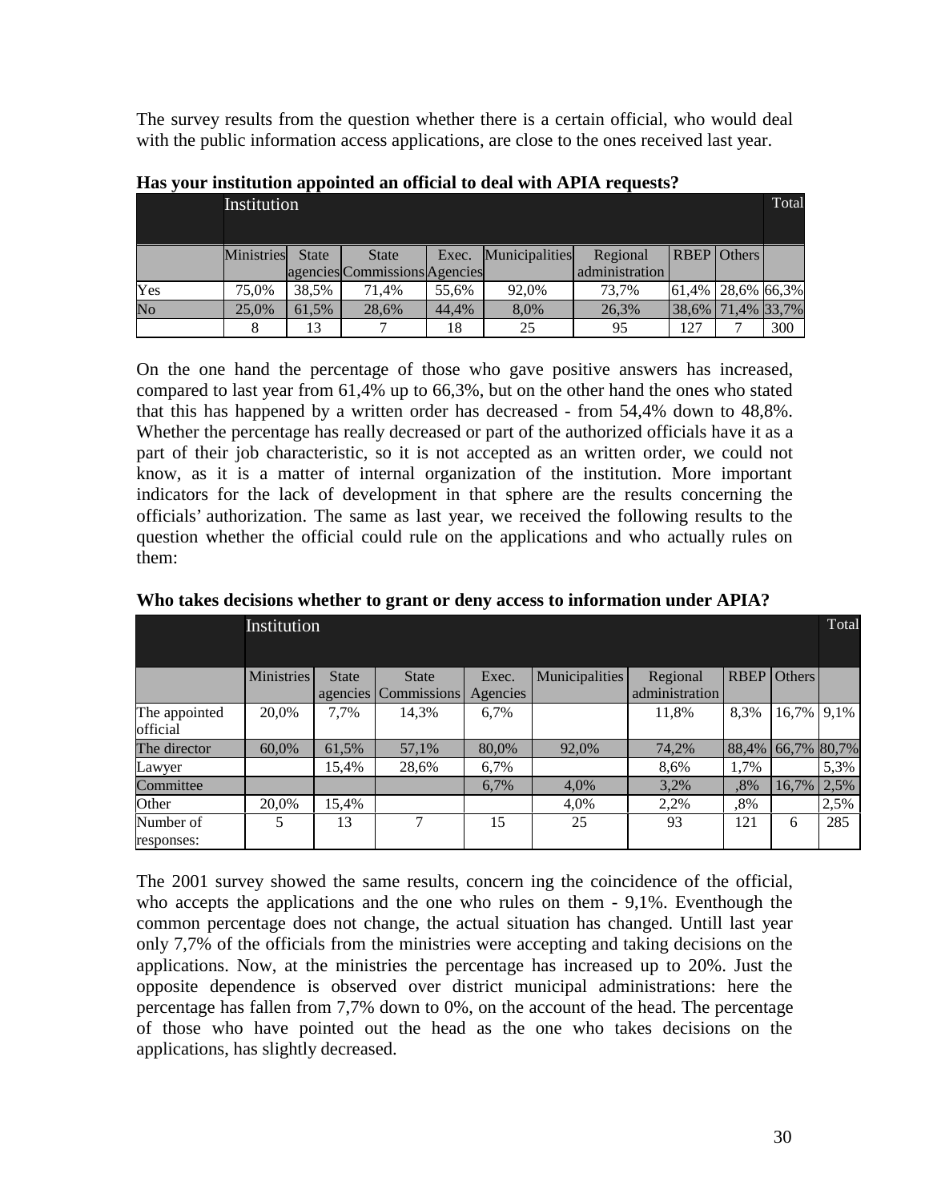The survey results from the question whether there is a certain official, who would deal with the public information access applications, are close to the ones received last year.

**Has your institution appointed an official to deal with APIA requests?**

| | Institution | | | | | | | | Total |
|---|---|---|---|---|---|---|---|---|---|
| | Ministries | State agencies | State Commissions | Exec. Agencies | Municipalities | Regional administration | RBEP | Others | |
| Yes | 75,0% | 38,5% | 71,4% | 55,6% | 92,0% | 73,7% | 61,4% | 28,6% | 66,3% |
| No | 25,0% | 61,5% | 28,6% | 44,4% | 8,0% | 26,3% | 38,6% | 71,4% | 33,7% |
| | 8 | 13 | 7 | 18 | 25 | 95 | 127 | 7 | 300 |

On the one hand the percentage of those who gave positive answers has increased, compared to last year from 61,4% up to 66,3%, but on the other hand the ones who stated that this has happened by a written order has decreased - from 54,4% down to 48,8%. Whether the percentage has really decreased or part of the authorized officials have it as a part of their job characteristic, so it is not accepted as an written order, we could not know, as it is a matter of internal organization of the institution. More important indicators for the lack of development in that sphere are the results concerning the officials' authorization. The same as last year, we received the following results to the question whether the official could rule on the applications and who actually rules on them:

**Who takes decisions whether to grant or deny access to information under APIA?**

| | Institution | | | | | | | | Total |
|---|---|---|---|---|---|---|---|---|---|
| | Ministries | State agencies | State Commissions | Exec. Agencies | Municipalities | Regional administration | RBEP | Others | |
| The appointed official | 20,0% | 7,7% | 14,3% | 6,7% | | 11,8% | 8,3% | 16,7% | 9,1% |
| The director | 60,0% | 61,5% | 57,1% | 80,0% | 92,0% | 74,2% | 88,4% | 66,7% | 80,7% |
| Lawyer | | 15,4% | 28,6% | 6,7% | | 8,6% | 1,7% | | 5,3% |
| Committee | | | | 6,7% | 4,0% | 3,2% | ,8% | 16,7% | 2,5% |
| Other | 20,0% | 15,4% | | | 4,0% | 2,2% | ,8% | | 2,5% |
| Number of responses: | 5 | 13 | 7 | 15 | 25 | 93 | 121 | 6 | 285 |

The 2001 survey showed the same results, concern ing the coincidence of the official, who accepts the applications and the one who rules on them - 9,1%. Eventhough the common percentage does not change, the actual situation has changed. Untill last year only 7,7% of the officials from the ministries were accepting and taking decisions on the applications. Now, at the ministries the percentage has increased up to 20%. Just the opposite dependence is observed over district municipal administrations: here the percentage has fallen from 7,7% down to 0%, on the account of the head. The percentage of those who have pointed out the head as the one who takes decisions on the applications, has slightly decreased.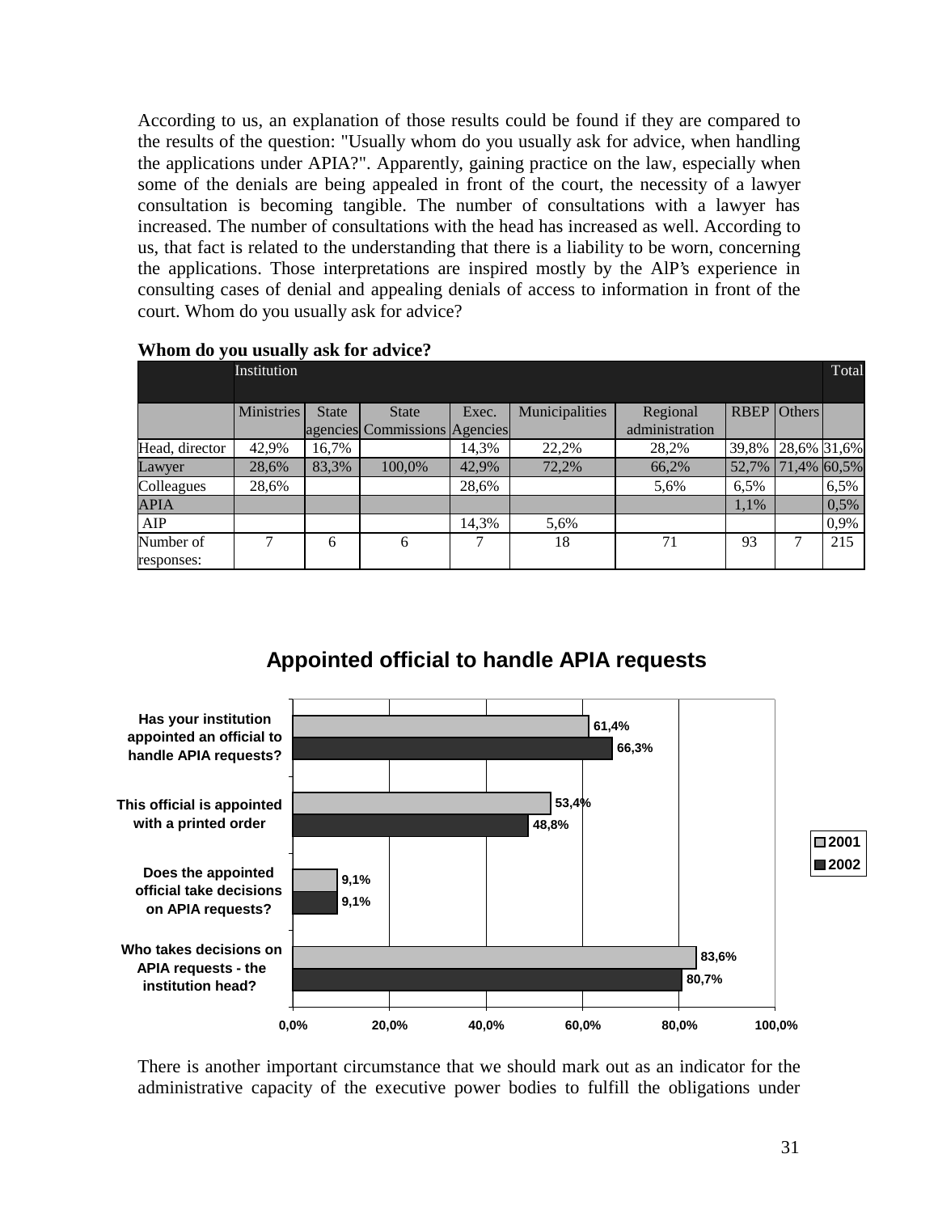According to us, an explanation of those results could be found if they are compared to the results of the question: "Usually whom do you usually ask for advice, when handling the applications under APIA?". Apparently, gaining practice on the law, especially when some of the denials are being appealed in front of the court, the necessity of a lawyer consultation is becoming tangible. The number of consultations with a lawyer has increased. The number of consultations with the head has increased as well. According to us, that fact is related to the understanding that there is a liability to be worn, concerning the applications. Those interpretations are inspired mostly by the AIP's experience in consulting cases of denial and appealing denials of access to information in front of the court. Whom do you usually ask for advice?

**Whom do you usually ask for advice?**

| | Institution | | | | | | | | Total |
|---|---|---|---|---|---|---|---|---|---|
| | Ministries | State agencies | State Commissions | Exec. Agencies | Municipalities | Regional administration | RBEP | Others | |
| Head, director | 42,9% | 16,7% | | 14,3% | 22,2% | 28,2% | 39,8% | 28,6% | 31,6% |
| Lawyer | 28,6% | 83,3% | 100,0% | 42,9% | 72,2% | 66,2% | 52,7% | 71,4% | 60,5% |
| Colleagues | 28,6% | | | 28,6% | | 5,6% | 6,5% | | 6,5% |
| APIA | | | | | | | 1,1% | | 0,5% |
| AIP | | | | 14,3% | 5,6% | | | | 0,9% |
| Number of responses: | 7 | 6 | 6 | 7 | 18 | 71 | 93 | 7 | 215 |

**Appointed official to handle APIA requests**

| | 2001 | 2002 |
|---|---|---|
| Has your institution appointed an official to handle APIA requests? | 61,4% | 66,3% |
| This official is appointed with a printed order | 53,4% | 48,8% |
| Does the appointed official take decisions on APIA requests? | 9,1% | 9,1% |
| Who takes decisions on APIA requests - the institution head? | 83,6% | 80,7% |

There is another important circumstance that we should mark out as an indicator for the administrative capacity of the executive power bodies to fulfill the obligations under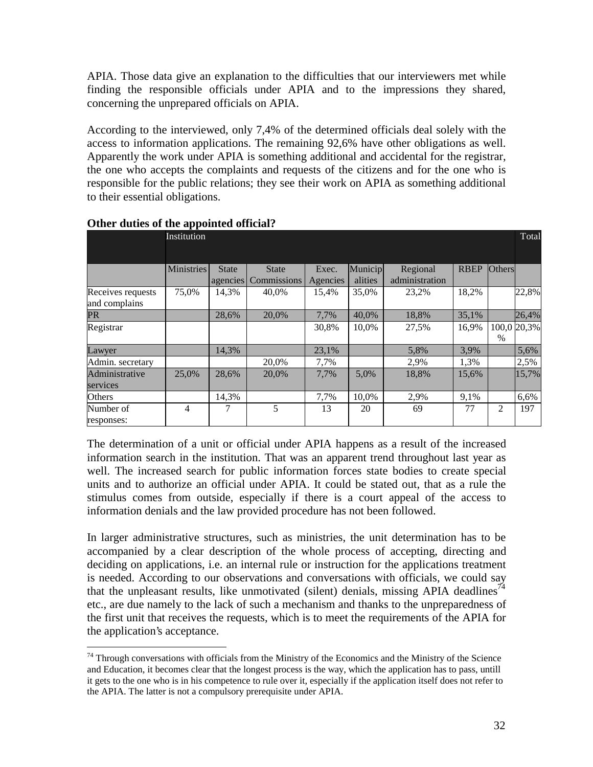APIA. Those data give an explanation to the difficulties that our interviewers met while finding the responsible officials under APIA and to the impressions they shared, concerning the unprepared officials on APIA.

According to the interviewed, only 7,4% of the determined officials deal solely with the access to information applications. The remaining 92,6% have other obligations as well. Apparently the work under APIA is something additional and accidental for the registrar, the one who accepts the complaints and requests of the citizens and for the one who is responsible for the public relations; they see their work on APIA as something additional to their essential obligations.

**Other duties of the appointed official?**

| | Institution | | | | | | | | Total |
|---|---|---|---|---|---|---|---|---|---|
| | Ministries | State agencies | State Commissions | Exec. Agencies | Municipalities | Regional administration | RBEP | Others | |
| Receives requests and complains | 75,0% | 14,3% | 40,0% | 15,4% | 35,0% | 23,2% | 18,2% | | 22,8% |
| PR | | 28,6% | 20,0% | 7,7% | 40,0% | 18,8% | 35,1% | | 26,4% |
| Registrar | | | | 30,8% | 10,0% | 27,5% | 16,9% | 100,0% | 20,3% |
| Lawyer | | 14,3% | | 23,1% | | 5,8% | 3,9% | | 5,6% |
| Admin. secretary | | | 20,0% | 7,7% | | 2,9% | 1,3% | | 2,5% |
| Administrative services | 25,0% | 28,6% | 20,0% | 7,7% | 5,0% | 18,8% | 15,6% | | 15,7% |
| Others | | 14,3% | | 7,7% | 10,0% | 2,9% | 9,1% | | 6,6% |
| Number of responses: | 4 | 7 | 5 | 13 | 20 | 69 | 77 | 2 | 197 |

The determination of a unit or official under APIA happens as a result of the increased information search in the institution. That was an apparent trend throughout last year as well. The increased search for public information forces state bodies to create special units and to authorize an official under APIA. It could be stated out, that as a rule the stimulus comes from outside, especially if there is a court appeal of the access to information denials and the law provided procedure has not been followed.

In larger administrative structures, such as ministries, the unit determination has to be accompanied by a clear description of the whole process of accepting, directing and deciding on applications, i.e. an internal rule or instruction for the applications treatment is needed. According to our observations and conversations with officials, we could say that the unpleasant results, like unmotivated (silent) denials, missing APIA deadlines[74] etc., are due namely to the lack of such a mechanism and thanks to the unpreparedness of the first unit that receives the requests, which is to meet the requirements of the APIA for the application's acceptance.

[74] Through conversations with officials from the Ministry of the Economics and the Ministry of the Science and Education, it becomes clear that the longest process is the way, which the application has to pass, untill it gets to the one who is in his competence to rule over it, especially if the application itself does not refer to the APIA. The latter is not a compulsory prerequisite under APIA.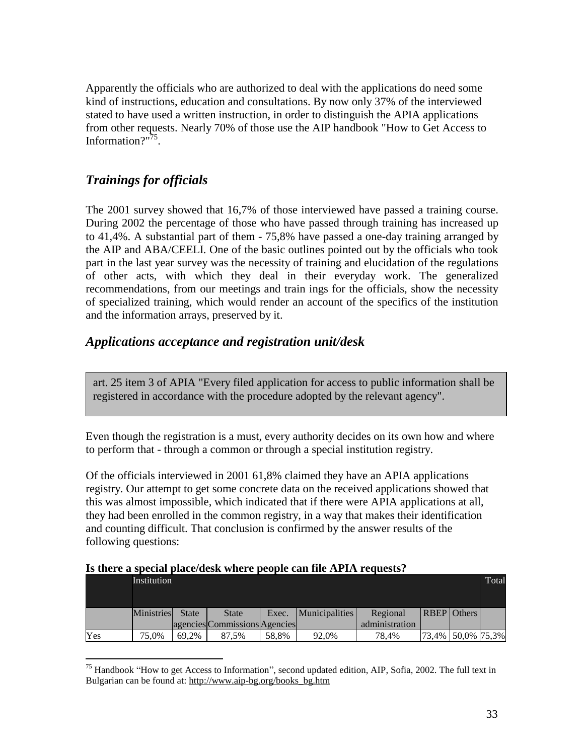Apparently the officials who are authorized to deal with the applications do need some kind of instructions, education and consultations. By now only 37% of the interviewed stated to have used a written instruction, in order to distinguish the APIA applications from other requests. Nearly 70% of those use the AIP handbook "How to Get Access to Information?"[75].

## *Trainings for officials*

The 2001 survey showed that 16,7% of those interviewed have passed a training course. During 2002 the percentage of those who have passed through training has increased up to 41,4%. A substantial part of them - 75,8% have passed a one-day training arranged by the AIP and ABA/CEELI. One of the basic outlines pointed out by the officials who took part in the last year survey was the necessity of training and elucidation of the regulations of other acts, with which they deal in their everyday work. The generalized recommendations, from our meetings and train ings for the officials, show the necessity of specialized training, which would render an account of the specifics of the institution and the information arrays, preserved by it.

## *Applications acceptance and registration unit/desk*

> art. 25 item 3 of APIA "Every filed application for access to public information shall be registered in accordance with the procedure adopted by the relevant agency".

Even though the registration is a must, every authority decides on its own how and where to perform that - through a common or through a special institution registry.

Of the officials interviewed in 2001 61,8% claimed they have an APIA applications registry. Our attempt to get some concrete data on the received applications showed that this was almost impossible, which indicated that if there were APIA applications at all, they had been enrolled in the common registry, in a way that makes their identification and counting difficult. That conclusion is confirmed by the answer results of the following questions:

**Is there a special place/desk where people can file APIA requests?**

| | Institution | | | | | | | | Total |
|---|---|---|---|---|---|---|---|---|---|
| | Ministries | State agencies | State Commissions | Exec. Agencies | Municipalities | Regional administration | RBEP | Others | |
| Yes | 75,0% | 69,2% | 87,5% | 58,8% | 92,0% | 78,4% | 73,4% | 50,0% | 75,3% |

[75] Handbook "How to get Access to Information", second updated edition, AIP, Sofia, 2002. The full text in Bulgarian can be found at: http://www.aip-bg.org/books_bg.htm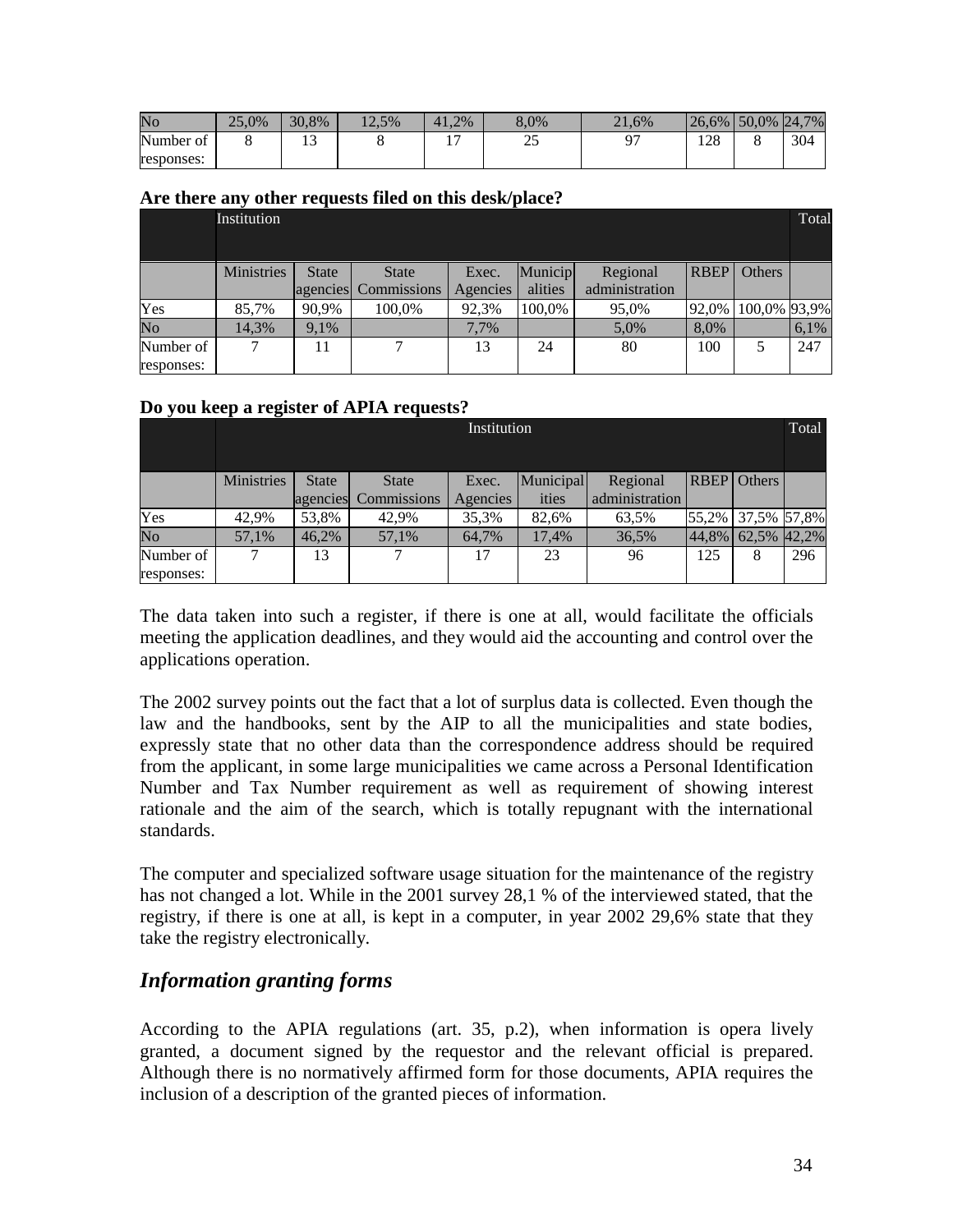| No | 25,0% | 30,8% | 12,5% | 41,2% | 8,0% | 21,6% | 26,6% | 50,0% | 24,7% |
|---|---|---|---|---|---|---|---|---|---|
| Number of responses: | 8 | 13 | 8 | 17 | 25 | 97 | 128 | 8 | 304 |

**Are there any other requests filed on this desk/place?**

| | Institution | | | | | | | | Total |
|---|---|---|---|---|---|---|---|---|---|
| | Ministries | State agencies | State Commissions | Exec. Agencies | Municipalities | Regional administration | RBEP | Others | |
| Yes | 85,7% | 90,9% | 100,0% | 92,3% | 100,0% | 95,0% | 92,0% | 100,0% | 93,9% |
| No | 14,3% | 9,1% | | 7,7% | | 5,0% | 8,0% | | 6,1% |
| Number of responses: | 7 | 11 | 7 | 13 | 24 | 80 | 100 | 5 | 247 |

**Do you keep a register of APIA requests?**

| | Institution | | | | | | | | Total |
|---|---|---|---|---|---|---|---|---|---|
| | Ministries | State agencies | State Commissions | Exec. Agencies | Municipalities | Regional administration | RBEP | Others | |
| Yes | 42,9% | 53,8% | 42,9% | 35,3% | 82,6% | 63,5% | 55,2% | 37,5% | 57,8% |
| No | 57,1% | 46,2% | 57,1% | 64,7% | 17,4% | 36,5% | 44,8% | 62,5% | 42,2% |
| Number of responses: | 7 | 13 | 7 | 17 | 23 | 96 | 125 | 8 | 296 |

The data taken into such a register, if there is one at all, would facilitate the officials meeting the application deadlines, and they would aid the accounting and control over the applications operation.

The 2002 survey points out the fact that a lot of surplus data is collected. Even though the law and the handbooks, sent by the AIP to all the municipalities and state bodies, expressly state that no other data than the correspondence address should be required from the applicant, in some large municipalities we came across a Personal Identification Number and Tax Number requirement as well as requirement of showing interest rationale and the aim of the search, which is totally repugnant with the international standards.

The computer and specialized software usage situation for the maintenance of the registry has not changed a lot. While in the 2001 survey 28,1 % of the interviewed stated, that the registry, if there is one at all, is kept in a computer, in year 2002 29,6% state that they take the registry electronically.

## *Information granting forms*

According to the APIA regulations (art. 35, p.2), when information is opera lively granted, a document signed by the requestor and the relevant official is prepared. Although there is no normatively affirmed form for those documents, APIA requires the inclusion of a description of the granted pieces of information.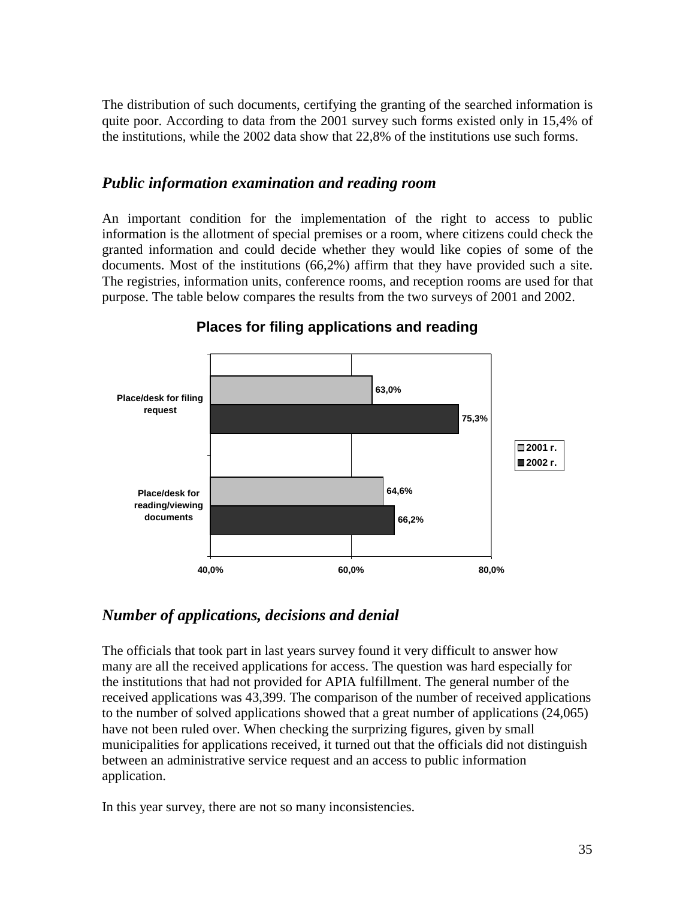The distribution of such documents, certifying the granting of the searched information is quite poor. According to data from the 2001 survey such forms existed only in 15,4% of the institutions, while the 2002 data show that 22,8% of the institutions use such forms.

## *Public information examination and reading room*

An important condition for the implementation of the right to access to public information is the allotment of special premises or a room, where citizens could check the granted information and could decide whether they would like copies of some of the documents. Most of the institutions (66,2%) affirm that they have provided such a site. The registries, information units, conference rooms, and reception rooms are used for that purpose. The table below compares the results from the two surveys of 2001 and 2002.

**Places for filing applications and reading**

| | 2001 г. | 2002 г. |
|---|---|---|
| Place/desk for filing request | 63,0% | 75,3% |
| Place/desk for reading/viewing documents | 64,6% | 66,2% |

## *Number of applications, decisions and denial*

The officials that took part in last years survey found it very difficult to answer how many are all the received applications for access. The question was hard especially for the institutions that had not provided for APIA fulfillment. The general number of the received applications was 43,399. The comparison of the number of received applications to the number of solved applications showed that a great number of applications (24,065) have not been ruled over. When checking the surprizing figures, given by small municipalities for applications received, it turned out that the officials did not distinguish between an administrative service request and an access to public information application.

In this year survey, there are not so many inconsistencies.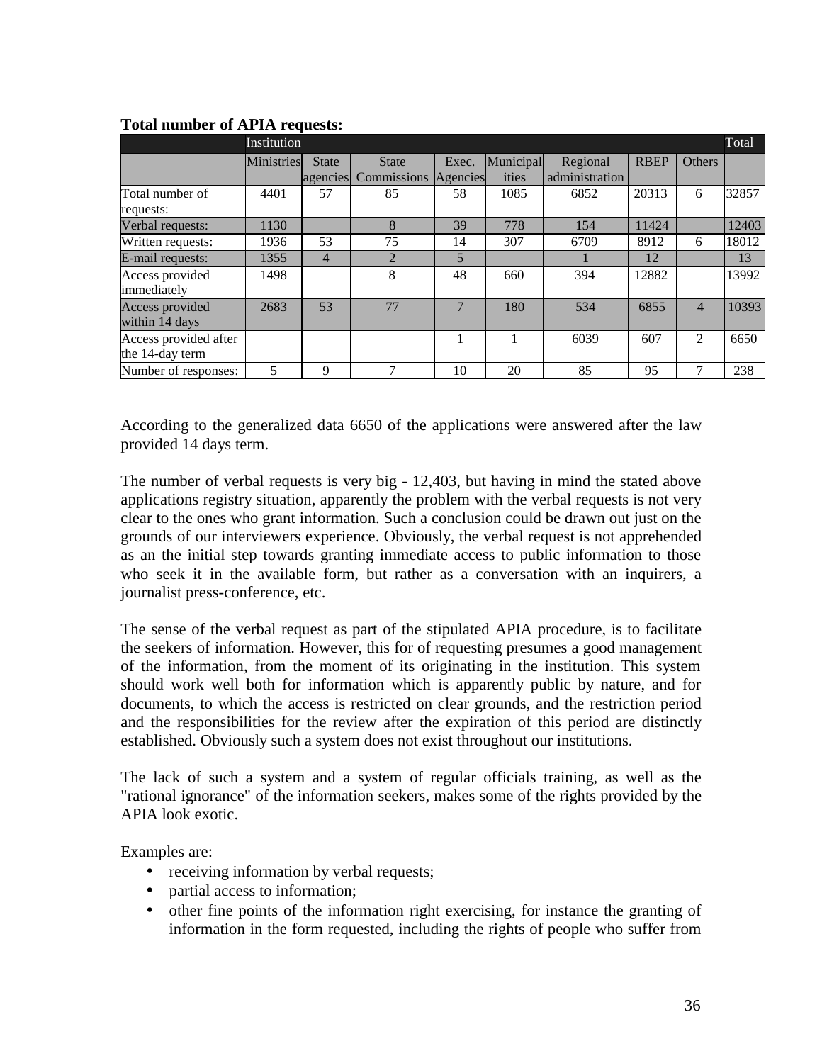**Total number of APIA requests:**

| | Institution | | | | | | | | Total |
|---|---|---|---|---|---|---|---|---|---|
| | Ministries | State agencies | State Commissions | Exec. Agencies | Municipalities | Regional administration | RBEP | Others | |
| Total number of requests: | 4401 | 57 | 85 | 58 | 1085 | 6852 | 20313 | 6 | 32857 |
| Verbal requests: | 1130 | | 8 | 39 | 778 | 154 | 11424 | | 12403 |
| Written requests: | 1936 | 53 | 75 | 14 | 307 | 6709 | 8912 | 6 | 18012 |
| E-mail requests: | 1355 | 4 | 2 | 5 | | 1 | 12 | | 13 |
| Access provided immediately | 1498 | | 8 | 48 | 660 | 394 | 12882 | | 13992 |
| Access provided within 14 days | 2683 | 53 | 77 | 7 | 180 | 534 | 6855 | 4 | 10393 |
| Access provided after the 14-day term | | | | 1 | 1 | 6039 | 607 | 2 | 6650 |
| Number of responses: | 5 | 9 | 7 | 10 | 20 | 85 | 95 | 7 | 238 |

According to the generalized data 6650 of the applications were answered after the law provided 14 days term.

The number of verbal requests is very big - 12,403, but having in mind the stated above applications registry situation, apparently the problem with the verbal requests is not very clear to the ones who grant information. Such a conclusion could be drawn out just on the grounds of our interviewers experience. Obviously, the verbal request is not apprehended as an the initial step towards granting immediate access to public information to those who seek it in the available form, but rather as a conversation with an inquirers, a journalist press-conference, etc.

The sense of the verbal request as part of the stipulated APIA procedure, is to facilitate the seekers of information. However, this for of requesting presumes a good management of the information, from the moment of its originating in the institution. This system should work well both for information which is apparently public by nature, and for documents, to which the access is restricted on clear grounds, and the restriction period and the responsibilities for the review after the expiration of this period are distinctly established. Obviously such a system does not exist throughout our institutions.

The lack of such a system and a system of regular officials training, as well as the "rational ignorance" of the information seekers, makes some of the rights provided by the APIA look exotic.

Examples are:

- receiving information by verbal requests;
- partial access to information;
- other fine points of the information right exercising, for instance the granting of information in the form requested, including the rights of people who suffer from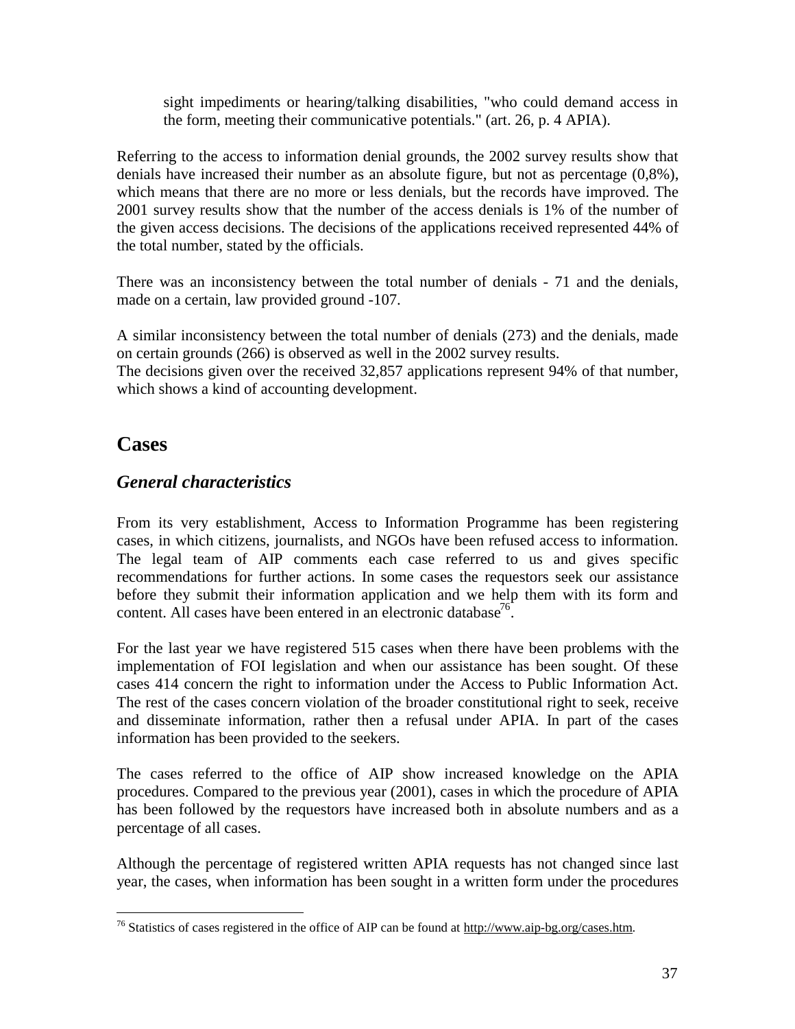sight impediments or hearing/talking disabilities, "who could demand access in the form, meeting their communicative potentials." (art. 26, p. 4 APIA).

Referring to the access to information denial grounds, the 2002 survey results show that denials have increased their number as an absolute figure, but not as percentage (0,8%), which means that there are no more or less denials, but the records have improved. The 2001 survey results show that the number of the access denials is 1% of the number of the given access decisions. The decisions of the applications received represented 44% of the total number, stated by the officials.

There was an inconsistency between the total number of denials - 71 and the denials, made on a certain, law provided ground -107.

A similar inconsistency between the total number of denials (273) and the denials, made on certain grounds (266) is observed as well in the 2002 survey results.
The decisions given over the received 32,857 applications represent 94% of that number, which shows a kind of accounting development.

## Cases

### *General characteristics*

From its very establishment, Access to Information Programme has been registering cases, in which citizens, journalists, and NGOs have been refused access to information. The legal team of AIP comments each case referred to us and gives specific recommendations for further actions. In some cases the requestors seek our assistance before they submit their information application and we help them with its form and content. All cases have been entered in an electronic database[76].

For the last year we have registered 515 cases when there have been problems with the implementation of FOI legislation and when our assistance has been sought. Of these cases 414 concern the right to information under the Access to Public Information Act. The rest of the cases concern violation of the broader constitutional right to seek, receive and disseminate information, rather then a refusal under APIA. In part of the cases information has been provided to the seekers.

The cases referred to the office of AIP show increased knowledge on the APIA procedures. Compared to the previous year (2001), cases in which the procedure of APIA has been followed by the requestors have increased both in absolute numbers and as a percentage of all cases.

Although the percentage of registered written APIA requests has not changed since last year, the cases, when information has been sought in a written form under the procedures

[76] Statistics of cases registered in the office of AIP can be found at http://www.aip-bg.org/cases.htm.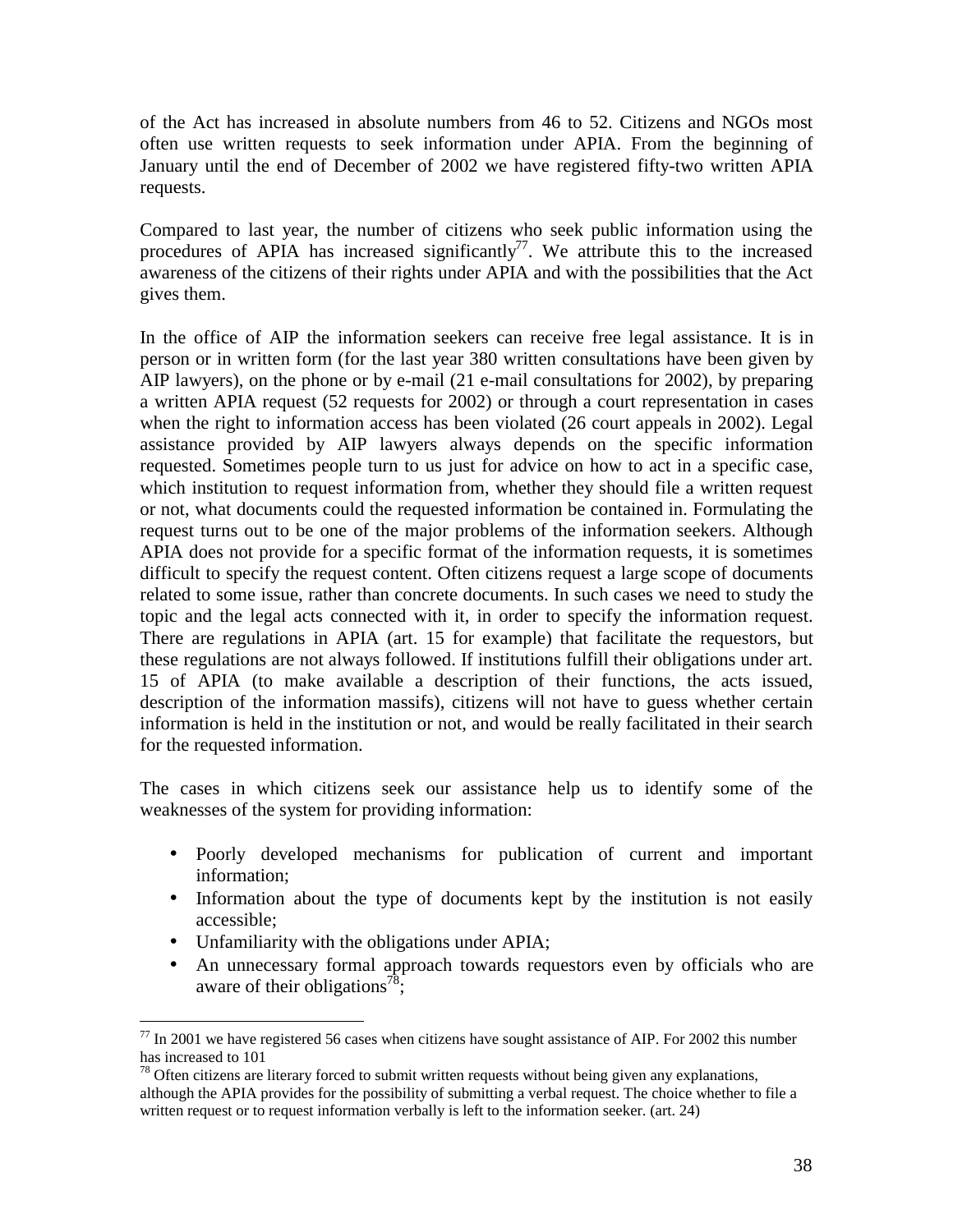of the Act has increased in absolute numbers from 46 to 52. Citizens and NGOs most often use written requests to seek information under APIA. From the beginning of January until the end of December of 2002 we have registered fifty-two written APIA requests.

Compared to last year, the number of citizens who seek public information using the procedures of APIA has increased significantly[77]. We attribute this to the increased awareness of the citizens of their rights under APIA and with the possibilities that the Act gives them.

In the office of AIP the information seekers can receive free legal assistance. It is in person or in written form (for the last year 380 written consultations have been given by AIP lawyers), on the phone or by e-mail (21 e-mail consultations for 2002), by preparing a written APIA request (52 requests for 2002) or through a court representation in cases when the right to information access has been violated (26 court appeals in 2002). Legal assistance provided by AIP lawyers always depends on the specific information requested. Sometimes people turn to us just for advice on how to act in a specific case, which institution to request information from, whether they should file a written request or not, what documents could the requested information be contained in. Formulating the request turns out to be one of the major problems of the information seekers. Although APIA does not provide for a specific format of the information requests, it is sometimes difficult to specify the request content. Often citizens request a large scope of documents related to some issue, rather than concrete documents. In such cases we need to study the topic and the legal acts connected with it, in order to specify the information request. There are regulations in APIA (art. 15 for example) that facilitate the requestors, but these regulations are not always followed. If institutions fulfill their obligations under art. 15 of APIA (to make available a description of their functions, the acts issued, description of the information massifs), citizens will not have to guess whether certain information is held in the institution or not, and would be really facilitated in their search for the requested information.

The cases in which citizens seek our assistance help us to identify some of the weaknesses of the system for providing information:

- Poorly developed mechanisms for publication of current and important information;
- Information about the type of documents kept by the institution is not easily accessible;
- Unfamiliarity with the obligations under APIA;
- An unnecessary formal approach towards requestors even by officials who are aware of their obligations[78];

---

[77] In 2001 we have registered 56 cases when citizens have sought assistance of AIP. For 2002 this number has increased to 101

[78] Often citizens are literary forced to submit written requests without being given any explanations, although the APIA provides for the possibility of submitting a verbal request. The choice whether to file a written request or to request information verbally is left to the information seeker. (art. 24)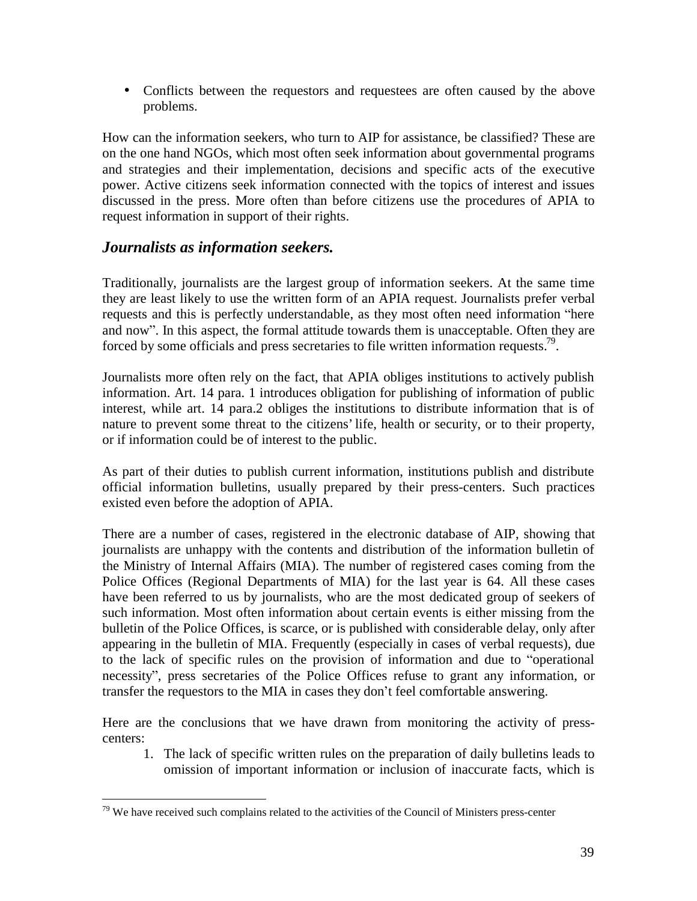- Conflicts between the requestors and requestees are often caused by the above problems.

How can the information seekers, who turn to AIP for assistance, be classified? These are on the one hand NGOs, which most often seek information about governmental programs and strategies and their implementation, decisions and specific acts of the executive power. Active citizens seek information connected with the topics of interest and issues discussed in the press. More often than before citizens use the procedures of APIA to request information in support of their rights.

### *Journalists as information seekers.*

Traditionally, journalists are the largest group of information seekers. At the same time they are least likely to use the written form of an APIA request. Journalists prefer verbal requests and this is perfectly understandable, as they most often need information "here and now". In this aspect, the formal attitude towards them is unacceptable. Often they are forced by some officials and press secretaries to file written information requests.[79].

Journalists more often rely on the fact, that APIA obliges institutions to actively publish information. Art. 14 para. 1 introduces obligation for publishing of information of public interest, while art. 14 para.2 obliges the institutions to distribute information that is of nature to prevent some threat to the citizens' life, health or security, or to their property, or if information could be of interest to the public.

As part of their duties to publish current information, institutions publish and distribute official information bulletins, usually prepared by their press-centers. Such practices existed even before the adoption of APIA.

There are a number of cases, registered in the electronic database of AIP, showing that journalists are unhappy with the contents and distribution of the information bulletin of the Ministry of Internal Affairs (MIA). The number of registered cases coming from the Police Offices (Regional Departments of MIA) for the last year is 64. All these cases have been referred to us by journalists, who are the most dedicated group of seekers of such information. Most often information about certain events is either missing from the bulletin of the Police Offices, is scarce, or is published with considerable delay, only after appearing in the bulletin of MIA. Frequently (especially in cases of verbal requests), due to the lack of specific rules on the provision of information and due to "operational necessity", press secretaries of the Police Offices refuse to grant any information, or transfer the requestors to the MIA in cases they don't feel comfortable answering.

Here are the conclusions that we have drawn from monitoring the activity of press-centers:

1. The lack of specific written rules on the preparation of daily bulletins leads to omission of important information or inclusion of inaccurate facts, which is

---

[79] We have received such complains related to the activities of the Council of Ministers press-center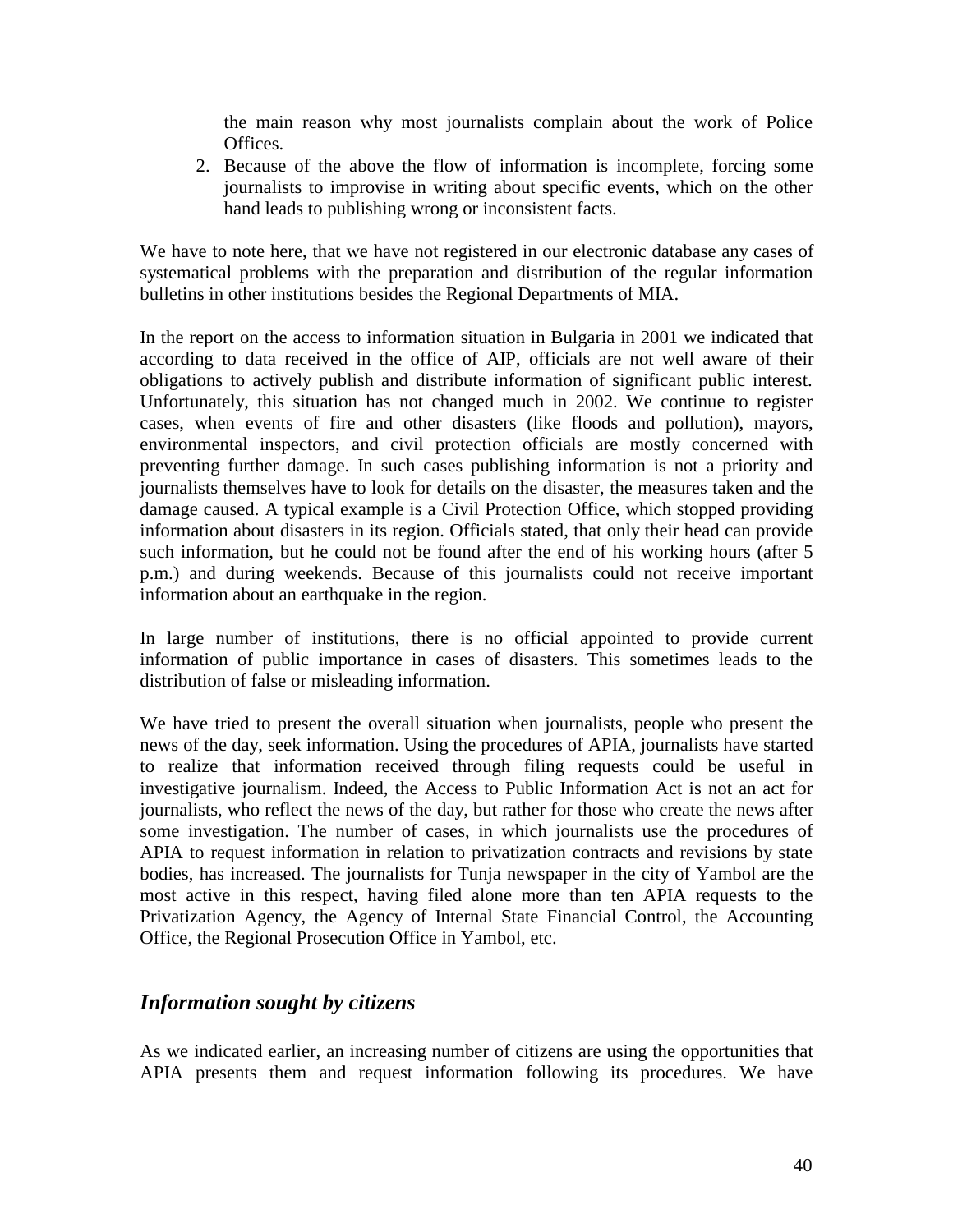the main reason why most journalists complain about the work of Police Offices.

2. Because of the above the flow of information is incomplete, forcing some journalists to improvise in writing about specific events, which on the other hand leads to publishing wrong or inconsistent facts.

We have to note here, that we have not registered in our electronic database any cases of systematical problems with the preparation and distribution of the regular information bulletins in other institutions besides the Regional Departments of MIA.

In the report on the access to information situation in Bulgaria in 2001 we indicated that according to data received in the office of AIP, officials are not well aware of their obligations to actively publish and distribute information of significant public interest. Unfortunately, this situation has not changed much in 2002. We continue to register cases, when events of fire and other disasters (like floods and pollution), mayors, environmental inspectors, and civil protection officials are mostly concerned with preventing further damage. In such cases publishing information is not a priority and journalists themselves have to look for details on the disaster, the measures taken and the damage caused. A typical example is a Civil Protection Office, which stopped providing information about disasters in its region. Officials stated, that only their head can provide such information, but he could not be found after the end of his working hours (after 5 p.m.) and during weekends. Because of this journalists could not receive important information about an earthquake in the region.

In large number of institutions, there is no official appointed to provide current information of public importance in cases of disasters. This sometimes leads to the distribution of false or misleading information.

We have tried to present the overall situation when journalists, people who present the news of the day, seek information. Using the procedures of APIA, journalists have started to realize that information received through filing requests could be useful in investigative journalism. Indeed, the Access to Public Information Act is not an act for journalists, who reflect the news of the day, but rather for those who create the news after some investigation. The number of cases, in which journalists use the procedures of APIA to request information in relation to privatization contracts and revisions by state bodies, has increased. The journalists for Tunja newspaper in the city of Yambol are the most active in this respect, having filed alone more than ten APIA requests to the Privatization Agency, the Agency of Internal State Financial Control, the Accounting Office, the Regional Prosecution Office in Yambol, etc.

## *Information sought by citizens*

As we indicated earlier, an increasing number of citizens are using the opportunities that APIA presents them and request information following its procedures. We have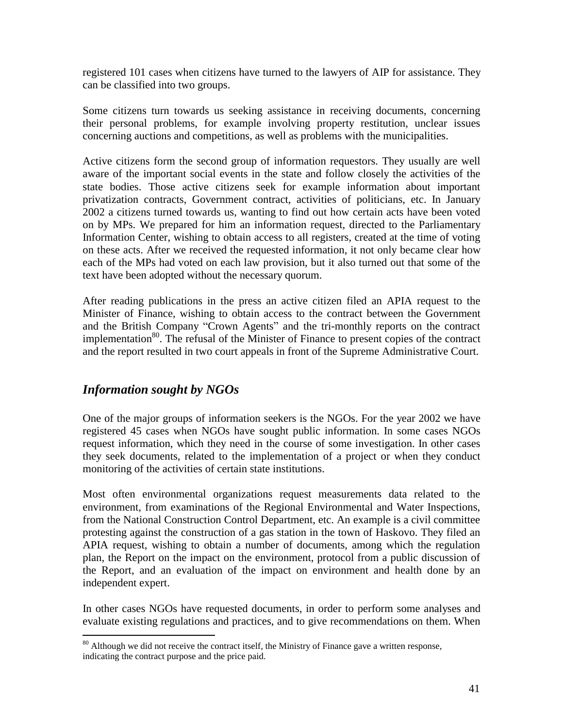registered 101 cases when citizens have turned to the lawyers of AIP for assistance. They can be classified into two groups.

Some citizens turn towards us seeking assistance in receiving documents, concerning their personal problems, for example involving property restitution, unclear issues concerning auctions and competitions, as well as problems with the municipalities.

Active citizens form the second group of information requestors. They usually are well aware of the important social events in the state and follow closely the activities of the state bodies. Those active citizens seek for example information about important privatization contracts, Government contract, activities of politicians, etc. In January 2002 a citizens turned towards us, wanting to find out how certain acts have been voted on by MPs. We prepared for him an information request, directed to the Parliamentary Information Center, wishing to obtain access to all registers, created at the time of voting on these acts. After we received the requested information, it not only became clear how each of the MPs had voted on each law provision, but it also turned out that some of the text have been adopted without the necessary quorum.

After reading publications in the press an active citizen filed an APIA request to the Minister of Finance, wishing to obtain access to the contract between the Government and the British Company "Crown Agents" and the tri-monthly reports on the contract implementation[80]. The refusal of the Minister of Finance to present copies of the contract and the report resulted in two court appeals in front of the Supreme Administrative Court.

## *Information sought by NGOs*

One of the major groups of information seekers is the NGOs. For the year 2002 we have registered 45 cases when NGOs have sought public information. In some cases NGOs request information, which they need in the course of some investigation. In other cases they seek documents, related to the implementation of a project or when they conduct monitoring of the activities of certain state institutions.

Most often environmental organizations request measurements data related to the environment, from examinations of the Regional Environmental and Water Inspections, from the National Construction Control Department, etc. An example is a civil committee protesting against the construction of a gas station in the town of Haskovo. They filed an APIA request, wishing to obtain a number of documents, among which the regulation plan, the Report on the impact on the environment, protocol from a public discussion of the Report, and an evaluation of the impact on environment and health done by an independent expert.

In other cases NGOs have requested documents, in order to perform some analyses and evaluate existing regulations and practices, and to give recommendations on them. When

[80] Although we did not receive the contract itself, the Ministry of Finance gave a written response, indicating the contract purpose and the price paid.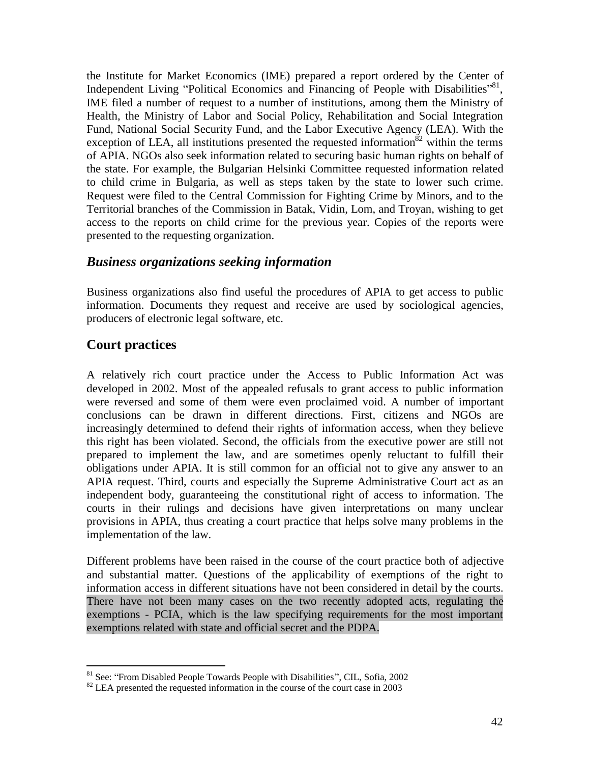the Institute for Market Economics (IME) prepared a report ordered by the Center of Independent Living "Political Economics and Financing of People with Disabilities"[81], IME filed a number of request to a number of institutions, among them the Ministry of Health, the Ministry of Labor and Social Policy, Rehabilitation and Social Integration Fund, National Social Security Fund, and the Labor Executive Agency (LEA). With the exception of LEA, all institutions presented the requested information[82] within the terms of APIA. NGOs also seek information related to securing basic human rights on behalf of the state. For example, the Bulgarian Helsinki Committee requested information related to child crime in Bulgaria, as well as steps taken by the state to lower such crime. Request were filed to the Central Commission for Fighting Crime by Minors, and to the Territorial branches of the Commission in Batak, Vidin, Lom, and Troyan, wishing to get access to the reports on child crime for the previous year. Copies of the reports were presented to the requesting organization.

### *Business organizations seeking information*

Business organizations also find useful the procedures of APIA to get access to public information. Documents they request and receive are used by sociological agencies, producers of electronic legal software, etc.

## Court practices

A relatively rich court practice under the Access to Public Information Act was developed in 2002. Most of the appealed refusals to grant access to public information were reversed and some of them were even proclaimed void. A number of important conclusions can be drawn in different directions. First, citizens and NGOs are increasingly determined to defend their rights of information access, when they believe this right has been violated. Second, the officials from the executive power are still not prepared to implement the law, and are sometimes openly reluctant to fulfill their obligations under APIA. It is still common for an official not to give any answer to an APIA request. Third, courts and especially the Supreme Administrative Court act as an independent body, guaranteeing the constitutional right of access to information. The courts in their rulings and decisions have given interpretations on many unclear provisions in APIA, thus creating a court practice that helps solve many problems in the implementation of the law.

Different problems have been raised in the course of the court practice both of adjective and substantial matter. Questions of the applicability of exemptions of the right to information access in different situations have not been considered in detail by the courts. There have not been many cases on the two recently adopted acts, regulating the exemptions - PCIA, which is the law specifying requirements for the most important exemptions related with state and official secret and the PDPA.

---

[81] See: "From Disabled People Towards People with Disabilities", CIL, Sofia, 2002

[82] LEA presented the requested information in the course of the court case in 2003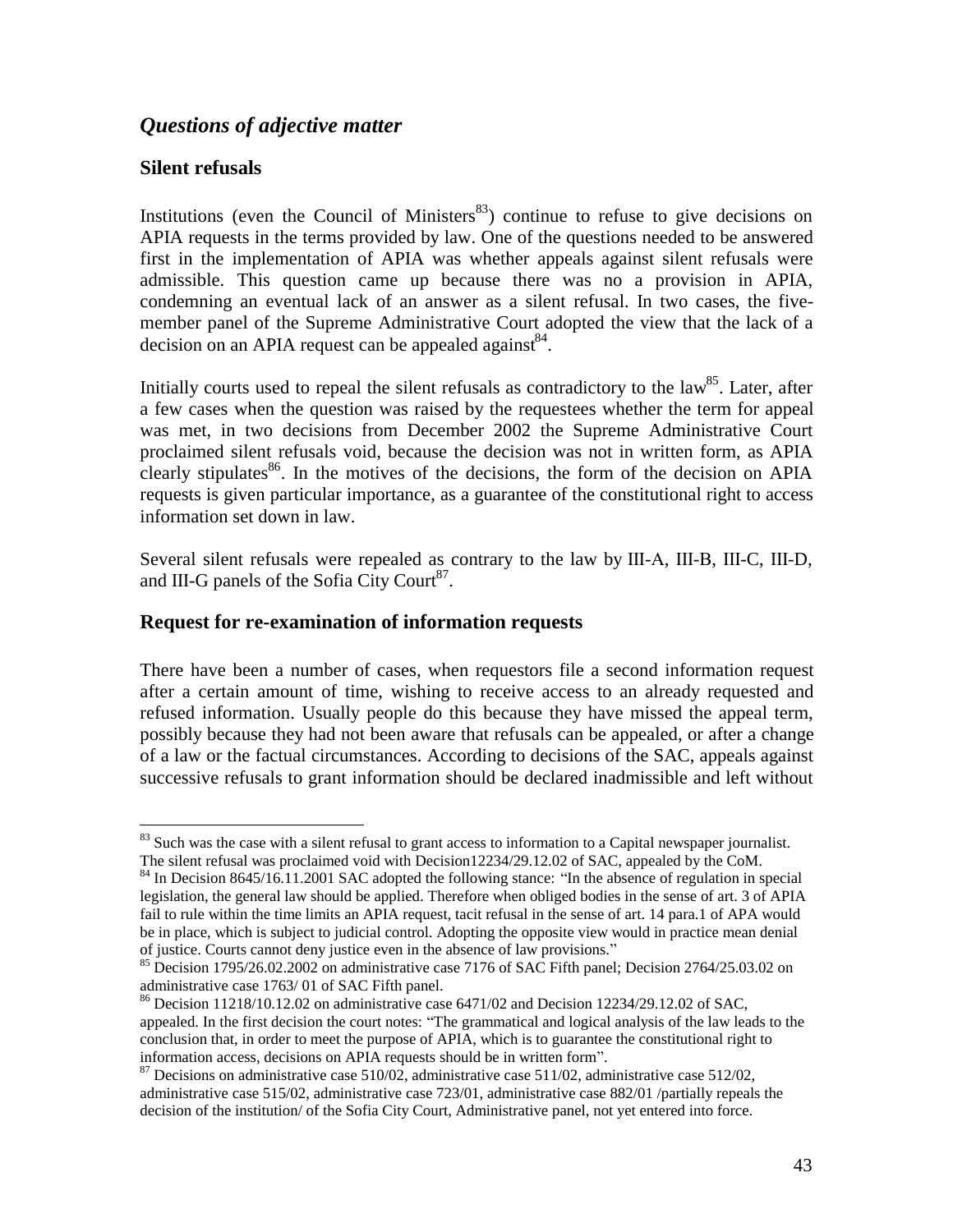## *Questions of adjective matter*

### Silent refusals

Institutions (even the Council of Ministers[83]) continue to refuse to give decisions on APIA requests in the terms provided by law. One of the questions needed to be answered first in the implementation of APIA was whether appeals against silent refusals were admissible. This question came up because there was no a provision in APIA, condemning an eventual lack of an answer as a silent refusal. In two cases, the five-member panel of the Supreme Administrative Court adopted the view that the lack of a decision on an APIA request can be appealed against[84].

Initially courts used to repeal the silent refusals as contradictory to the law[85]. Later, after a few cases when the question was raised by the requestees whether the term for appeal was met, in two decisions from December 2002 the Supreme Administrative Court proclaimed silent refusals void, because the decision was not in written form, as APIA clearly stipulates[86]. In the motives of the decisions, the form of the decision on APIA requests is given particular importance, as a guarantee of the constitutional right to access information set down in law.

Several silent refusals were repealed as contrary to the law by III-A, III-B, III-C, III-D, and III-G panels of the Sofia City Court[87].

### Request for re-examination of information requests

There have been a number of cases, when requestors file a second information request after a certain amount of time, wishing to receive access to an already requested and refused information. Usually people do this because they have missed the appeal term, possibly because they had not been aware that refusals can be appealed, or after a change of a law or the factual circumstances. According to decisions of the SAC, appeals against successive refusals to grant information should be declared inadmissible and left without

---

[83] Such was the case with a silent refusal to grant access to information to a Capital newspaper journalist. The silent refusal was proclaimed void with Decision12234/29.12.02 of SAC, appealed by the CoM.

[84] In Decision 8645/16.11.2001 SAC adopted the following stance: "In the absence of regulation in special legislation, the general law should be applied. Therefore when obliged bodies in the sense of art. 3 of APIA fail to rule within the time limits an APIA request, tacit refusal in the sense of art. 14 para.1 of APA would be in place, which is subject to judicial control. Adopting the opposite view would in practice mean denial of justice. Courts cannot deny justice even in the absence of law provisions."

[85] Decision 1795/26.02.2002 on administrative case 7176 of SAC Fifth panel; Decision 2764/25.03.02 on administrative case 1763/ 01 of SAC Fifth panel.

[86] Decision 11218/10.12.02 on administrative case 6471/02 and Decision 12234/29.12.02 of SAC, appealed. In the first decision the court notes: "The grammatical and logical analysis of the law leads to the conclusion that, in order to meet the purpose of APIA, which is to guarantee the constitutional right to information access, decisions on APIA requests should be in written form".

[87] Decisions on administrative case 510/02, administrative case 511/02, administrative case 512/02, administrative case 515/02, administrative case 723/01, administrative case 882/01 /partially repeals the decision of the institution/ of the Sofia City Court, Administrative panel, not yet entered into force.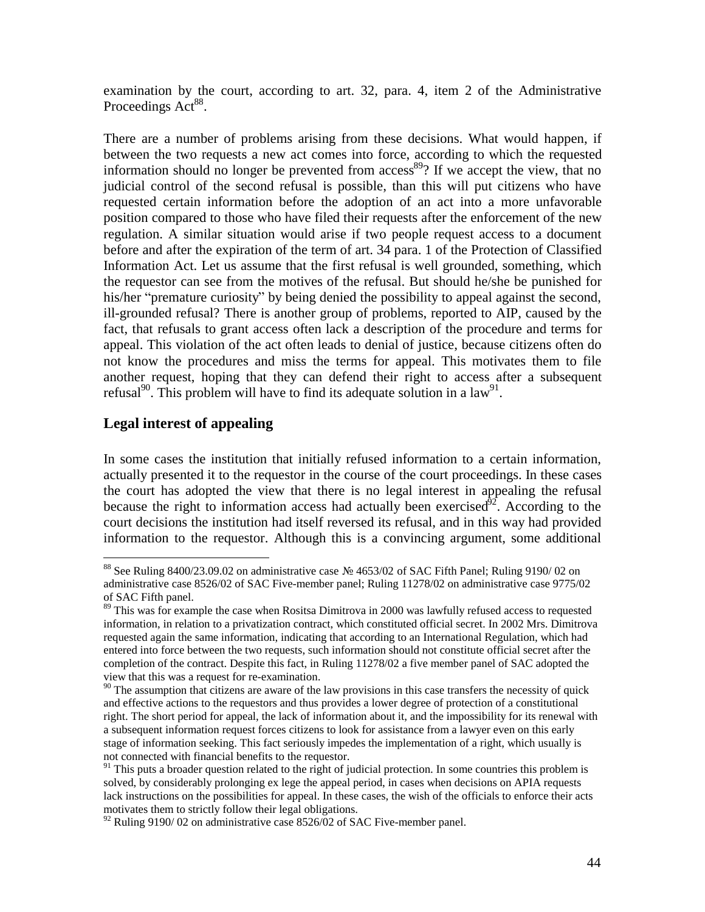examination by the court, according to art. 32, para. 4, item 2 of the Administrative Proceedings Act[88].

There are a number of problems arising from these decisions. What would happen, if between the two requests a new act comes into force, according to which the requested information should no longer be prevented from access[89]? If we accept the view, that no judicial control of the second refusal is possible, than this will put citizens who have requested certain information before the adoption of an act into a more unfavorable position compared to those who have filed their requests after the enforcement of the new regulation. A similar situation would arise if two people request access to a document before and after the expiration of the term of art. 34 para. 1 of the Protection of Classified Information Act. Let us assume that the first refusal is well grounded, something, which the requestor can see from the motives of the refusal. But should he/she be punished for his/her "premature curiosity" by being denied the possibility to appeal against the second, ill-grounded refusal? There is another group of problems, reported to AIP, caused by the fact, that refusals to grant access often lack a description of the procedure and terms for appeal. This violation of the act often leads to denial of justice, because citizens often do not know the procedures and miss the terms for appeal. This motivates them to file another request, hoping that they can defend their right to access after a subsequent refusal[90]. This problem will have to find its adequate solution in a law[91].

## Legal interest of appealing

In some cases the institution that initially refused information to a certain information, actually presented it to the requestor in the course of the court proceedings. In these cases the court has adopted the view that there is no legal interest in appealing the refusal because the right to information access had actually been exercised[92]. According to the court decisions the institution had itself reversed its refusal, and in this way had provided information to the requestor. Although this is a convincing argument, some additional

---

[88] See Ruling 8400/23.09.02 on administrative case № 4653/02 of SAC Fifth Panel; Ruling 9190/ 02 on administrative case 8526/02 of SAC Five-member panel; Ruling 11278/02 on administrative case 9775/02 of SAC Fifth panel.

[89] This was for example the case when Rositsa Dimitrova in 2000 was lawfully refused access to requested information, in relation to a privatization contract, which constituted official secret. In 2002 Mrs. Dimitrova requested again the same information, indicating that according to an International Regulation, which had entered into force between the two requests, such information should not constitute official secret after the completion of the contract. Despite this fact, in Ruling 11278/02 a five member panel of SAC adopted the view that this was a request for re-examination.

[90] The assumption that citizens are aware of the law provisions in this case transfers the necessity of quick and effective actions to the requestors and thus provides a lower degree of protection of a constitutional right. The short period for appeal, the lack of information about it, and the impossibility for its renewal with a subsequent information request forces citizens to look for assistance from a lawyer even on this early stage of information seeking. This fact seriously impedes the implementation of a right, which usually is not connected with financial benefits to the requestor.

[91] This puts a broader question related to the right of judicial protection. In some countries this problem is solved, by considerably prolonging ex lege the appeal period, in cases when decisions on APIA requests lack instructions on the possibilities for appeal. In these cases, the wish of the officials to enforce their acts motivates them to strictly follow their legal obligations.

[92] Ruling 9190/ 02 on administrative case 8526/02 of SAC Five-member panel.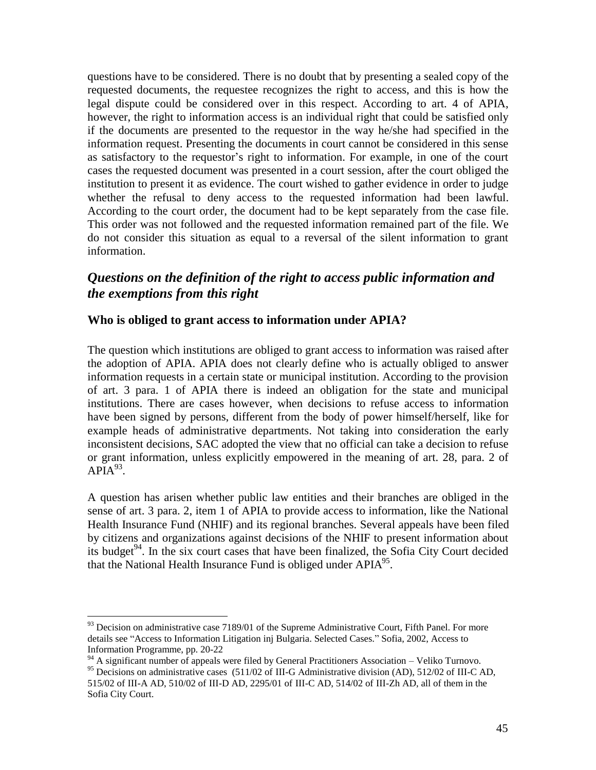questions have to be considered. There is no doubt that by presenting a sealed copy of the requested documents, the requestee recognizes the right to access, and this is how the legal dispute could be considered over in this respect. According to art. 4 of APIA, however, the right to information access is an individual right that could be satisfied only if the documents are presented to the requestor in the way he/she had specified in the information request. Presenting the documents in court cannot be considered in this sense as satisfactory to the requestor's right to information. For example, in one of the court cases the requested document was presented in a court session, after the court obliged the institution to present it as evidence. The court wished to gather evidence in order to judge whether the refusal to deny access to the requested information had been lawful. According to the court order, the document had to be kept separately from the case file. This order was not followed and the requested information remained part of the file. We do not consider this situation as equal to a reversal of the silent information to grant information.

## *Questions on the definition of the right to access public information and the exemptions from this right*

### Who is obliged to grant access to information under APIA?

The question which institutions are obliged to grant access to information was raised after the adoption of APIA. APIA does not clearly define who is actually obliged to answer information requests in a certain state or municipal institution. According to the provision of art. 3 para. 1 of APIA there is indeed an obligation for the state and municipal institutions. There are cases however, when decisions to refuse access to information have been signed by persons, different from the body of power himself/herself, like for example heads of administrative departments. Not taking into consideration the early inconsistent decisions, SAC adopted the view that no official can take a decision to refuse or grant information, unless explicitly empowered in the meaning of art. 28, para. 2 of APIA[93].

A question has arisen whether public law entities and their branches are obliged in the sense of art. 3 para. 2, item 1 of APIA to provide access to information, like the National Health Insurance Fund (NHIF) and its regional branches. Several appeals have been filed by citizens and organizations against decisions of the NHIF to present information about its budget[94]. In the six court cases that have been finalized, the Sofia City Court decided that the National Health Insurance Fund is obliged under APIA[95].

---

[93] Decision on administrative case 7189/01 of the Supreme Administrative Court, Fifth Panel. For more details see "Access to Information Litigation inj Bulgaria. Selected Cases." Sofia, 2002, Access to Information Programme, pp. 20-22

[94] A significant number of appeals were filed by General Practitioners Association – Veliko Turnovo.

[95] Decisions on administrative cases (511/02 of III-G Administrative division (AD), 512/02 of III-C AD, 515/02 of III-A AD, 510/02 of III-D AD, 2295/01 of III-C AD, 514/02 of III-Zh AD, all of them in the Sofia City Court.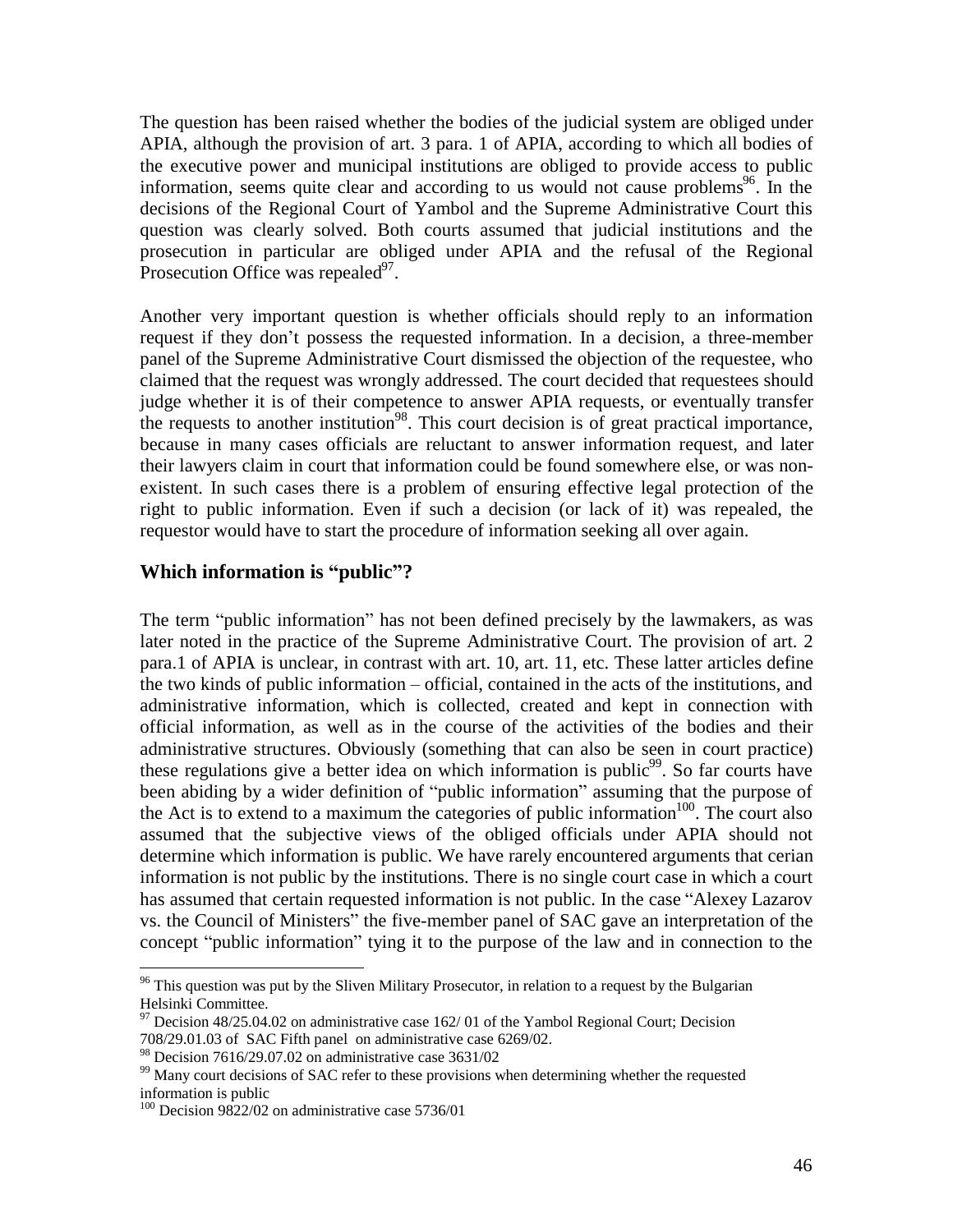The question has been raised whether the bodies of the judicial system are obliged under APIA, although the provision of art. 3 para. 1 of APIA, according to which all bodies of the executive power and municipal institutions are obliged to provide access to public information, seems quite clear and according to us would not cause problems[96]. In the decisions of the Regional Court of Yambol and the Supreme Administrative Court this question was clearly solved. Both courts assumed that judicial institutions and the prosecution in particular are obliged under APIA and the refusal of the Regional Prosecution Office was repealed[97].

Another very important question is whether officials should reply to an information request if they don't possess the requested information. In a decision, a three-member panel of the Supreme Administrative Court dismissed the objection of the requestee, who claimed that the request was wrongly addressed. The court decided that requestees should judge whether it is of their competence to answer APIA requests, or eventually transfer the requests to another institution[98]. This court decision is of great practical importance, because in many cases officials are reluctant to answer information request, and later their lawyers claim in court that information could be found somewhere else, or was non-existent. In such cases there is a problem of ensuring effective legal protection of the right to public information. Even if such a decision (or lack of it) was repealed, the requestor would have to start the procedure of information seeking all over again.

## Which information is "public"?

The term "public information" has not been defined precisely by the lawmakers, as was later noted in the practice of the Supreme Administrative Court. The provision of art. 2 para.1 of APIA is unclear, in contrast with art. 10, art. 11, etc. These latter articles define the two kinds of public information – official, contained in the acts of the institutions, and administrative information, which is collected, created and kept in connection with official information, as well as in the course of the activities of the bodies and their administrative structures. Obviously (something that can also be seen in court practice) these regulations give a better idea on which information is public[99]. So far courts have been abiding by a wider definition of "public information" assuming that the purpose of the Act is to extend to a maximum the categories of public information[100]. The court also assumed that the subjective views of the obliged officials under APIA should not determine which information is public. We have rarely encountered arguments that cerian information is not public by the institutions. There is no single court case in which a court has assumed that certain requested information is not public. In the case "Alexey Lazarov vs. the Council of Ministers" the five-member panel of SAC gave an interpretation of the concept "public information" tying it to the purpose of the law and in connection to the

---

[96] This question was put by the Sliven Military Prosecutor, in relation to a request by the Bulgarian Helsinki Committee.

[97] Decision 48/25.04.02 on administrative case 162/ 01 of the Yambol Regional Court; Decision 708/29.01.03 of SAC Fifth panel on administrative case 6269/02.

[98] Decision 7616/29.07.02 on administrative case 3631/02

[99] Many court decisions of SAC refer to these provisions when determining whether the requested information is public

[100] Decision 9822/02 on administrative case 5736/01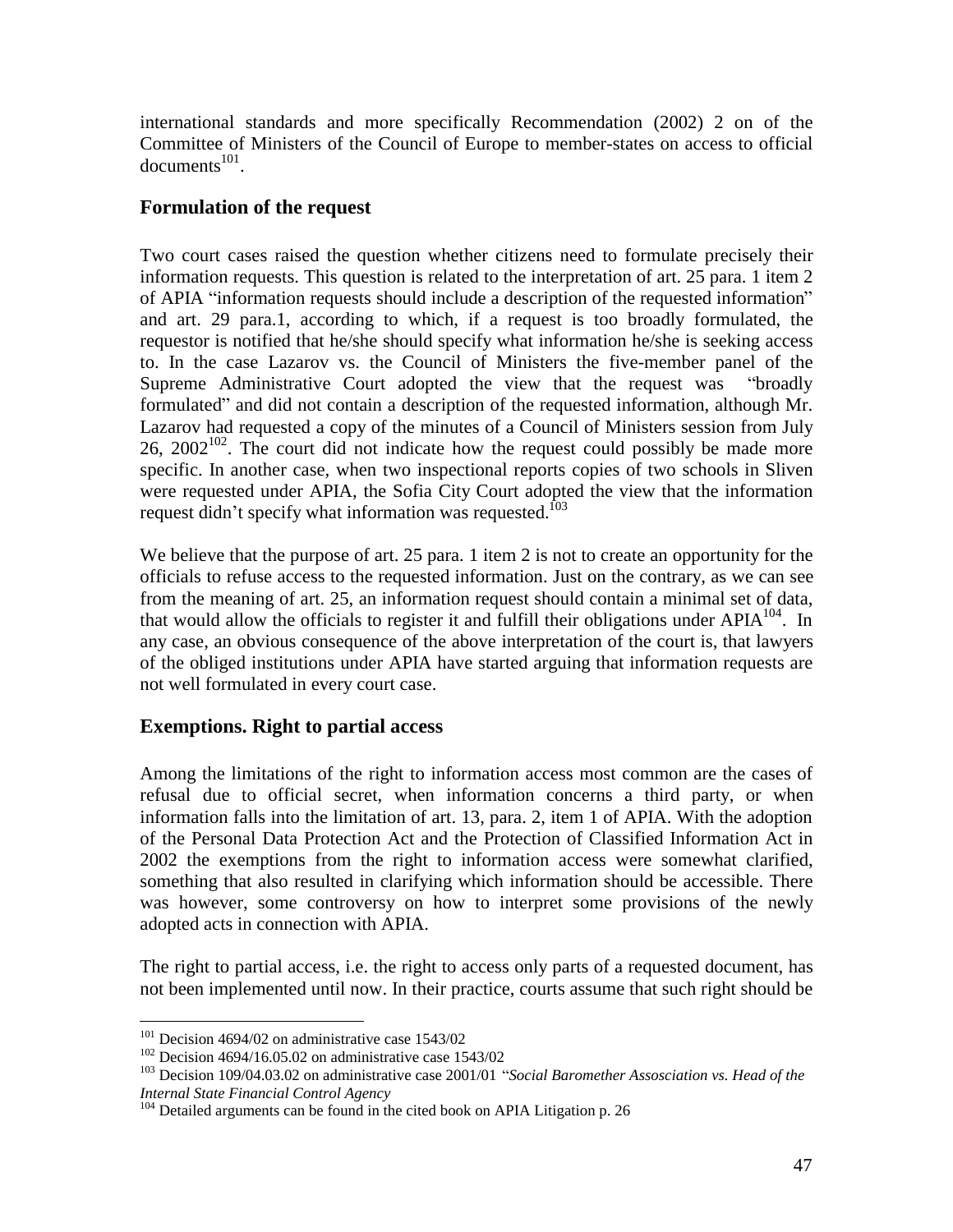international standards and more specifically Recommendation (2002) 2 on of the Committee of Ministers of the Council of Europe to member-states on access to official documents[101].

## Formulation of the request

Two court cases raised the question whether citizens need to formulate precisely their information requests. This question is related to the interpretation of art. 25 para. 1 item 2 of APIA "information requests should include a description of the requested information" and art. 29 para.1, according to which, if a request is too broadly formulated, the requestor is notified that he/she should specify what information he/she is seeking access to. In the case Lazarov vs. the Council of Ministers the five-member panel of the Supreme Administrative Court adopted the view that the request was "broadly formulated" and did not contain a description of the requested information, although Mr. Lazarov had requested a copy of the minutes of a Council of Ministers session from July 26, 2002[102]. The court did not indicate how the request could possibly be made more specific. In another case, when two inspectional reports copies of two schools in Sliven were requested under APIA, the Sofia City Court adopted the view that the information request didn't specify what information was requested.[103]

We believe that the purpose of art. 25 para. 1 item 2 is not to create an opportunity for the officials to refuse access to the requested information. Just on the contrary, as we can see from the meaning of art. 25, an information request should contain a minimal set of data, that would allow the officials to register it and fulfill their obligations under APIA[104]. In any case, an obvious consequence of the above interpretation of the court is, that lawyers of the obliged institutions under APIA have started arguing that information requests are not well formulated in every court case.

## Exemptions. Right to partial access

Among the limitations of the right to information access most common are the cases of refusal due to official secret, when information concerns a third party, or when information falls into the limitation of art. 13, para. 2, item 1 of APIA. With the adoption of the Personal Data Protection Act and the Protection of Classified Information Act in 2002 the exemptions from the right to information access were somewhat clarified, something that also resulted in clarifying which information should be accessible. There was however, some controversy on how to interpret some provisions of the newly adopted acts in connection with APIA.

The right to partial access, i.e. the right to access only parts of a requested document, has not been implemented until now. In their practice, courts assume that such right should be

---

[101] Decision 4694/02 on administrative case 1543/02

[102] Decision 4694/16.05.02 on administrative case 1543/02

[103] Decision 109/04.03.02 on administrative case 2001/01 "*Social Baromether Assosciation vs. Head of the Internal State Financial Control Agency*

[104] Detailed arguments can be found in the cited book on APIA Litigation p. 26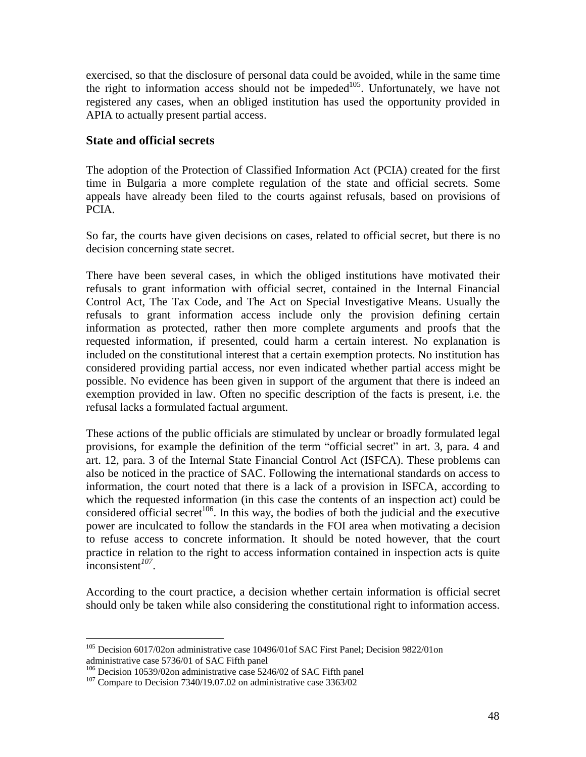exercised, so that the disclosure of personal data could be avoided, while in the same time the right to information access should not be impeded[105]. Unfortunately, we have not registered any cases, when an obliged institution has used the opportunity provided in APIA to actually present partial access.

### State and official secrets

The adoption of the Protection of Classified Information Act (PCIA) created for the first time in Bulgaria a more complete regulation of the state and official secrets. Some appeals have already been filed to the courts against refusals, based on provisions of PCIA.

So far, the courts have given decisions on cases, related to official secret, but there is no decision concerning state secret.

There have been several cases, in which the obliged institutions have motivated their refusals to grant information with official secret, contained in the Internal Financial Control Act, The Tax Code, and The Act on Special Investigative Means. Usually the refusals to grant information access include only the provision defining certain information as protected, rather then more complete arguments and proofs that the requested information, if presented, could harm a certain interest. No explanation is included on the constitutional interest that a certain exemption protects. No institution has considered providing partial access, nor even indicated whether partial access might be possible. No evidence has been given in support of the argument that there is indeed an exemption provided in law. Often no specific description of the facts is present, i.e. the refusal lacks a formulated factual argument.

These actions of the public officials are stimulated by unclear or broadly formulated legal provisions, for example the definition of the term "official secret" in art. 3, para. 4 and art. 12, para. 3 of the Internal State Financial Control Act (ISFCA). These problems can also be noticed in the practice of SAC. Following the international standards on access to information, the court noted that there is a lack of a provision in ISFCA, according to which the requested information (in this case the contents of an inspection act) could be considered official secret[106]. In this way, the bodies of both the judicial and the executive power are inculcated to follow the standards in the FOI area when motivating a decision to refuse access to concrete information. It should be noted however, that the court practice in relation to the right to access information contained in inspection acts is quite inconsistent[107].

According to the court practice, a decision whether certain information is official secret should only be taken while also considering the constitutional right to information access.

---

[105] Decision 6017/02on administrative case 10496/01of SAC First Panel; Decision 9822/01on administrative case 5736/01 of SAC Fifth panel

[106] Decision 10539/02on administrative case 5246/02 of SAC Fifth panel

[107] Compare to Decision 7340/19.07.02 on administrative case 3363/02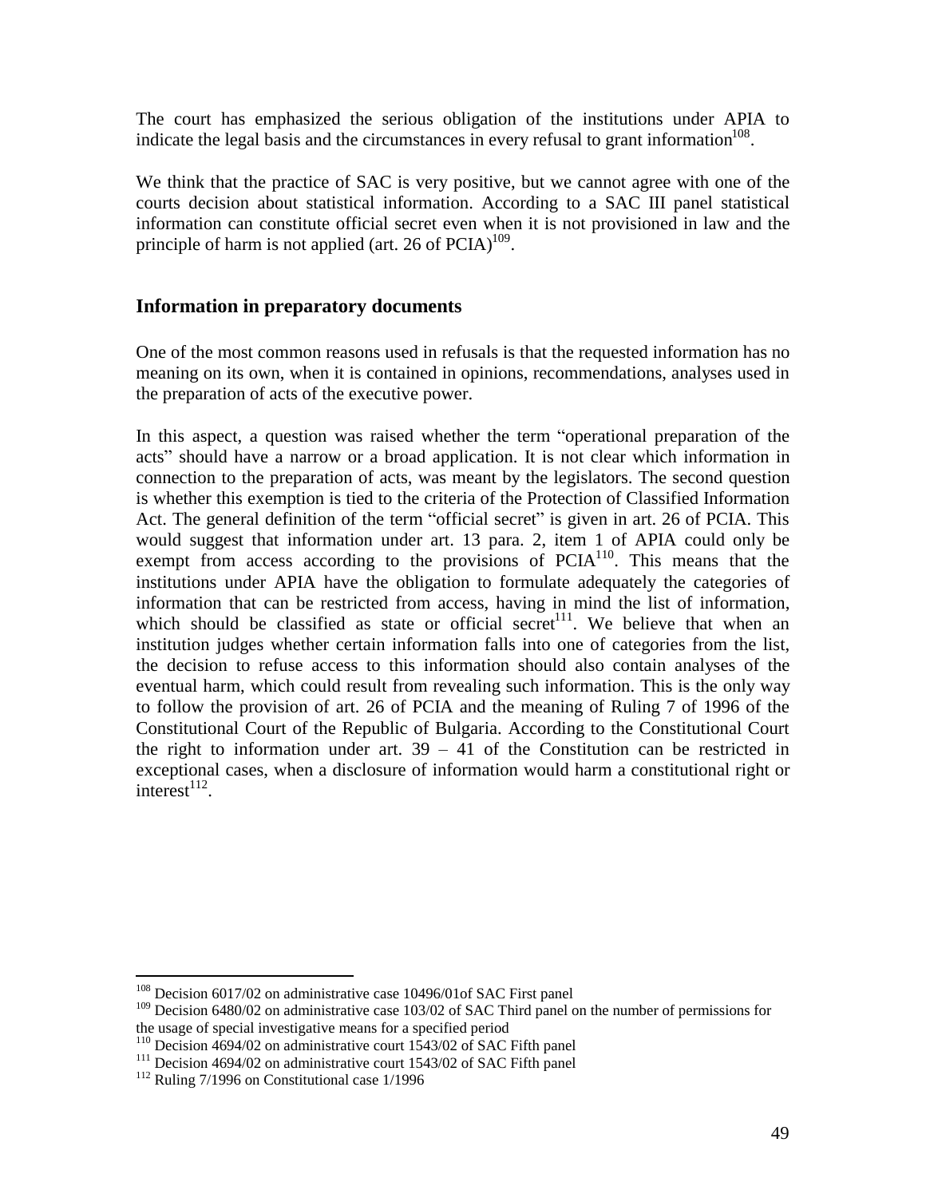The court has emphasized the serious obligation of the institutions under APIA to indicate the legal basis and the circumstances in every refusal to grant information[108].

We think that the practice of SAC is very positive, but we cannot agree with one of the courts decision about statistical information. According to a SAC III panel statistical information can constitute official secret even when it is not provisioned in law and the principle of harm is not applied (art. 26 of PCIA)[109].

## Information in preparatory documents

One of the most common reasons used in refusals is that the requested information has no meaning on its own, when it is contained in opinions, recommendations, analyses used in the preparation of acts of the executive power.

In this aspect, a question was raised whether the term "operational preparation of the acts" should have a narrow or a broad application. It is not clear which information in connection to the preparation of acts, was meant by the legislators. The second question is whether this exemption is tied to the criteria of the Protection of Classified Information Act. The general definition of the term "official secret" is given in art. 26 of PCIA. This would suggest that information under art. 13 para. 2, item 1 of APIA could only be exempt from access according to the provisions of PCIA[110]. This means that the institutions under APIA have the obligation to formulate adequately the categories of information that can be restricted from access, having in mind the list of information, which should be classified as state or official secret[111]. We believe that when an institution judges whether certain information falls into one of categories from the list, the decision to refuse access to this information should also contain analyses of the eventual harm, which could result from revealing such information. This is the only way to follow the provision of art. 26 of PCIA and the meaning of Ruling 7 of 1996 of the Constitutional Court of the Republic of Bulgaria. According to the Constitutional Court the right to information under art. 39 – 41 of the Constitution can be restricted in exceptional cases, when a disclosure of information would harm a constitutional right or interest[112].

---

[108] Decision 6017/02 on administrative case 10496/01of SAC First panel

[109] Decision 6480/02 on administrative case 103/02 of SAC Third panel on the number of permissions for the usage of special investigative means for a specified period

[110] Decision 4694/02 on administrative court 1543/02 of SAC Fifth panel

[111] Decision 4694/02 on administrative court 1543/02 of SAC Fifth panel

[112] Ruling 7/1996 on Constitutional case 1/1996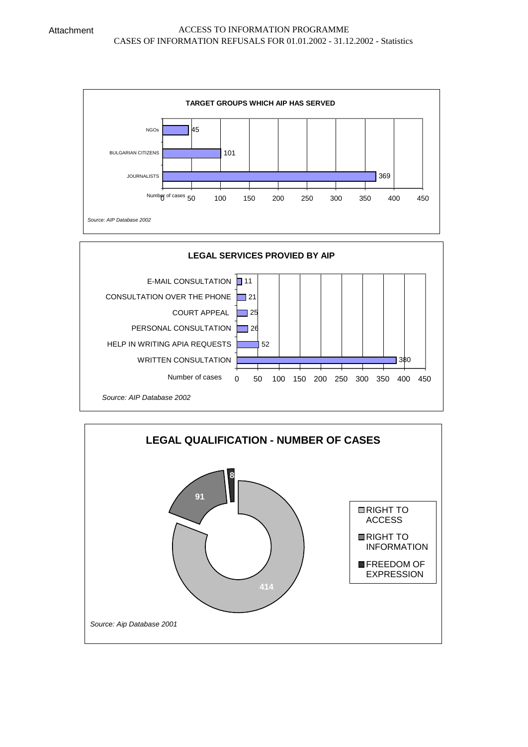Attachment

ACCESS TO INFORMATION PROGRAMME
CASES OF INFORMATION REFUSALS FOR 01.01.2002 - 31.12.2002 - Statistics

**TARGET GROUPS WHICH AIP HAS SERVED**

| Target group | Number of cases |
|---|---|
| NGOs | 45 |
| BULGARIAN CITIZENS | 101 |
| JOURNALISTS | 369 |

*Source: AIP Database 2002*

**LEGAL SERVICES PROVIED BY AIP**

| Service | Number of cases |
|---|---|
| E-MAIL CONSULTATION | 11 |
| CONSULTATION OVER THE PHONE | 21 |
| COURT APPEAL | 25 |
| PERSONAL CONSULTATION | 26 |
| HELP IN WRITING APIA REQUESTS | 52 |
| WRITTEN CONSULTATION | 380 |

*Source: AIP Database 2002*

**LEGAL QUALIFICATION - NUMBER OF CASES**

| Legal qualification | Number of cases |
|---|---|
| RIGHT TO ACCESS | 414 |
| RIGHT TO INFORMATION | 91 |
| FREEDOM OF EXPRESSION | 8 |

*Source: Aip Database 2001*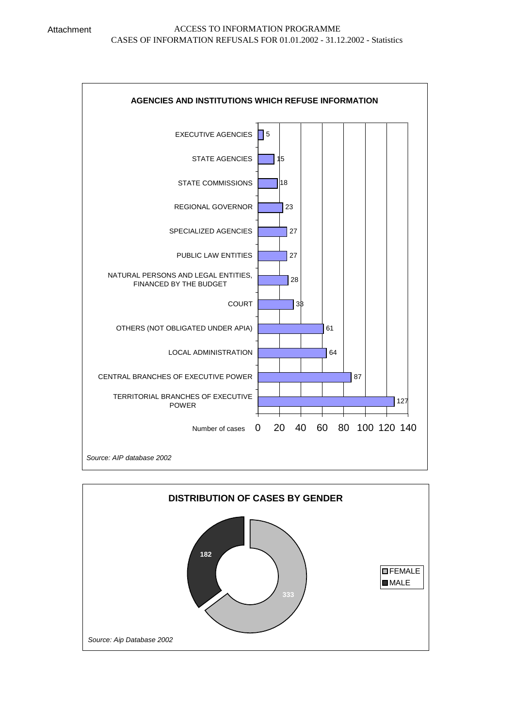Attachment

ACCESS TO INFORMATION PROGRAMME
CASES OF INFORMATION REFUSALS FOR 01.01.2002 - 31.12.2002 - Statistics

**AGENCIES AND INSTITUTIONS WHICH REFUSE INFORMATION**

| Agency / Institution | Number of cases |
|---|---|
| EXECUTIVE AGENCIES | 5 |
| STATE AGENCIES | 15 |
| STATE COMMISSIONS | 18 |
| REGIONAL GOVERNOR | 23 |
| SPECIALIZED AGENCIES | 27 |
| PUBLIC LAW ENTITIES | 27 |
| NATURAL PERSONS AND LEGAL ENTITIES, FINANCED BY THE BUDGET | 28 |
| COURT | 33 |
| OTHERS (NOT OBLIGATED UNDER APIA) | 61 |
| LOCAL ADMINISTRATION | 64 |
| CENTRAL BRANCHES OF EXECUTIVE POWER | 87 |
| TERRITORIAL BRANCHES OF EXECUTIVE POWER | 127 |

*Source: AIP database 2002*

**DISTRIBUTION OF CASES BY GENDER**

| Gender | Cases |
|---|---|
| FEMALE | 333 |
| MALE | 182 |

*Source: Aip Database 2002*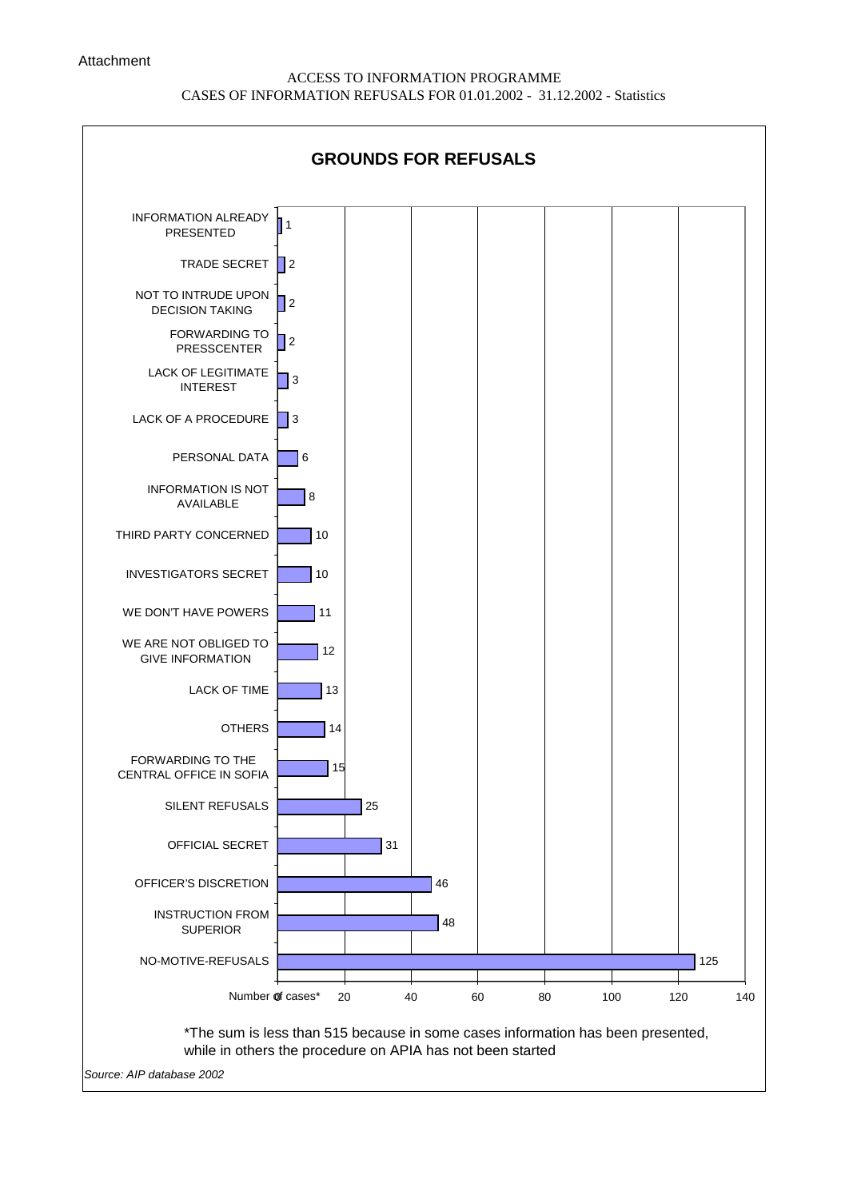Attachment

ACCESS TO INFORMATION PROGRAMME
CASES OF INFORMATION REFUSALS FOR 01.01.2002 - 31.12.2002 - Statistics

## GROUNDS FOR REFUSALS

| Ground for refusal | Number of cases* |
|---|---|
| INFORMATION ALREADY PRESENTED | 1 |
| TRADE SECRET | 2 |
| NOT TO INTRUDE UPON DECISION TAKING | 2 |
| FORWARDING TO PRESSCENTER | 2 |
| LACK OF LEGITIMATE INTEREST | 3 |
| LACK OF A PROCEDURE | 3 |
| PERSONAL DATA | 6 |
| INFORMATION IS NOT AVAILABLE | 8 |
| THIRD PARTY CONCERNED | 10 |
| INVESTIGATORS SECRET | 10 |
| WE DON'T HAVE POWERS | 11 |
| WE ARE NOT OBLIGED TO GIVE INFORMATION | 12 |
| LACK OF TIME | 13 |
| OTHERS | 14 |
| FORWARDING TO THE CENTRAL OFFICE IN SOFIA | 15 |
| SILENT REFUSALS | 25 |
| OFFICIAL SECRET | 31 |
| OFFICER'S DISCRETION | 46 |
| INSTRUCTION FROM SUPERIOR | 48 |
| NO-MOTIVE-REFUSALS | 125 |

*The sum is less than 515 because in some cases information has been presented, while in others the procedure on APIA has not been started

*Source: AIP database 2002*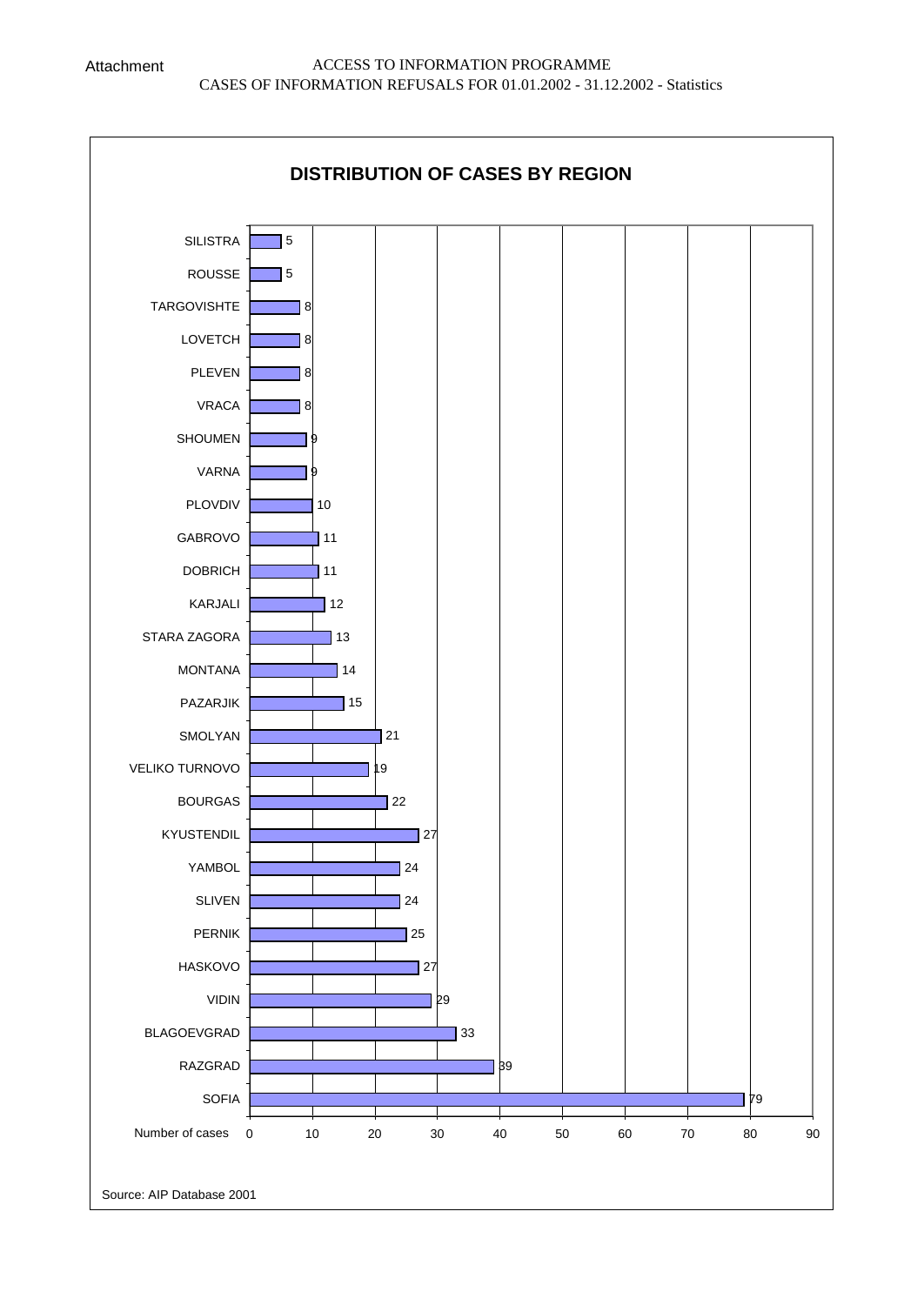Attachment

ACCESS TO INFORMATION PROGRAMME
CASES OF INFORMATION REFUSALS FOR 01.01.2002 - 31.12.2002 - Statistics

**DISTRIBUTION OF CASES BY REGION**

SILISTRA 5
ROUSSE 5
TARGOVISHTE 8
LOVETCH 8
PLEVEN 8
VRACA 8
SHOUMEN 9
VARNA 9
PLOVDIV 10
GABROVO 11
DOBRICH 11
KARJALI 12
STARA ZAGORA 13
MONTANA 14
PAZARJIK 15
SMOLYAN 21
VELIKO TURNOVO 19
BOURGAS 22
KYUSTENDIL 27
YAMBOL 24
SLIVEN 24
PERNIK 25
HASKOVO 27
VIDIN 29
BLAGOEVGRAD 33
RAZGRAD 39
SOFIA 79

Number of cases 0 10 20 30 40 50 60 70 80 90

Source: AIP Database 2001